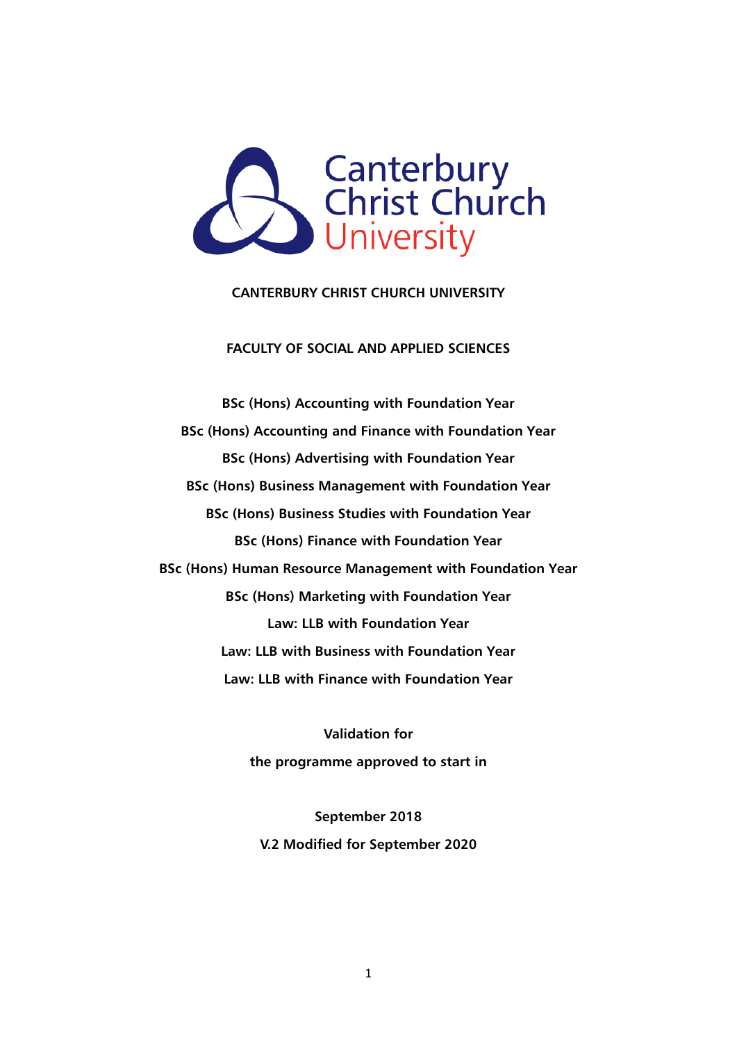# CANTERBURY CHRIST CHURCH UNIVERSITY

## FACULTY OF SOCIAL AND APPLIED SCIENCES

**BSc (Hons) Accounting with Foundation Year**

**BSc (Hons) Accounting and Finance with Foundation Year**

**BSc (Hons) Advertising with Foundation Year**

**BSc (Hons) Business Management with Foundation Year**

**BSc (Hons) Business Studies with Foundation Year**

**BSc (Hons) Finance with Foundation Year**

**BSc (Hons) Human Resource Management with Foundation Year**

**BSc (Hons) Marketing with Foundation Year**

**Law: LLB with Foundation Year**

**Law: LLB with Business with Foundation Year**

**Law: LLB with Finance with Foundation Year**

**Validation for**

**the programme approved to start in**

**September 2018**

**V.2 Modified for September 2020**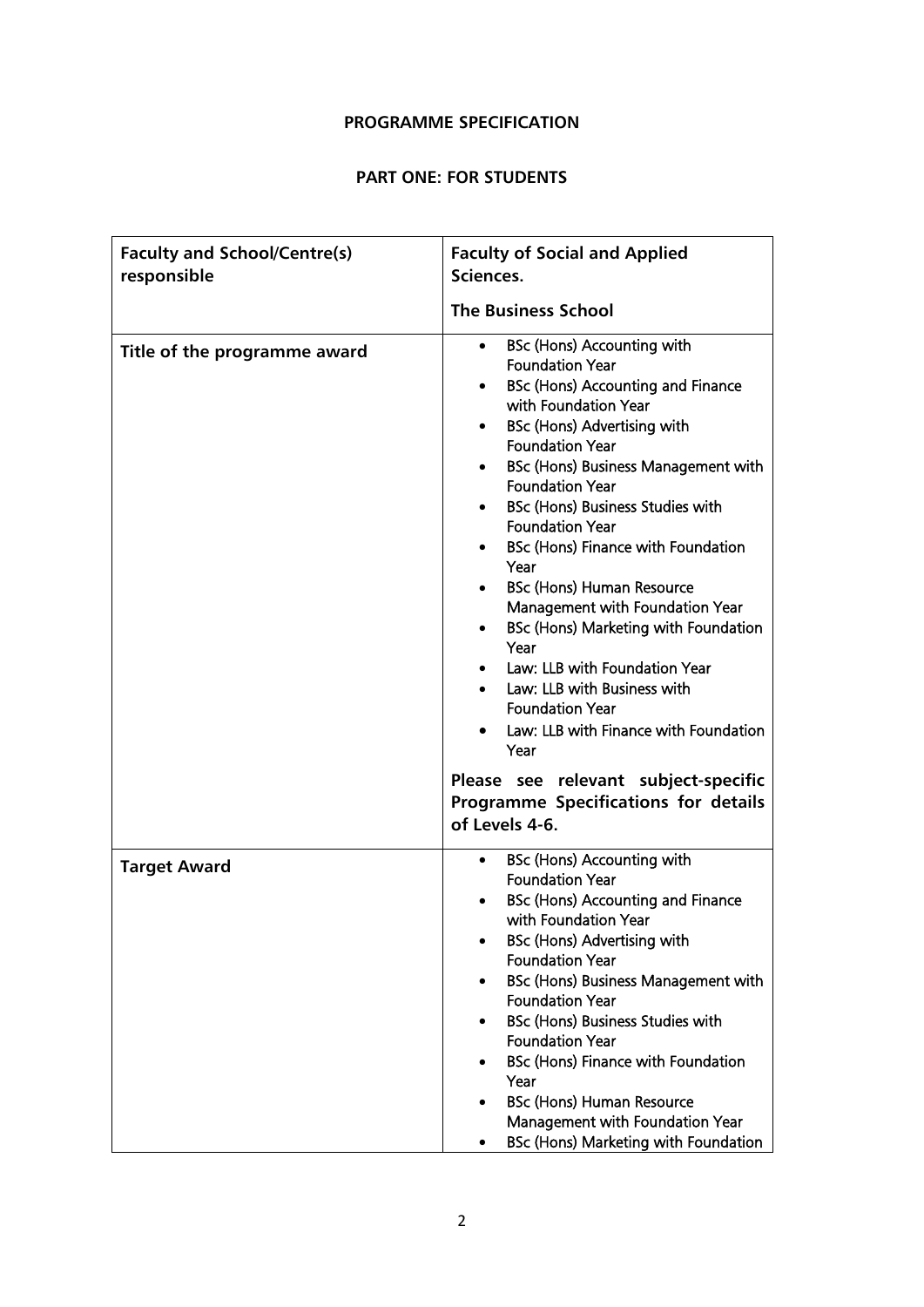**PROGRAMME SPECIFICATION**

**PART ONE: FOR STUDENTS**

| | |
|---|---|
| **Faculty and School/Centre(s) responsible** | **Faculty of Social and Applied Sciences.**<br><br>**The Business School** |
| **Title of the programme award** | • BSc (Hons) Accounting with Foundation Year<br>• BSc (Hons) Accounting and Finance with Foundation Year<br>• BSc (Hons) Advertising with Foundation Year<br>• BSc (Hons) Business Management with Foundation Year<br>• BSc (Hons) Business Studies with Foundation Year<br>• BSc (Hons) Finance with Foundation Year<br>• BSc (Hons) Human Resource Management with Foundation Year<br>• BSc (Hons) Marketing with Foundation Year<br>• Law: LLB with Foundation Year<br>• Law: LLB with Business with Foundation Year<br>• Law: LLB with Finance with Foundation Year<br><br>**Please see relevant subject-specific Programme Specifications for details of Levels 4-6.** |
| **Target Award** | • BSc (Hons) Accounting with Foundation Year<br>• BSc (Hons) Accounting and Finance with Foundation Year<br>• BSc (Hons) Advertising with Foundation Year<br>• BSc (Hons) Business Management with Foundation Year<br>• BSc (Hons) Business Studies with Foundation Year<br>• BSc (Hons) Finance with Foundation Year<br>• BSc (Hons) Human Resource Management with Foundation Year<br>• BSc (Hons) Marketing with Foundation |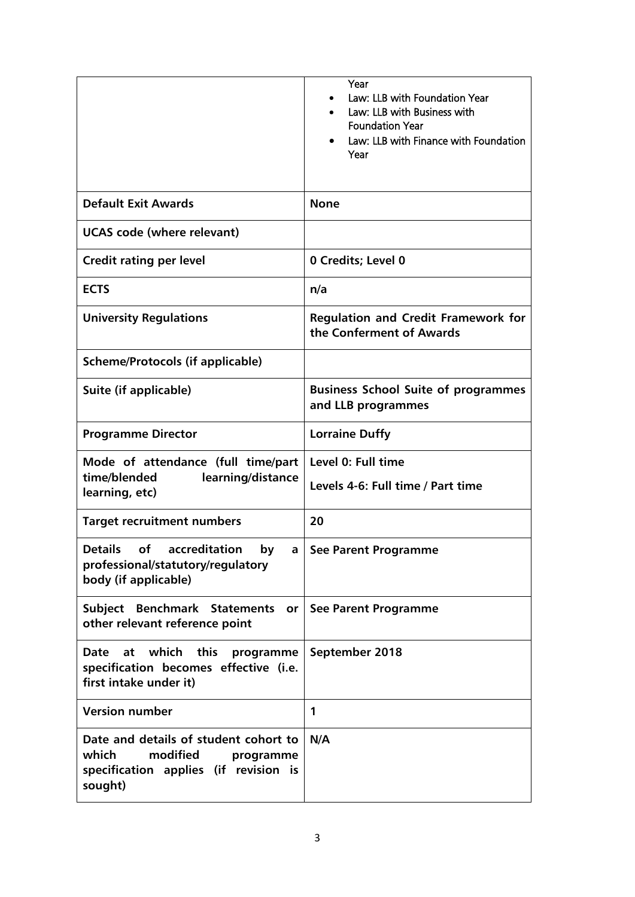| | |
|---|---|
| | Year<br>• Law: LLB with Foundation Year<br>• Law: LLB with Business with Foundation Year<br>• Law: LLB with Finance with Foundation Year |
| **Default Exit Awards** | **None** |
| **UCAS code (where relevant)** | |
| **Credit rating per level** | **0 Credits; Level 0** |
| **ECTS** | **n/a** |
| **University Regulations** | **Regulation and Credit Framework for the Conferment of Awards** |
| **Scheme/Protocols (if applicable)** | |
| **Suite (if applicable)** | **Business School Suite of programmes and LLB programmes** |
| **Programme Director** | **Lorraine Duffy** |
| **Mode of attendance (full time/part time/blended learning/distance learning, etc)** | **Level 0: Full time**<br>**Levels 4-6: Full time / Part time** |
| **Target recruitment numbers** | **20** |
| **Details of accreditation by a professional/statutory/regulatory body (if applicable)** | **See Parent Programme** |
| **Subject Benchmark Statements or other relevant reference point** | **See Parent Programme** |
| **Date at which this programme specification becomes effective (i.e. first intake under it)** | **September 2018** |
| **Version number** | **1** |
| **Date and details of student cohort to which modified programme specification applies (if revision is sought)** | **N/A** |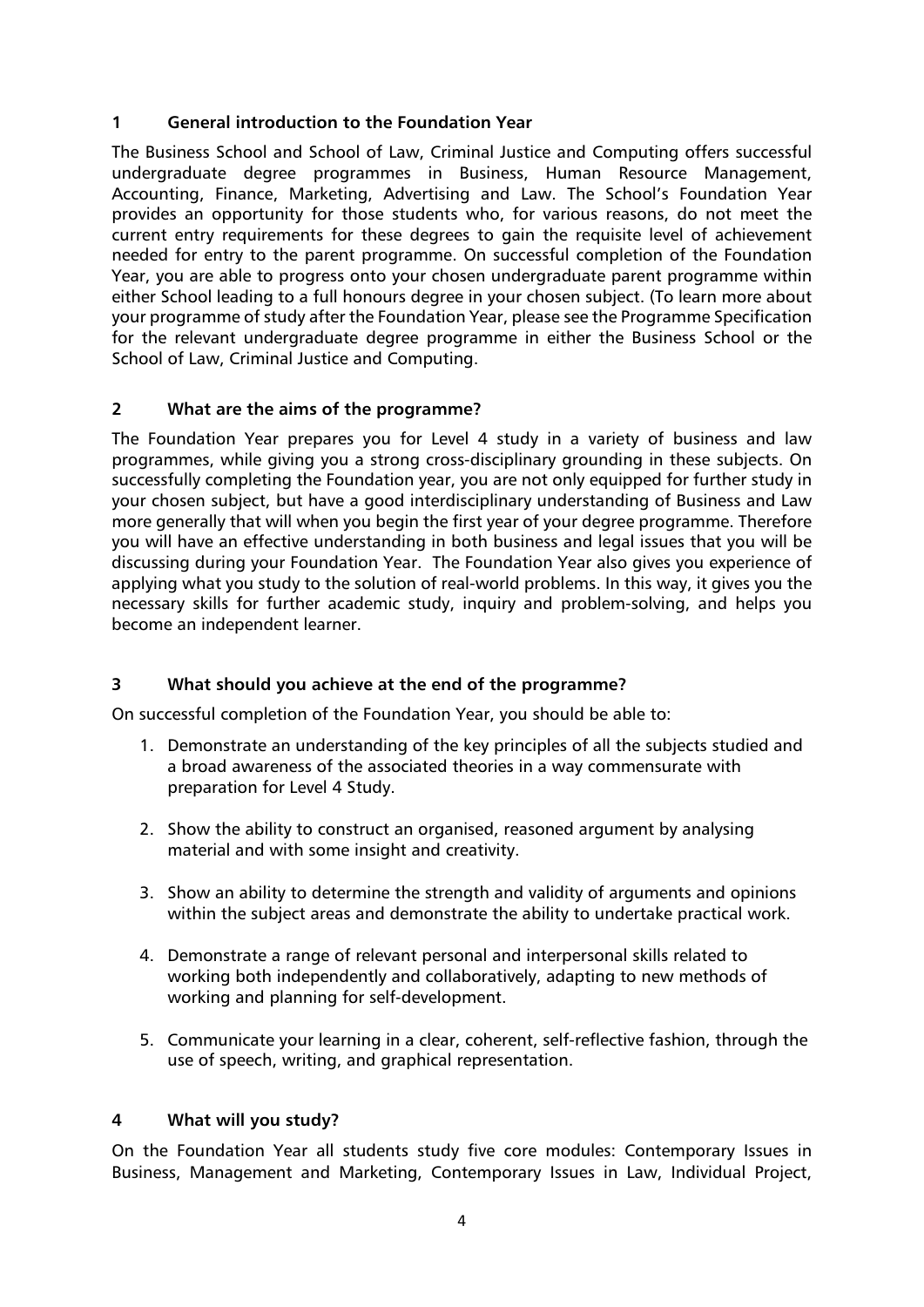## 1 General introduction to the Foundation Year

The Business School and School of Law, Criminal Justice and Computing offers successful undergraduate degree programmes in Business, Human Resource Management, Accounting, Finance, Marketing, Advertising and Law. The School's Foundation Year provides an opportunity for those students who, for various reasons, do not meet the current entry requirements for these degrees to gain the requisite level of achievement needed for entry to the parent programme. On successful completion of the Foundation Year, you are able to progress onto your chosen undergraduate parent programme within either School leading to a full honours degree in your chosen subject. (To learn more about your programme of study after the Foundation Year, please see the Programme Specification for the relevant undergraduate degree programme in either the Business School or the School of Law, Criminal Justice and Computing.

## 2 What are the aims of the programme?

The Foundation Year prepares you for Level 4 study in a variety of business and law programmes, while giving you a strong cross-disciplinary grounding in these subjects. On successfully completing the Foundation year, you are not only equipped for further study in your chosen subject, but have a good interdisciplinary understanding of Business and Law more generally that will when you begin the first year of your degree programme. Therefore you will have an effective understanding in both business and legal issues that you will be discussing during your Foundation Year. The Foundation Year also gives you experience of applying what you study to the solution of real-world problems. In this way, it gives you the necessary skills for further academic study, inquiry and problem-solving, and helps you become an independent learner.

## 3 What should you achieve at the end of the programme?

On successful completion of the Foundation Year, you should be able to:

1. Demonstrate an understanding of the key principles of all the subjects studied and a broad awareness of the associated theories in a way commensurate with preparation for Level 4 Study.

2. Show the ability to construct an organised, reasoned argument by analysing material and with some insight and creativity.

3. Show an ability to determine the strength and validity of arguments and opinions within the subject areas and demonstrate the ability to undertake practical work.

4. Demonstrate a range of relevant personal and interpersonal skills related to working both independently and collaboratively, adapting to new methods of working and planning for self-development.

5. Communicate your learning in a clear, coherent, self-reflective fashion, through the use of speech, writing, and graphical representation.

## 4 What will you study?

On the Foundation Year all students study five core modules: Contemporary Issues in Business, Management and Marketing, Contemporary Issues in Law, Individual Project,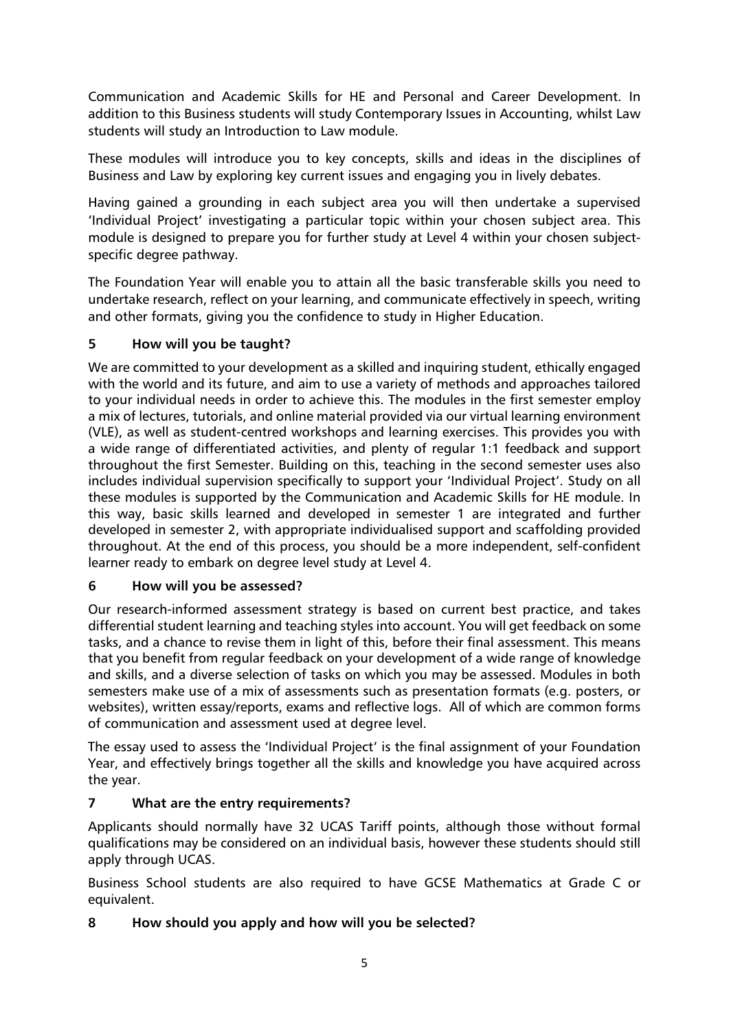Communication and Academic Skills for HE and Personal and Career Development. In addition to this Business students will study Contemporary Issues in Accounting, whilst Law students will study an Introduction to Law module.

These modules will introduce you to key concepts, skills and ideas in the disciplines of Business and Law by exploring key current issues and engaging you in lively debates.

Having gained a grounding in each subject area you will then undertake a supervised 'Individual Project' investigating a particular topic within your chosen subject area. This module is designed to prepare you for further study at Level 4 within your chosen subject-specific degree pathway.

The Foundation Year will enable you to attain all the basic transferable skills you need to undertake research, reflect on your learning, and communicate effectively in speech, writing and other formats, giving you the confidence to study in Higher Education.

## 5 How will you be taught?

We are committed to your development as a skilled and inquiring student, ethically engaged with the world and its future, and aim to use a variety of methods and approaches tailored to your individual needs in order to achieve this. The modules in the first semester employ a mix of lectures, tutorials, and online material provided via our virtual learning environment (VLE), as well as student-centred workshops and learning exercises. This provides you with a wide range of differentiated activities, and plenty of regular 1:1 feedback and support throughout the first Semester. Building on this, teaching in the second semester uses also includes individual supervision specifically to support your 'Individual Project'. Study on all these modules is supported by the Communication and Academic Skills for HE module. In this way, basic skills learned and developed in semester 1 are integrated and further developed in semester 2, with appropriate individualised support and scaffolding provided throughout. At the end of this process, you should be a more independent, self-confident learner ready to embark on degree level study at Level 4.

## 6 How will you be assessed?

Our research-informed assessment strategy is based on current best practice, and takes differential student learning and teaching styles into account. You will get feedback on some tasks, and a chance to revise them in light of this, before their final assessment. This means that you benefit from regular feedback on your development of a wide range of knowledge and skills, and a diverse selection of tasks on which you may be assessed. Modules in both semesters make use of a mix of assessments such as presentation formats (e.g. posters, or websites), written essay/reports, exams and reflective logs. All of which are common forms of communication and assessment used at degree level.

The essay used to assess the 'Individual Project' is the final assignment of your Foundation Year, and effectively brings together all the skills and knowledge you have acquired across the year.

## 7 What are the entry requirements?

Applicants should normally have 32 UCAS Tariff points, although those without formal qualifications may be considered on an individual basis, however these students should still apply through UCAS.

Business School students are also required to have GCSE Mathematics at Grade C or equivalent.

## 8 How should you apply and how will you be selected?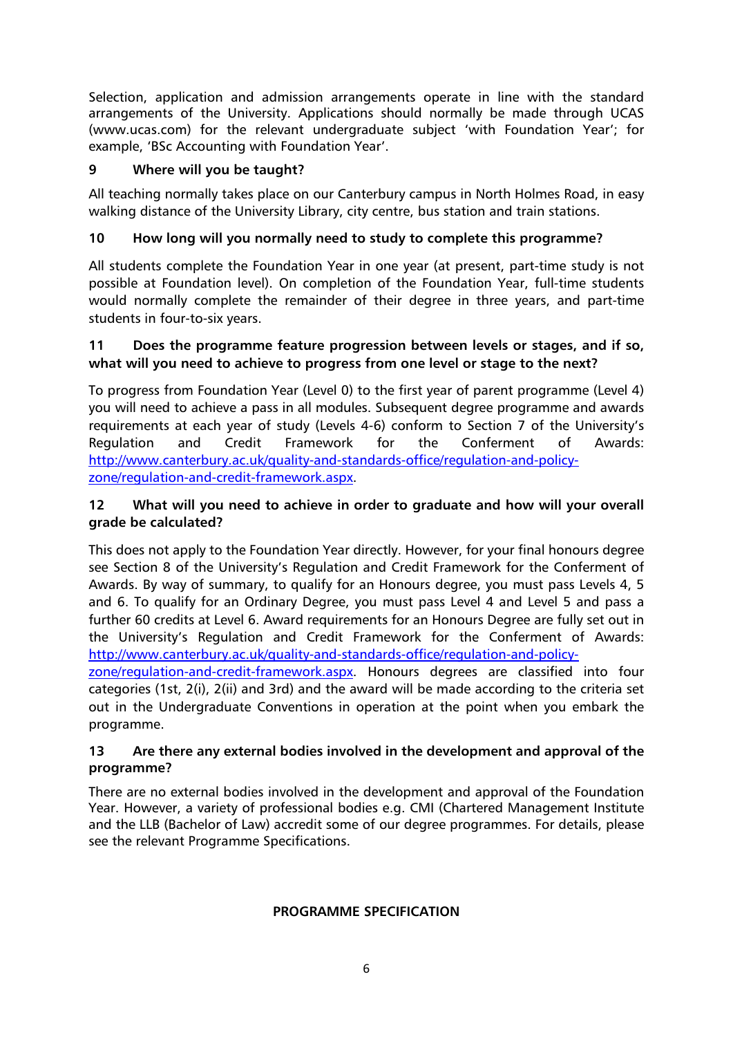Selection, application and admission arrangements operate in line with the standard arrangements of the University. Applications should normally be made through UCAS (www.ucas.com) for the relevant undergraduate subject 'with Foundation Year'; for example, 'BSc Accounting with Foundation Year'.

### 9 Where will you be taught?

All teaching normally takes place on our Canterbury campus in North Holmes Road, in easy walking distance of the University Library, city centre, bus station and train stations.

### 10 How long will you normally need to study to complete this programme?

All students complete the Foundation Year in one year (at present, part-time study is not possible at Foundation level). On completion of the Foundation Year, full-time students would normally complete the remainder of their degree in three years, and part-time students in four-to-six years.

### 11 Does the programme feature progression between levels or stages, and if so, what will you need to achieve to progress from one level or stage to the next?

To progress from Foundation Year (Level 0) to the first year of parent programme (Level 4) you will need to achieve a pass in all modules. Subsequent degree programme and awards requirements at each year of study (Levels 4-6) conform to Section 7 of the University's Regulation and Credit Framework for the Conferment of Awards: [http://www.canterbury.ac.uk/quality-and-standards-office/regulation-and-policy-zone/regulation-and-credit-framework.aspx](http://www.canterbury.ac.uk/quality-and-standards-office/regulation-and-policy-zone/regulation-and-credit-framework.aspx).

### 12 What will you need to achieve in order to graduate and how will your overall grade be calculated?

This does not apply to the Foundation Year directly. However, for your final honours degree see Section 8 of the University's Regulation and Credit Framework for the Conferment of Awards. By way of summary, to qualify for an Honours degree, you must pass Levels 4, 5 and 6. To qualify for an Ordinary Degree, you must pass Level 4 and Level 5 and pass a further 60 credits at Level 6. Award requirements for an Honours Degree are fully set out in the University's Regulation and Credit Framework for the Conferment of Awards: [http://www.canterbury.ac.uk/quality-and-standards-office/regulation-and-policy-zone/regulation-and-credit-framework.aspx](http://www.canterbury.ac.uk/quality-and-standards-office/regulation-and-policy-zone/regulation-and-credit-framework.aspx). Honours degrees are classified into four categories (1st, 2(i), 2(ii) and 3rd) and the award will be made according to the criteria set out in the Undergraduate Conventions in operation at the point when you embark the programme.

### 13 Are there any external bodies involved in the development and approval of the programme?

There are no external bodies involved in the development and approval of the Foundation Year. However, a variety of professional bodies e.g. CMI (Chartered Management Institute and the LLB (Bachelor of Law) accredit some of our degree programmes. For details, please see the relevant Programme Specifications.

**PROGRAMME SPECIFICATION**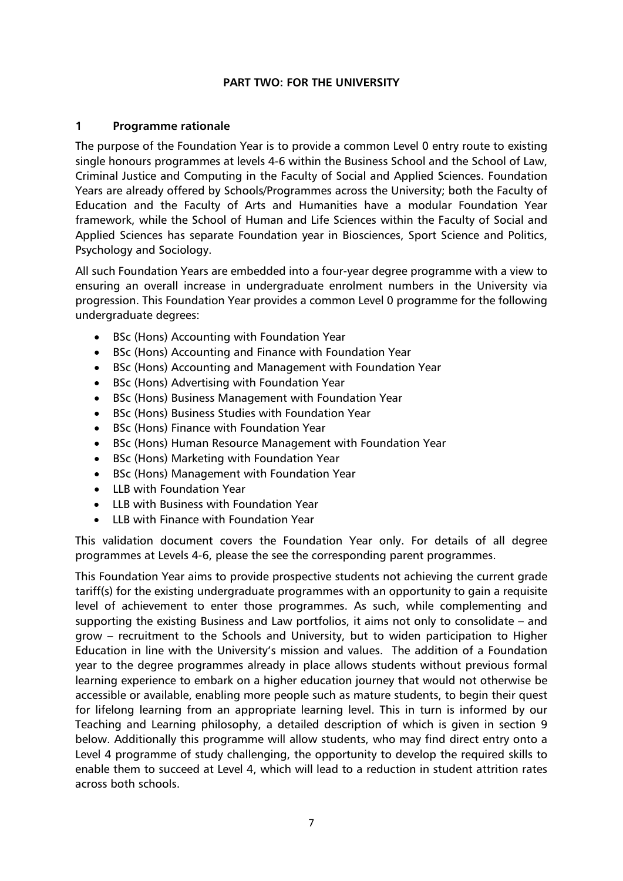**PART TWO: FOR THE UNIVERSITY**

## 1 Programme rationale

The purpose of the Foundation Year is to provide a common Level 0 entry route to existing single honours programmes at levels 4-6 within the Business School and the School of Law, Criminal Justice and Computing in the Faculty of Social and Applied Sciences. Foundation Years are already offered by Schools/Programmes across the University; both the Faculty of Education and the Faculty of Arts and Humanities have a modular Foundation Year framework, while the School of Human and Life Sciences within the Faculty of Social and Applied Sciences has separate Foundation year in Biosciences, Sport Science and Politics, Psychology and Sociology.

All such Foundation Years are embedded into a four-year degree programme with a view to ensuring an overall increase in undergraduate enrolment numbers in the University via progression. This Foundation Year provides a common Level 0 programme for the following undergraduate degrees:

- BSc (Hons) Accounting with Foundation Year
- BSc (Hons) Accounting and Finance with Foundation Year
- BSc (Hons) Accounting and Management with Foundation Year
- BSc (Hons) Advertising with Foundation Year
- BSc (Hons) Business Management with Foundation Year
- BSc (Hons) Business Studies with Foundation Year
- BSc (Hons) Finance with Foundation Year
- BSc (Hons) Human Resource Management with Foundation Year
- BSc (Hons) Marketing with Foundation Year
- BSc (Hons) Management with Foundation Year
- LLB with Foundation Year
- LLB with Business with Foundation Year
- LLB with Finance with Foundation Year

This validation document covers the Foundation Year only. For details of all degree programmes at Levels 4-6, please the see the corresponding parent programmes.

This Foundation Year aims to provide prospective students not achieving the current grade tariff(s) for the existing undergraduate programmes with an opportunity to gain a requisite level of achievement to enter those programmes. As such, while complementing and supporting the existing Business and Law portfolios, it aims not only to consolidate – and grow – recruitment to the Schools and University, but to widen participation to Higher Education in line with the University's mission and values. The addition of a Foundation year to the degree programmes already in place allows students without previous formal learning experience to embark on a higher education journey that would not otherwise be accessible or available, enabling more people such as mature students, to begin their quest for lifelong learning from an appropriate learning level. This in turn is informed by our Teaching and Learning philosophy, a detailed description of which is given in section 9 below. Additionally this programme will allow students, who may find direct entry onto a Level 4 programme of study challenging, the opportunity to develop the required skills to enable them to succeed at Level 4, which will lead to a reduction in student attrition rates across both schools.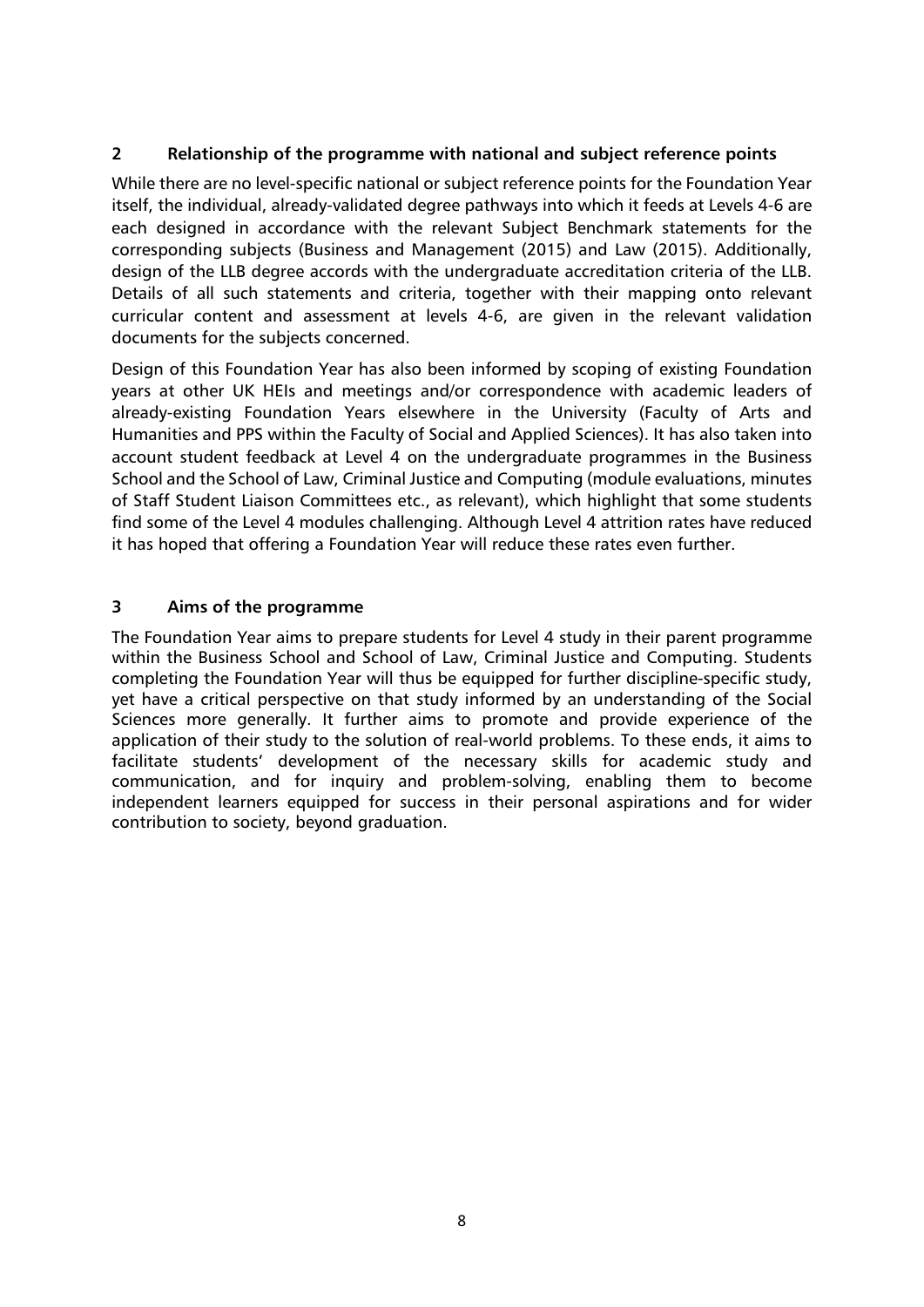## 2 Relationship of the programme with national and subject reference points

While there are no level-specific national or subject reference points for the Foundation Year itself, the individual, already-validated degree pathways into which it feeds at Levels 4-6 are each designed in accordance with the relevant Subject Benchmark statements for the corresponding subjects (Business and Management (2015) and Law (2015). Additionally, design of the LLB degree accords with the undergraduate accreditation criteria of the LLB. Details of all such statements and criteria, together with their mapping onto relevant curricular content and assessment at levels 4-6, are given in the relevant validation documents for the subjects concerned.

Design of this Foundation Year has also been informed by scoping of existing Foundation years at other UK HEIs and meetings and/or correspondence with academic leaders of already-existing Foundation Years elsewhere in the University (Faculty of Arts and Humanities and PPS within the Faculty of Social and Applied Sciences). It has also taken into account student feedback at Level 4 on the undergraduate programmes in the Business School and the School of Law, Criminal Justice and Computing (module evaluations, minutes of Staff Student Liaison Committees etc., as relevant), which highlight that some students find some of the Level 4 modules challenging. Although Level 4 attrition rates have reduced it has hoped that offering a Foundation Year will reduce these rates even further.

## 3 Aims of the programme

The Foundation Year aims to prepare students for Level 4 study in their parent programme within the Business School and School of Law, Criminal Justice and Computing. Students completing the Foundation Year will thus be equipped for further discipline-specific study, yet have a critical perspective on that study informed by an understanding of the Social Sciences more generally. It further aims to promote and provide experience of the application of their study to the solution of real-world problems. To these ends, it aims to facilitate students' development of the necessary skills for academic study and communication, and for inquiry and problem-solving, enabling them to become independent learners equipped for success in their personal aspirations and for wider contribution to society, beyond graduation.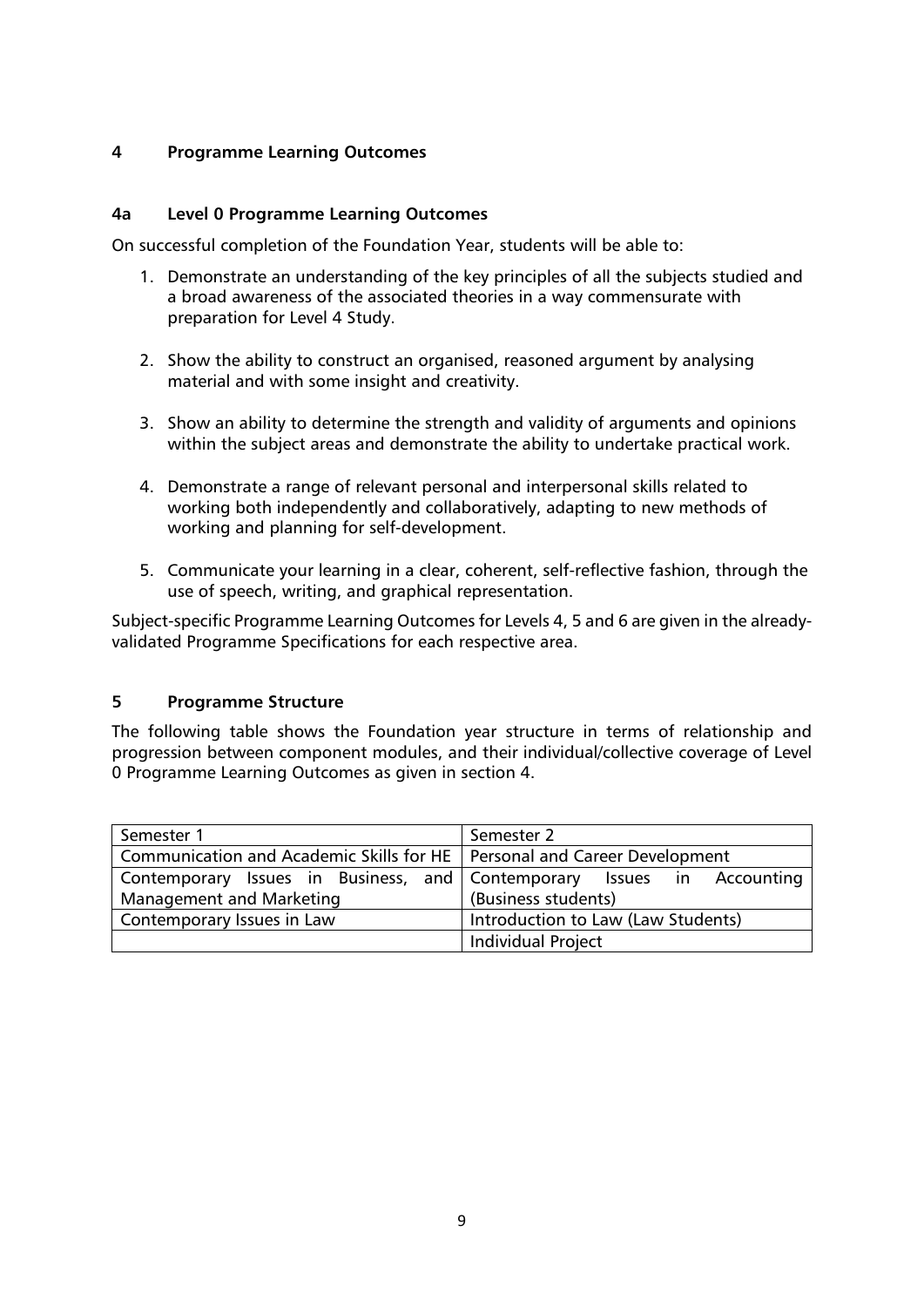## 4 Programme Learning Outcomes

### 4a Level 0 Programme Learning Outcomes

On successful completion of the Foundation Year, students will be able to:

1. Demonstrate an understanding of the key principles of all the subjects studied and a broad awareness of the associated theories in a way commensurate with preparation for Level 4 Study.

2. Show the ability to construct an organised, reasoned argument by analysing material and with some insight and creativity.

3. Show an ability to determine the strength and validity of arguments and opinions within the subject areas and demonstrate the ability to undertake practical work.

4. Demonstrate a range of relevant personal and interpersonal skills related to working both independently and collaboratively, adapting to new methods of working and planning for self-development.

5. Communicate your learning in a clear, coherent, self-reflective fashion, through the use of speech, writing, and graphical representation.

Subject-specific Programme Learning Outcomes for Levels 4, 5 and 6 are given in the already-validated Programme Specifications for each respective area.

## 5 Programme Structure

The following table shows the Foundation year structure in terms of relationship and progression between component modules, and their individual/collective coverage of Level 0 Programme Learning Outcomes as given in section 4.

| Semester 1 | Semester 2 |
|---|---|
| Communication and Academic Skills for HE | Personal and Career Development |
| Contemporary Issues in Business, and Management and Marketing | Contemporary Issues in Accounting (Business students) |
| Contemporary Issues in Law | Introduction to Law (Law Students) |
| | Individual Project |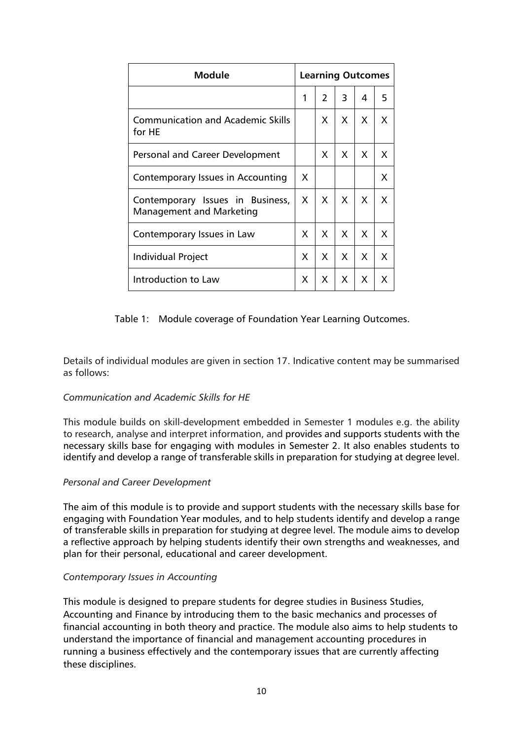| Module | Learning Outcomes | | | | |
|---|---|---|---|---|---|
| | 1 | 2 | 3 | 4 | 5 |
| Communication and Academic Skills for HE | | X | X | X | X |
| Personal and Career Development | | X | X | X | X |
| Contemporary Issues in Accounting | X | | | | X |
| Contemporary Issues in Business, Management and Marketing | X | X | X | X | X |
| Contemporary Issues in Law | X | X | X | X | X |
| Individual Project | X | X | X | X | X |
| Introduction to Law | X | X | X | X | X |

Table 1: Module coverage of Foundation Year Learning Outcomes.

Details of individual modules are given in section 17. Indicative content may be summarised as follows:

*Communication and Academic Skills for HE*

This module builds on skill-development embedded in Semester 1 modules e.g. the ability to research, analyse and interpret information, and provides and supports students with the necessary skills base for engaging with modules in Semester 2. It also enables students to identify and develop a range of transferable skills in preparation for studying at degree level.

*Personal and Career Development*

The aim of this module is to provide and support students with the necessary skills base for engaging with Foundation Year modules, and to help students identify and develop a range of transferable skills in preparation for studying at degree level. The module aims to develop a reflective approach by helping students identify their own strengths and weaknesses, and plan for their personal, educational and career development.

*Contemporary Issues in Accounting*

This module is designed to prepare students for degree studies in Business Studies, Accounting and Finance by introducing them to the basic mechanics and processes of financial accounting in both theory and practice. The module also aims to help students to understand the importance of financial and management accounting procedures in running a business effectively and the contemporary issues that are currently affecting these disciplines.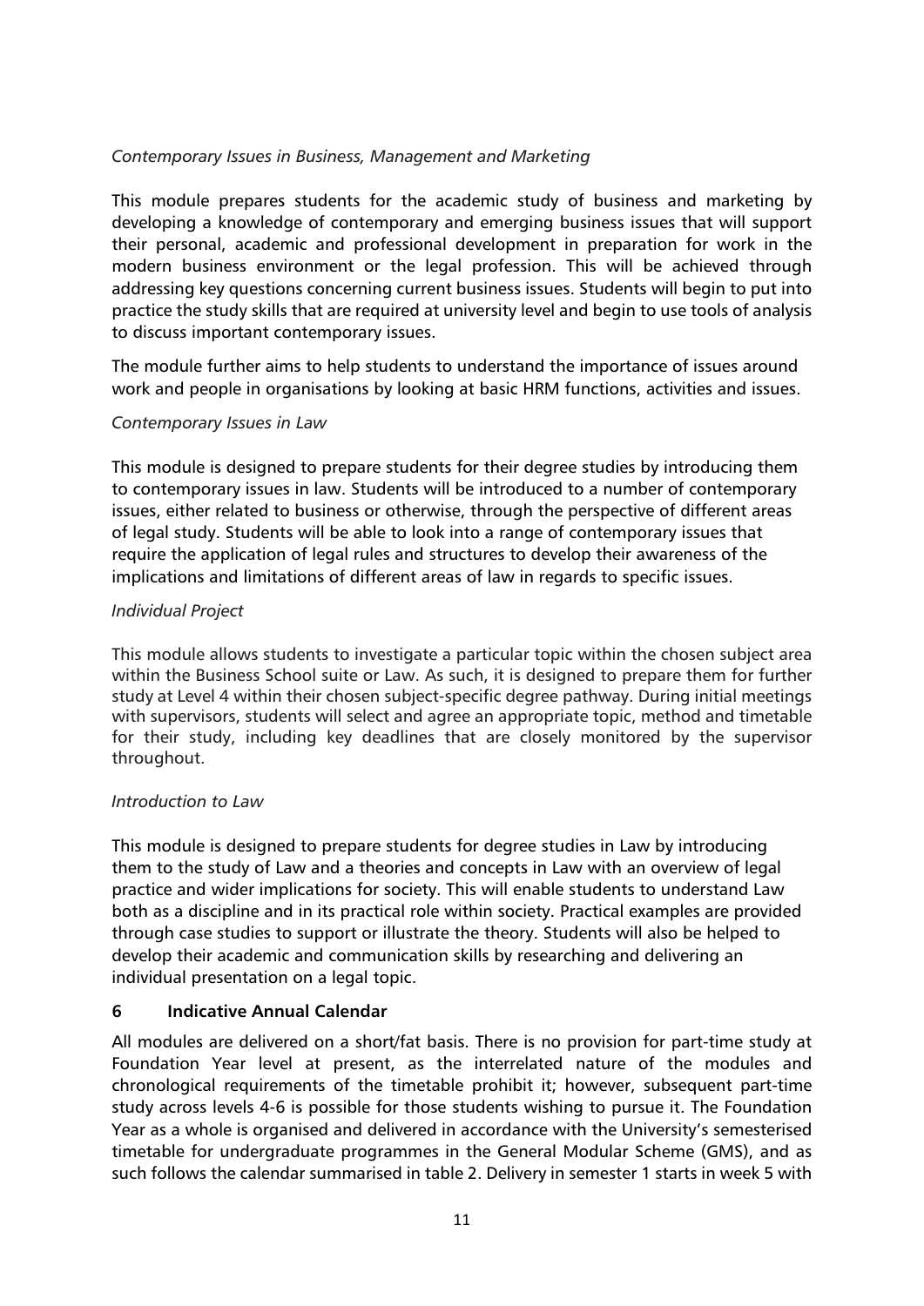*Contemporary Issues in Business, Management and Marketing*

This module prepares students for the academic study of business and marketing by developing a knowledge of contemporary and emerging business issues that will support their personal, academic and professional development in preparation for work in the modern business environment or the legal profession. This will be achieved through addressing key questions concerning current business issues. Students will begin to put into practice the study skills that are required at university level and begin to use tools of analysis to discuss important contemporary issues.

The module further aims to help students to understand the importance of issues around work and people in organisations by looking at basic HRM functions, activities and issues.

*Contemporary Issues in Law*

This module is designed to prepare students for their degree studies by introducing them to contemporary issues in law. Students will be introduced to a number of contemporary issues, either related to business or otherwise, through the perspective of different areas of legal study. Students will be able to look into a range of contemporary issues that require the application of legal rules and structures to develop their awareness of the implications and limitations of different areas of law in regards to specific issues.

*Individual Project*

This module allows students to investigate a particular topic within the chosen subject area within the Business School suite or Law. As such, it is designed to prepare them for further study at Level 4 within their chosen subject-specific degree pathway. During initial meetings with supervisors, students will select and agree an appropriate topic, method and timetable for their study, including key deadlines that are closely monitored by the supervisor throughout.

*Introduction to Law*

This module is designed to prepare students for degree studies in Law by introducing them to the study of Law and a theories and concepts in Law with an overview of legal practice and wider implications for society. This will enable students to understand Law both as a discipline and in its practical role within society. Practical examples are provided through case studies to support or illustrate the theory. Students will also be helped to develop their academic and communication skills by researching and delivering an individual presentation on a legal topic.

## 6 Indicative Annual Calendar

All modules are delivered on a short/fat basis. There is no provision for part-time study at Foundation Year level at present, as the interrelated nature of the modules and chronological requirements of the timetable prohibit it; however, subsequent part-time study across levels 4-6 is possible for those students wishing to pursue it. The Foundation Year as a whole is organised and delivered in accordance with the University's semesterised timetable for undergraduate programmes in the General Modular Scheme (GMS), and as such follows the calendar summarised in table 2. Delivery in semester 1 starts in week 5 with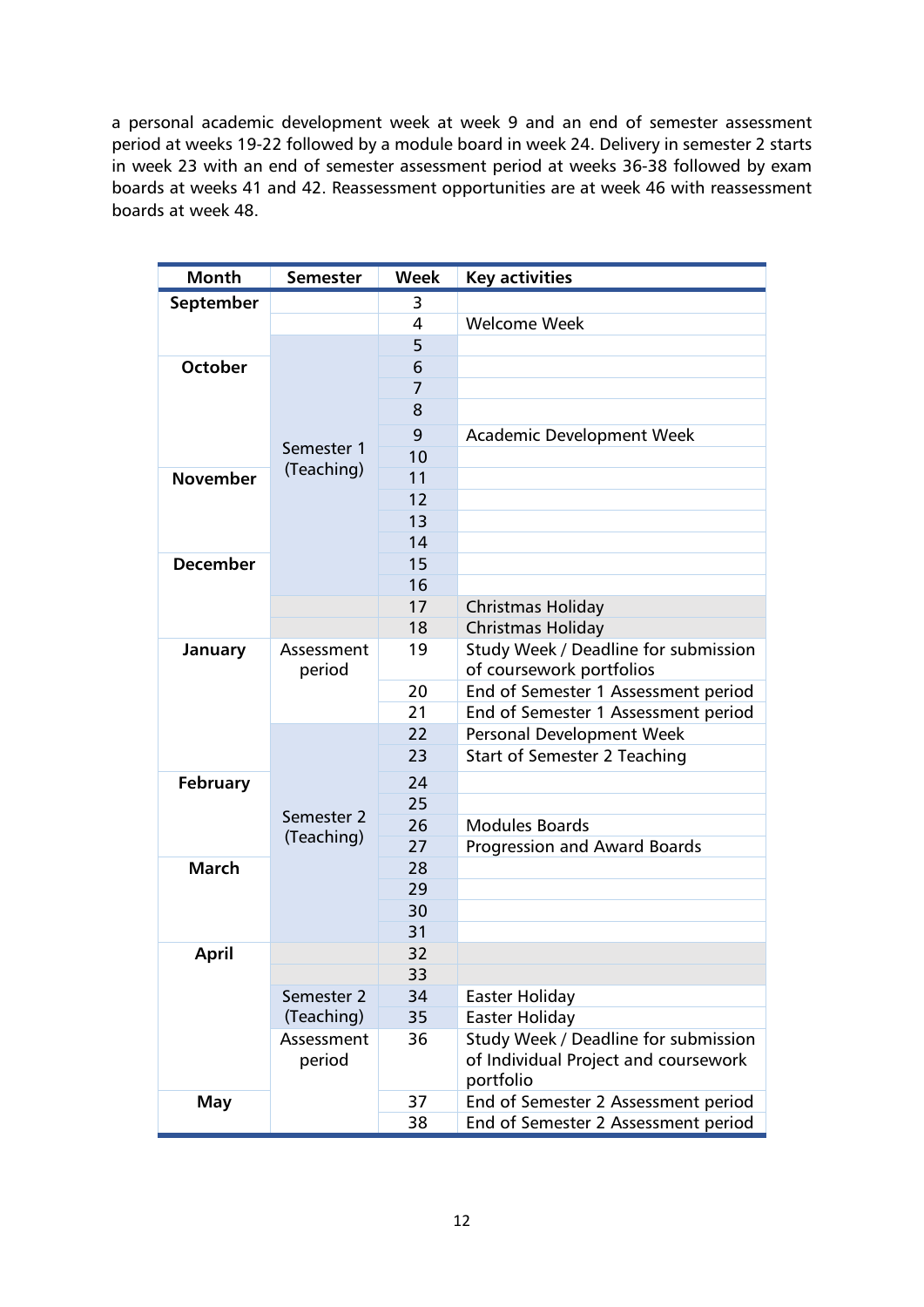a personal academic development week at week 9 and an end of semester assessment period at weeks 19-22 followed by a module board in week 24. Delivery in semester 2 starts in week 23 with an end of semester assessment period at weeks 36-38 followed by exam boards at weeks 41 and 42. Reassessment opportunities are at week 46 with reassessment boards at week 48.

| Month | Semester | Week | Key activities |
|---|---|---|---|
| September | | 3 | |
| | | 4 | Welcome Week |
| | Semester 1 (Teaching) | 5 | |
| October | | 6 | |
| | | 7 | |
| | | 8 | |
| | | 9 | Academic Development Week |
| | | 10 | |
| November | | 11 | |
| | | 12 | |
| | | 13 | |
| | | 14 | |
| December | | 15 | |
| | | 16 | |
| | | 17 | Christmas Holiday |
| | | 18 | Christmas Holiday |
| January | Assessment period | 19 | Study Week / Deadline for submission of coursework portfolios |
| | | 20 | End of Semester 1 Assessment period |
| | | 21 | End of Semester 1 Assessment period |
| | Semester 2 (Teaching) | 22 | Personal Development Week |
| | | 23 | Start of Semester 2 Teaching |
| February | | 24 | |
| | | 25 | |
| | | 26 | Modules Boards |
| | | 27 | Progression and Award Boards |
| March | | 28 | |
| | | 29 | |
| | | 30 | |
| | | 31 | |
| April | | 32 | |
| | | 33 | |
| | Semester 2 (Teaching) | 34 | Easter Holiday |
| | | 35 | Easter Holiday |
| | Assessment period | 36 | Study Week / Deadline for submission of Individual Project and coursework portfolio |
| May | | 37 | End of Semester 2 Assessment period |
| | | 38 | End of Semester 2 Assessment period |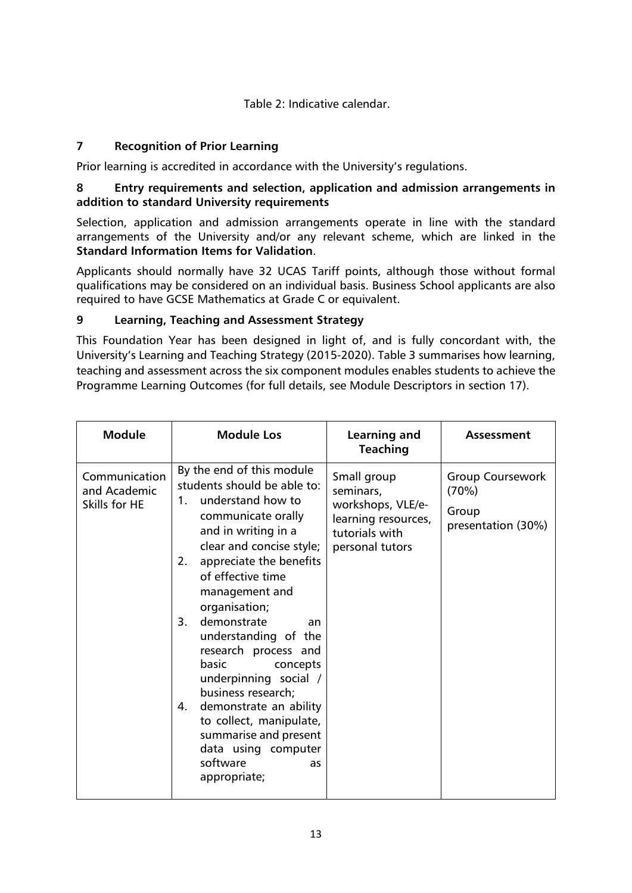Table 2: Indicative calendar.

## 7 Recognition of Prior Learning

Prior learning is accredited in accordance with the University's regulations.

## 8 Entry requirements and selection, application and admission arrangements in addition to standard University requirements

Selection, application and admission arrangements operate in line with the standard arrangements of the University and/or any relevant scheme, which are linked in the **Standard Information Items for Validation**.

Applicants should normally have 32 UCAS Tariff points, although those without formal qualifications may be considered on an individual basis. Business School applicants are also required to have GCSE Mathematics at Grade C or equivalent.

## 9 Learning, Teaching and Assessment Strategy

This Foundation Year has been designed in light of, and is fully concordant with, the University's Learning and Teaching Strategy (2015-2020). Table 3 summarises how learning, teaching and assessment across the six component modules enables students to achieve the Programme Learning Outcomes (for full details, see Module Descriptors in section 17).

| Module | Module Los | Learning and Teaching | Assessment |
|---|---|---|---|
| Communication and Academic Skills for HE | By the end of this module students should be able to: 1. understand how to communicate orally and in writing in a clear and concise style; 2. appreciate the benefits of effective time management and organisation; 3. demonstrate an understanding of the research process and basic concepts underpinning social / business research; 4. demonstrate an ability to collect, manipulate, summarise and present data using computer software as appropriate; | Small group seminars, workshops, VLE/e-learning resources, tutorials with personal tutors | Group Coursework (70%) Group presentation (30%) |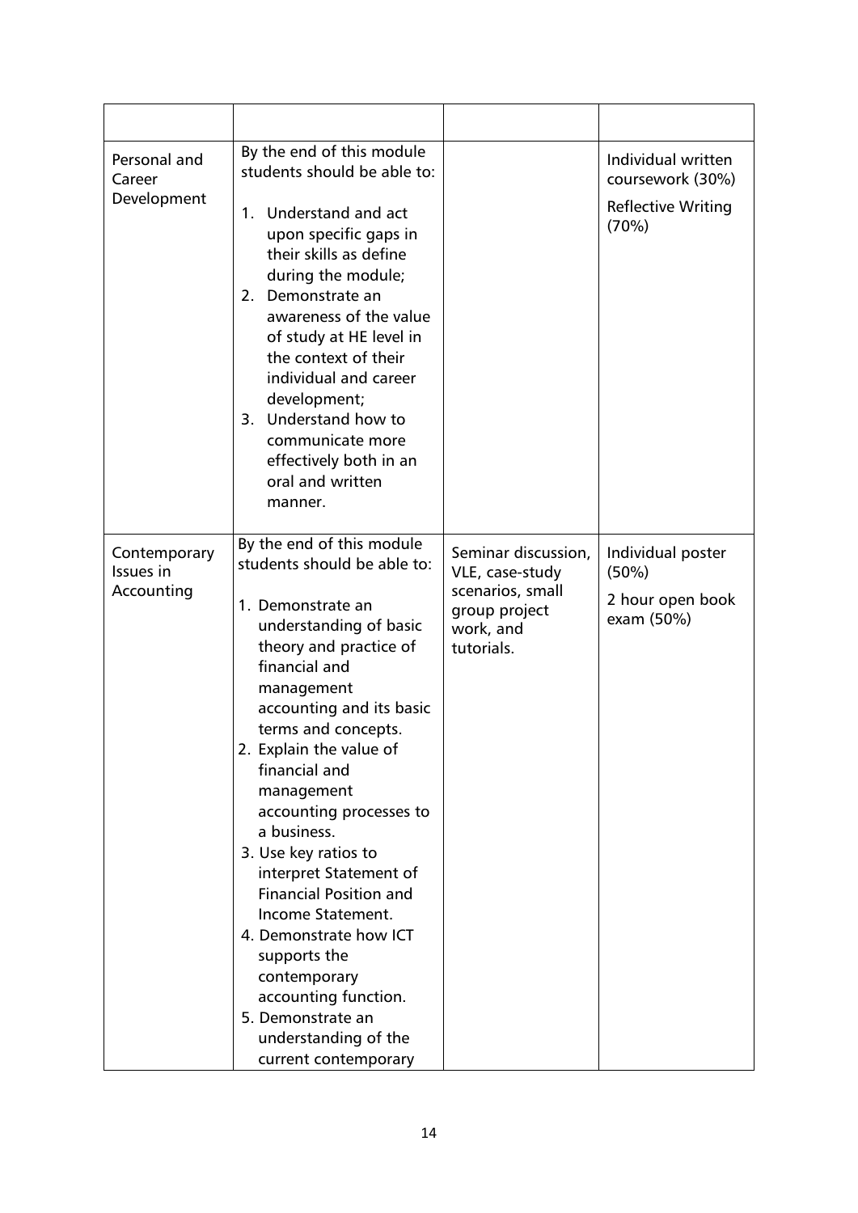| | | | |
|---|---|---|---|
| Personal and Career Development | By the end of this module students should be able to:<br><br>1. Understand and act upon specific gaps in their skills as define during the module;<br>2. Demonstrate an awareness of the value of study at HE level in the context of their individual and career development;<br>3. Understand how to communicate more effectively both in an oral and written manner. | | Individual written coursework (30%)<br><br>Reflective Writing (70%) |
| Contemporary Issues in Accounting | By the end of this module students should be able to:<br><br>1. Demonstrate an understanding of basic theory and practice of financial and management accounting and its basic terms and concepts.<br>2. Explain the value of financial and management accounting processes to a business.<br>3. Use key ratios to interpret Statement of Financial Position and Income Statement.<br>4. Demonstrate how ICT supports the contemporary accounting function.<br>5. Demonstrate an understanding of the current contemporary | Seminar discussion, VLE, case-study scenarios, small group project work, and tutorials. | Individual poster (50%)<br><br>2 hour open book exam (50%) |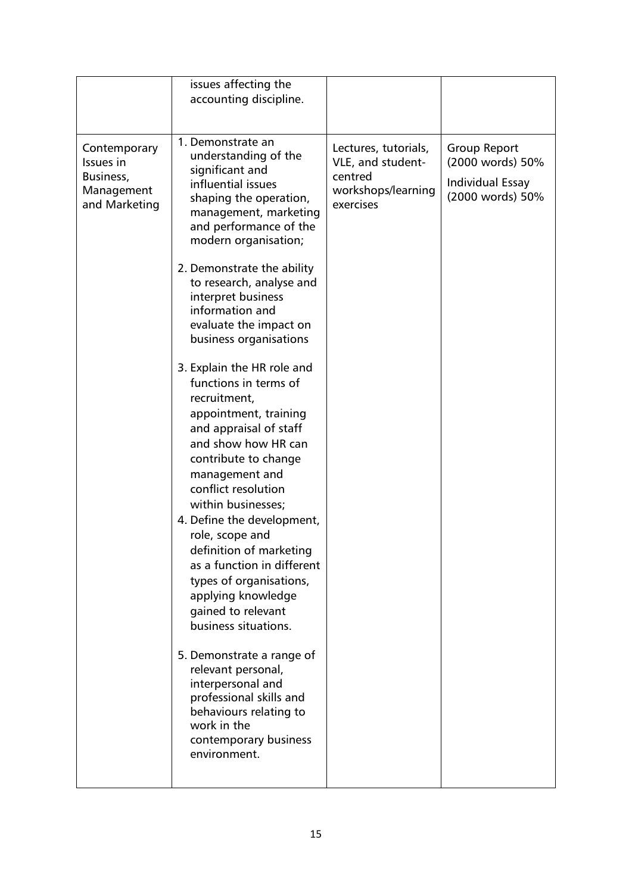| | | | |
|---|---|---|---|
| | issues affecting the accounting discipline. | | |
| Contemporary Issues in Business, Management and Marketing | 1. Demonstrate an understanding of the significant and influential issues shaping the operation, management, marketing and performance of the modern organisation;<br><br>2. Demonstrate the ability to research, analyse and interpret business information and evaluate the impact on business organisations<br><br>3. Explain the HR role and functions in terms of recruitment, appointment, training and appraisal of staff and show how HR can contribute to change management and conflict resolution within businesses;<br>4. Define the development, role, scope and definition of marketing as a function in different types of organisations, applying knowledge gained to relevant business situations.<br><br>5. Demonstrate a range of relevant personal, interpersonal and professional skills and behaviours relating to work in the contemporary business environment. | Lectures, tutorials, VLE, and student-centred workshops/learning exercises | Group Report (2000 words) 50%<br>Individual Essay (2000 words) 50% |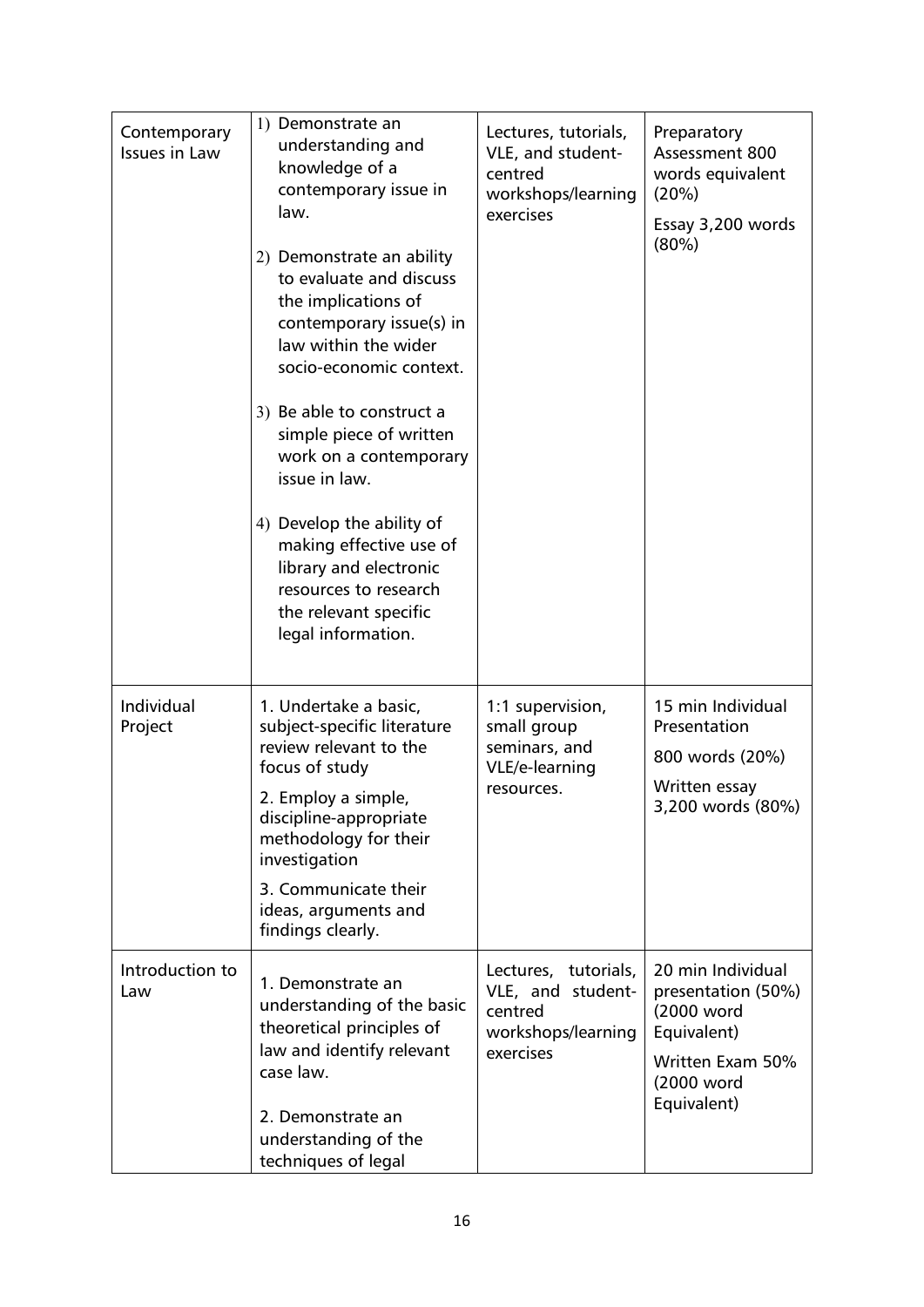| | | | |
|---|---|---|---|
| Contemporary Issues in Law | 1) Demonstrate an understanding and knowledge of a contemporary issue in law.<br><br>2) Demonstrate an ability to evaluate and discuss the implications of contemporary issue(s) in law within the wider socio-economic context.<br><br>3) Be able to construct a simple piece of written work on a contemporary issue in law.<br><br>4) Develop the ability of making effective use of library and electronic resources to research the relevant specific legal information. | Lectures, tutorials, VLE, and student-centred workshops/learning exercises | Preparatory Assessment 800 words equivalent (20%)<br><br>Essay 3,200 words (80%) |
| Individual Project | 1. Undertake a basic, subject-specific literature review relevant to the focus of study<br><br>2. Employ a simple, discipline-appropriate methodology for their investigation<br><br>3. Communicate their ideas, arguments and findings clearly. | 1:1 supervision, small group seminars, and VLE/e-learning resources. | 15 min Individual Presentation<br><br>800 words (20%)<br><br>Written essay 3,200 words (80%) |
| Introduction to Law | 1. Demonstrate an understanding of the basic theoretical principles of law and identify relevant case law.<br><br>2. Demonstrate an understanding of the techniques of legal | Lectures, tutorials, VLE, and student-centred workshops/learning exercises | 20 min Individual presentation (50%) (2000 word Equivalent)<br><br>Written Exam 50% (2000 word Equivalent) |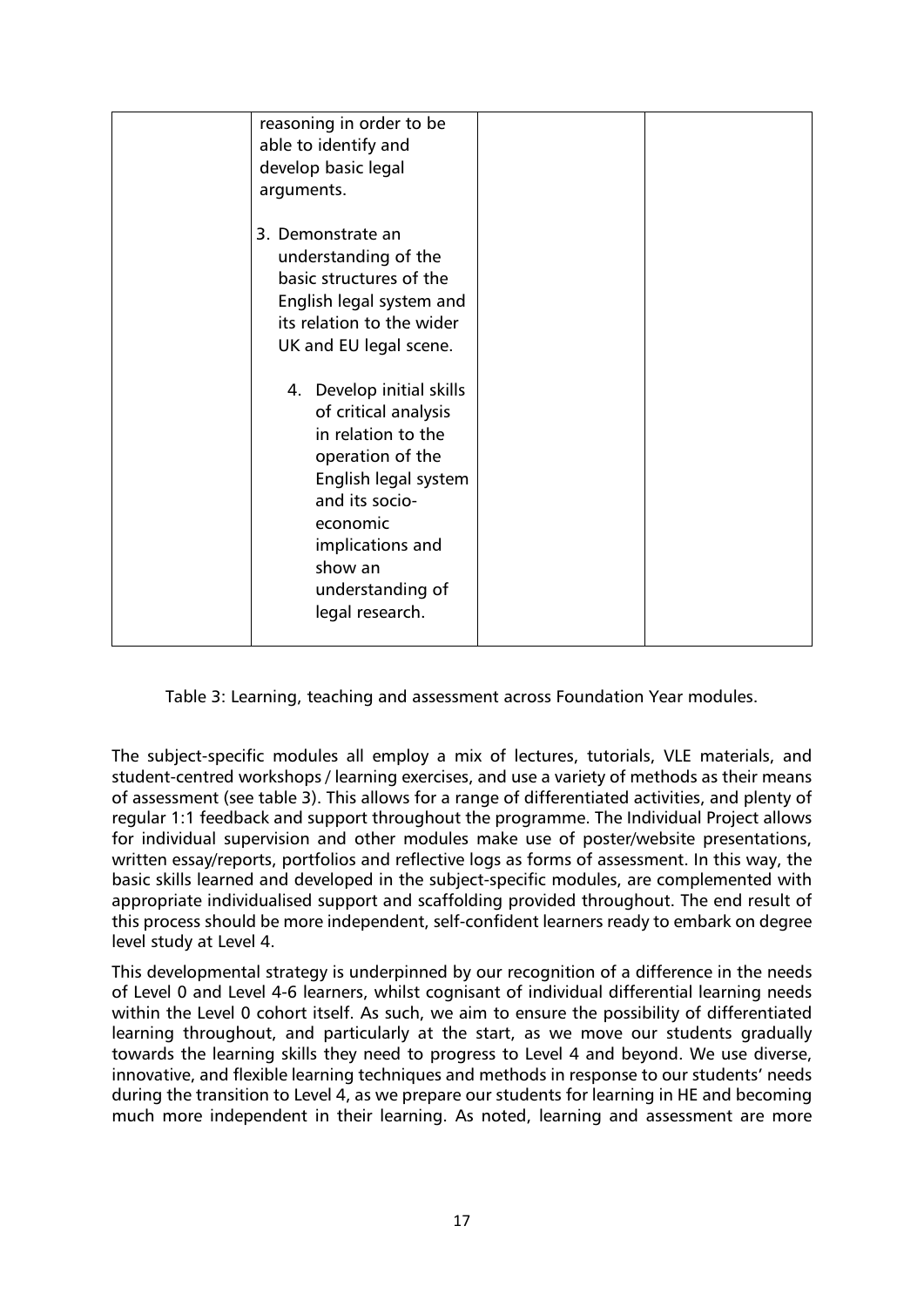| | | | |
|---|---|---|---|
| | reasoning in order to be able to identify and develop basic legal arguments.<br><br>3. Demonstrate an understanding of the basic structures of the English legal system and its relation to the wider UK and EU legal scene.<br><br>4. Develop initial skills of critical analysis in relation to the operation of the English legal system and its socio-economic implications and show an understanding of legal research. | | |

Table 3: Learning, teaching and assessment across Foundation Year modules.

The subject-specific modules all employ a mix of lectures, tutorials, VLE materials, and student-centred workshops / learning exercises, and use a variety of methods as their means of assessment (see table 3). This allows for a range of differentiated activities, and plenty of regular 1:1 feedback and support throughout the programme. The Individual Project allows for individual supervision and other modules make use of poster/website presentations, written essay/reports, portfolios and reflective logs as forms of assessment. In this way, the basic skills learned and developed in the subject-specific modules, are complemented with appropriate individualised support and scaffolding provided throughout. The end result of this process should be more independent, self-confident learners ready to embark on degree level study at Level 4.

This developmental strategy is underpinned by our recognition of a difference in the needs of Level 0 and Level 4-6 learners, whilst cognisant of individual differential learning needs within the Level 0 cohort itself. As such, we aim to ensure the possibility of differentiated learning throughout, and particularly at the start, as we move our students gradually towards the learning skills they need to progress to Level 4 and beyond. We use diverse, innovative, and flexible learning techniques and methods in response to our students' needs during the transition to Level 4, as we prepare our students for learning in HE and becoming much more independent in their learning. As noted, learning and assessment are more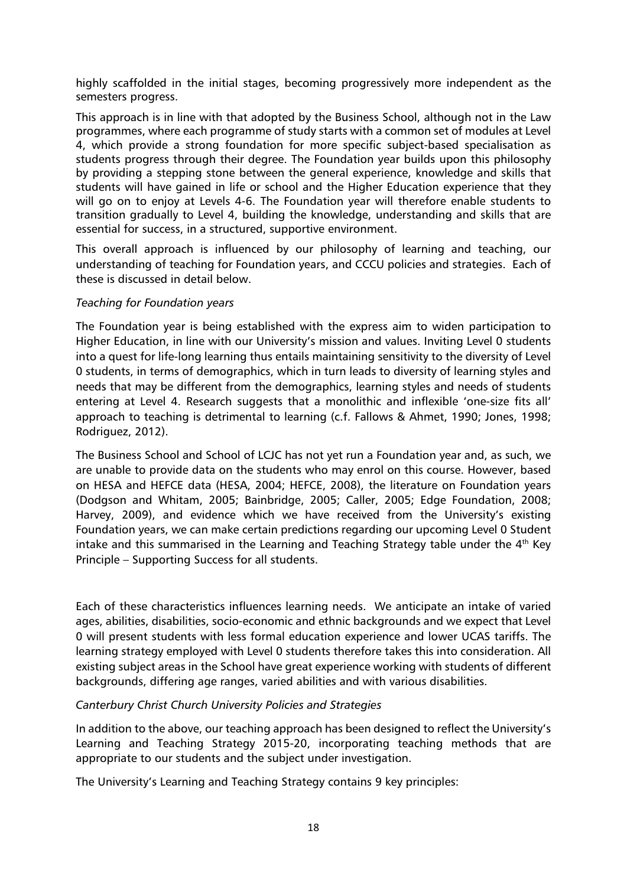highly scaffolded in the initial stages, becoming progressively more independent as the semesters progress.

This approach is in line with that adopted by the Business School, although not in the Law programmes, where each programme of study starts with a common set of modules at Level 4, which provide a strong foundation for more specific subject-based specialisation as students progress through their degree. The Foundation year builds upon this philosophy by providing a stepping stone between the general experience, knowledge and skills that students will have gained in life or school and the Higher Education experience that they will go on to enjoy at Levels 4-6. The Foundation year will therefore enable students to transition gradually to Level 4, building the knowledge, understanding and skills that are essential for success, in a structured, supportive environment.

This overall approach is influenced by our philosophy of learning and teaching, our understanding of teaching for Foundation years, and CCCU policies and strategies. Each of these is discussed in detail below.

*Teaching for Foundation years*

The Foundation year is being established with the express aim to widen participation to Higher Education, in line with our University's mission and values. Inviting Level 0 students into a quest for life-long learning thus entails maintaining sensitivity to the diversity of Level 0 students, in terms of demographics, which in turn leads to diversity of learning styles and needs that may be different from the demographics, learning styles and needs of students entering at Level 4. Research suggests that a monolithic and inflexible 'one-size fits all' approach to teaching is detrimental to learning (c.f. Fallows & Ahmet, 1990; Jones, 1998; Rodriguez, 2012).

The Business School and School of LCJC has not yet run a Foundation year and, as such, we are unable to provide data on the students who may enrol on this course. However, based on HESA and HEFCE data (HESA, 2004; HEFCE, 2008), the literature on Foundation years (Dodgson and Whitam, 2005; Bainbridge, 2005; Caller, 2005; Edge Foundation, 2008; Harvey, 2009), and evidence which we have received from the University's existing Foundation years, we can make certain predictions regarding our upcoming Level 0 Student intake and this summarised in the Learning and Teaching Strategy table under the 4th Key Principle – Supporting Success for all students.

Each of these characteristics influences learning needs. We anticipate an intake of varied ages, abilities, disabilities, socio-economic and ethnic backgrounds and we expect that Level 0 will present students with less formal education experience and lower UCAS tariffs. The learning strategy employed with Level 0 students therefore takes this into consideration. All existing subject areas in the School have great experience working with students of different backgrounds, differing age ranges, varied abilities and with various disabilities.

*Canterbury Christ Church University Policies and Strategies*

In addition to the above, our teaching approach has been designed to reflect the University's Learning and Teaching Strategy 2015-20, incorporating teaching methods that are appropriate to our students and the subject under investigation.

The University's Learning and Teaching Strategy contains 9 key principles: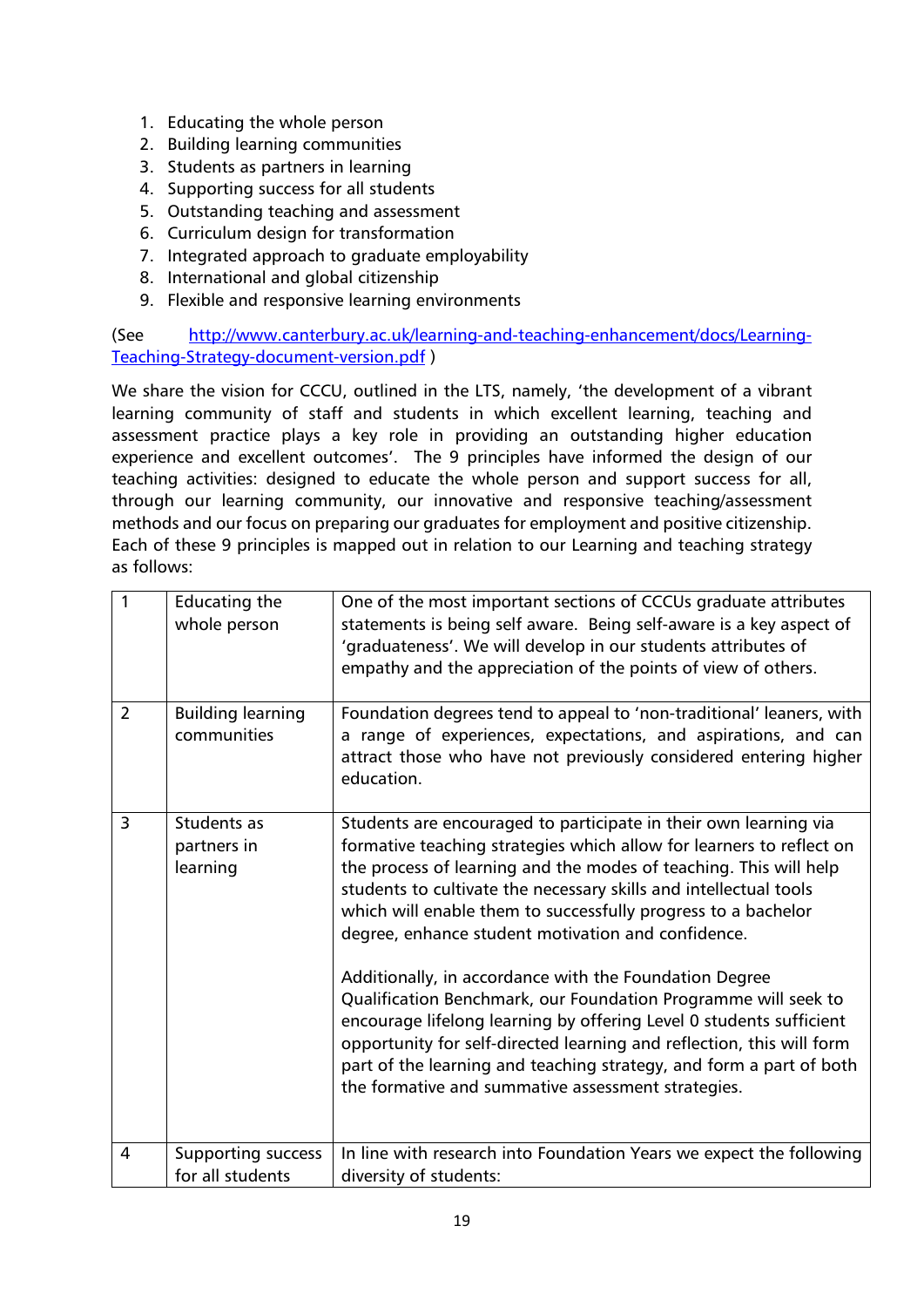1. Educating the whole person
2. Building learning communities
3. Students as partners in learning
4. Supporting success for all students
5. Outstanding teaching and assessment
6. Curriculum design for transformation
7. Integrated approach to graduate employability
8. International and global citizenship
9. Flexible and responsive learning environments

(See http://www.canterbury.ac.uk/learning-and-teaching-enhancement/docs/Learning-Teaching-Strategy-document-version.pdf )

We share the vision for CCCU, outlined in the LTS, namely, 'the development of a vibrant learning community of staff and students in which excellent learning, teaching and assessment practice plays a key role in providing an outstanding higher education experience and excellent outcomes'. The 9 principles have informed the design of our teaching activities: designed to educate the whole person and support success for all, through our learning community, our innovative and responsive teaching/assessment methods and our focus on preparing our graduates for employment and positive citizenship. Each of these 9 principles is mapped out in relation to our Learning and teaching strategy as follows:

| | | |
|---|---|---|
| 1 | Educating the whole person | One of the most important sections of CCCUs graduate attributes statements is being self aware. Being self-aware is a key aspect of 'graduateness'. We will develop in our students attributes of empathy and the appreciation of the points of view of others. |
| 2 | Building learning communities | Foundation degrees tend to appeal to 'non-traditional' leaners, with a range of experiences, expectations, and aspirations, and can attract those who have not previously considered entering higher education. |
| 3 | Students as partners in learning | Students are encouraged to participate in their own learning via formative teaching strategies which allow for learners to reflect on the process of learning and the modes of teaching. This will help students to cultivate the necessary skills and intellectual tools which will enable them to successfully progress to a bachelor degree, enhance student motivation and confidence.<br><br>Additionally, in accordance with the Foundation Degree Qualification Benchmark, our Foundation Programme will seek to encourage lifelong learning by offering Level 0 students sufficient opportunity for self-directed learning and reflection, this will form part of the learning and teaching strategy, and form a part of both the formative and summative assessment strategies. |
| 4 | Supporting success for all students | In line with research into Foundation Years we expect the following diversity of students: |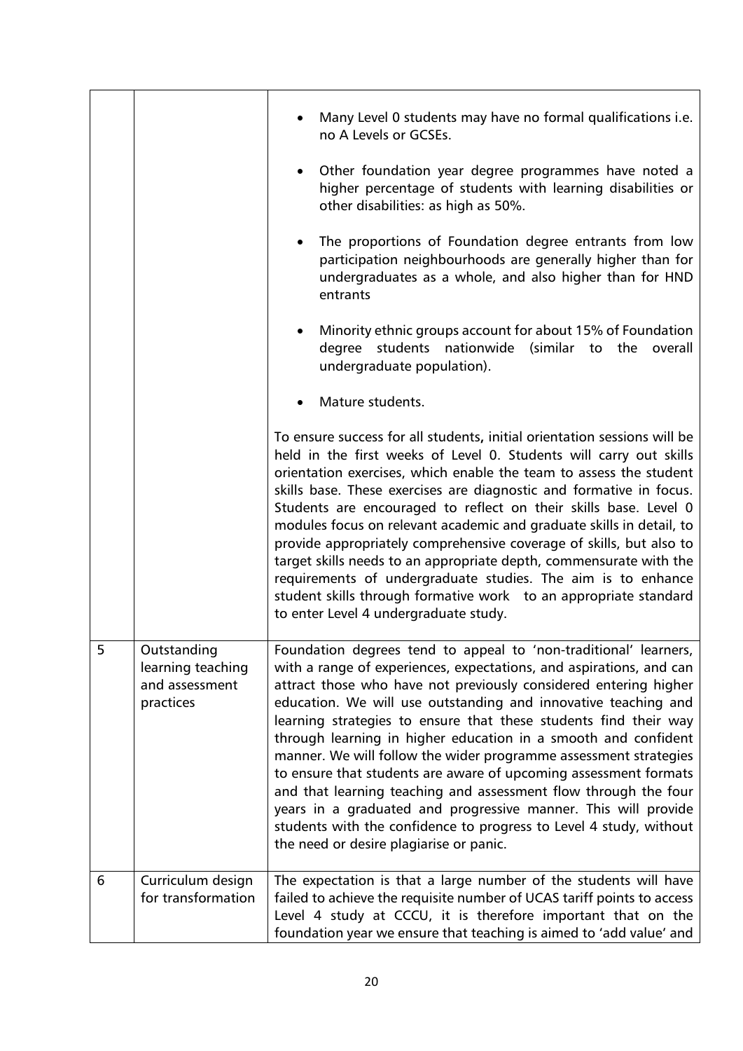| | | |
|---|---|---|
| | | <ul><li>Many Level 0 students may have no formal qualifications i.e. no A Levels or GCSEs.</li><li>Other foundation year degree programmes have noted a higher percentage of students with learning disabilities or other disabilities: as high as 50%.</li><li>The proportions of Foundation degree entrants from low participation neighbourhoods are generally higher than for undergraduates as a whole, and also higher than for HND entrants</li><li>Minority ethnic groups account for about 15% of Foundation degree students nationwide (similar to the overall undergraduate population).</li><li>Mature students.</li></ul>To ensure success for all students, initial orientation sessions will be held in the first weeks of Level 0. Students will carry out skills orientation exercises, which enable the team to assess the student skills base. These exercises are diagnostic and formative in focus. Students are encouraged to reflect on their skills base. Level 0 modules focus on relevant academic and graduate skills in detail, to provide appropriately comprehensive coverage of skills, but also to target skills needs to an appropriate depth, commensurate with the requirements of undergraduate studies. The aim is to enhance student skills through formative work to an appropriate standard to enter Level 4 undergraduate study. |
| 5 | Outstanding learning teaching and assessment practices | Foundation degrees tend to appeal to 'non-traditional' learners, with a range of experiences, expectations, and aspirations, and can attract those who have not previously considered entering higher education. We will use outstanding and innovative teaching and learning strategies to ensure that these students find their way through learning in higher education in a smooth and confident manner. We will follow the wider programme assessment strategies to ensure that students are aware of upcoming assessment formats and that learning teaching and assessment flow through the four years in a graduated and progressive manner. This will provide students with the confidence to progress to Level 4 study, without the need or desire plagiarise or panic. |
| 6 | Curriculum design for transformation | The expectation is that a large number of the students will have failed to achieve the requisite number of UCAS tariff points to access Level 4 study at CCCU, it is therefore important that on the foundation year we ensure that teaching is aimed to 'add value' and |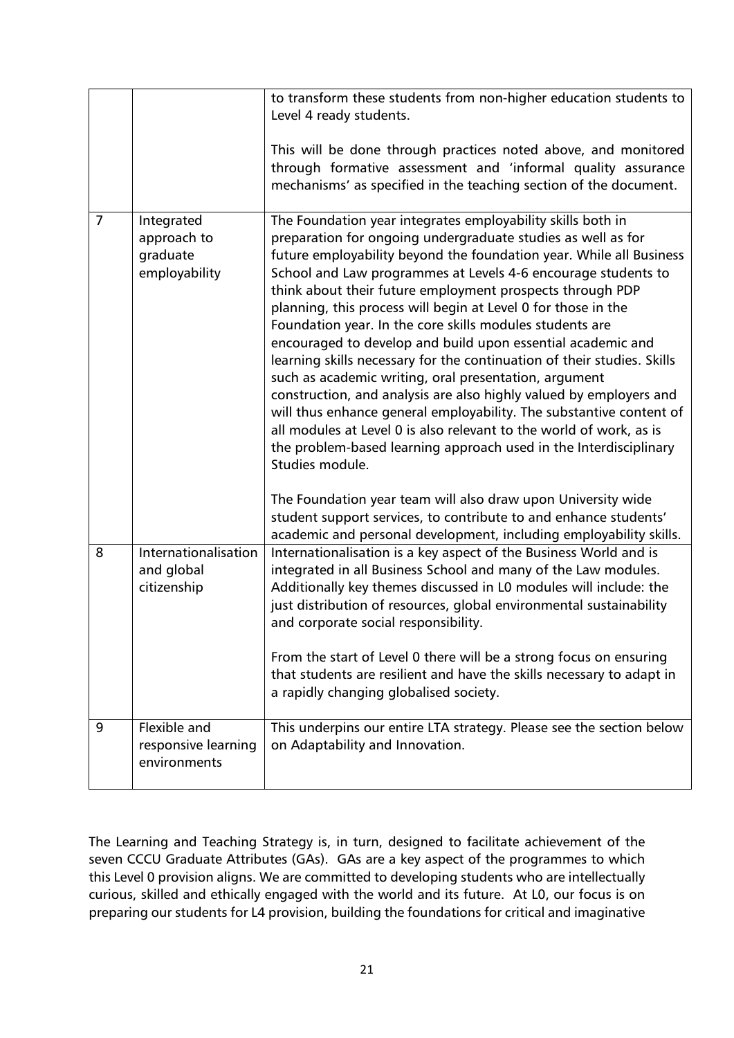| | | |
|---|---|---|
| | | to transform these students from non-higher education students to Level 4 ready students.<br><br>This will be done through practices noted above, and monitored through formative assessment and 'informal quality assurance mechanisms' as specified in the teaching section of the document. |
| 7 | Integrated approach to graduate employability | The Foundation year integrates employability skills both in preparation for ongoing undergraduate studies as well as for future employability beyond the foundation year. While all Business School and Law programmes at Levels 4-6 encourage students to think about their future employment prospects through PDP planning, this process will begin at Level 0 for those in the Foundation year. In the core skills modules students are encouraged to develop and build upon essential academic and learning skills necessary for the continuation of their studies. Skills such as academic writing, oral presentation, argument construction, and analysis are also highly valued by employers and will thus enhance general employability. The substantive content of all modules at Level 0 is also relevant to the world of work, as is the problem-based learning approach used in the Interdisciplinary Studies module.<br><br>The Foundation year team will also draw upon University wide student support services, to contribute to and enhance students' academic and personal development, including employability skills. |
| 8 | Internationalisation and global citizenship | Internationalisation is a key aspect of the Business World and is integrated in all Business School and many of the Law modules. Additionally key themes discussed in L0 modules will include: the just distribution of resources, global environmental sustainability and corporate social responsibility.<br><br>From the start of Level 0 there will be a strong focus on ensuring that students are resilient and have the skills necessary to adapt in a rapidly changing globalised society. |
| 9 | Flexible and responsive learning environments | This underpins our entire LTA strategy. Please see the section below on Adaptability and Innovation. |

The Learning and Teaching Strategy is, in turn, designed to facilitate achievement of the seven CCCU Graduate Attributes (GAs). GAs are a key aspect of the programmes to which this Level 0 provision aligns. We are committed to developing students who are intellectually curious, skilled and ethically engaged with the world and its future. At L0, our focus is on preparing our students for L4 provision, building the foundations for critical and imaginative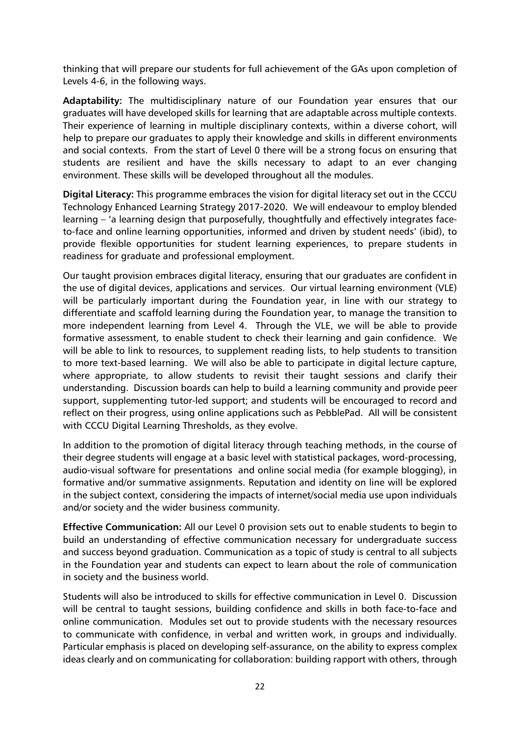thinking that will prepare our students for full achievement of the GAs upon completion of Levels 4-6, in the following ways.

**Adaptability:** The multidisciplinary nature of our Foundation year ensures that our graduates will have developed skills for learning that are adaptable across multiple contexts. Their experience of learning in multiple disciplinary contexts, within a diverse cohort, will help to prepare our graduates to apply their knowledge and skills in different environments and social contexts. From the start of Level 0 there will be a strong focus on ensuring that students are resilient and have the skills necessary to adapt to an ever changing environment. These skills will be developed throughout all the modules.

**Digital Literacy:** This programme embraces the vision for digital literacy set out in the CCCU Technology Enhanced Learning Strategy 2017-2020. We will endeavour to employ blended learning – 'a learning design that purposefully, thoughtfully and effectively integrates face-to-face and online learning opportunities, informed and driven by student needs' (ibid), to provide flexible opportunities for student learning experiences, to prepare students in readiness for graduate and professional employment.

Our taught provision embraces digital literacy, ensuring that our graduates are confident in the use of digital devices, applications and services. Our virtual learning environment (VLE) will be particularly important during the Foundation year, in line with our strategy to differentiate and scaffold learning during the Foundation year, to manage the transition to more independent learning from Level 4. Through the VLE, we will be able to provide formative assessment, to enable student to check their learning and gain confidence. We will be able to link to resources, to supplement reading lists, to help students to transition to more text-based learning. We will also be able to participate in digital lecture capture, where appropriate, to allow students to revisit their taught sessions and clarify their understanding. Discussion boards can help to build a learning community and provide peer support, supplementing tutor-led support; and students will be encouraged to record and reflect on their progress, using online applications such as PebblePad. All will be consistent with CCCU Digital Learning Thresholds, as they evolve.

In addition to the promotion of digital literacy through teaching methods, in the course of their degree students will engage at a basic level with statistical packages, word-processing, audio-visual software for presentations and online social media (for example blogging), in formative and/or summative assignments. Reputation and identity on line will be explored in the subject context, considering the impacts of internet/social media use upon individuals and/or society and the wider business community.

**Effective Communication:** All our Level 0 provision sets out to enable students to begin to build an understanding of effective communication necessary for undergraduate success and success beyond graduation. Communication as a topic of study is central to all subjects in the Foundation year and students can expect to learn about the role of communication in society and the business world.

Students will also be introduced to skills for effective communication in Level 0. Discussion will be central to taught sessions, building confidence and skills in both face-to-face and online communication. Modules set out to provide students with the necessary resources to communicate with confidence, in verbal and written work, in groups and individually. Particular emphasis is placed on developing self-assurance, on the ability to express complex ideas clearly and on communicating for collaboration: building rapport with others, through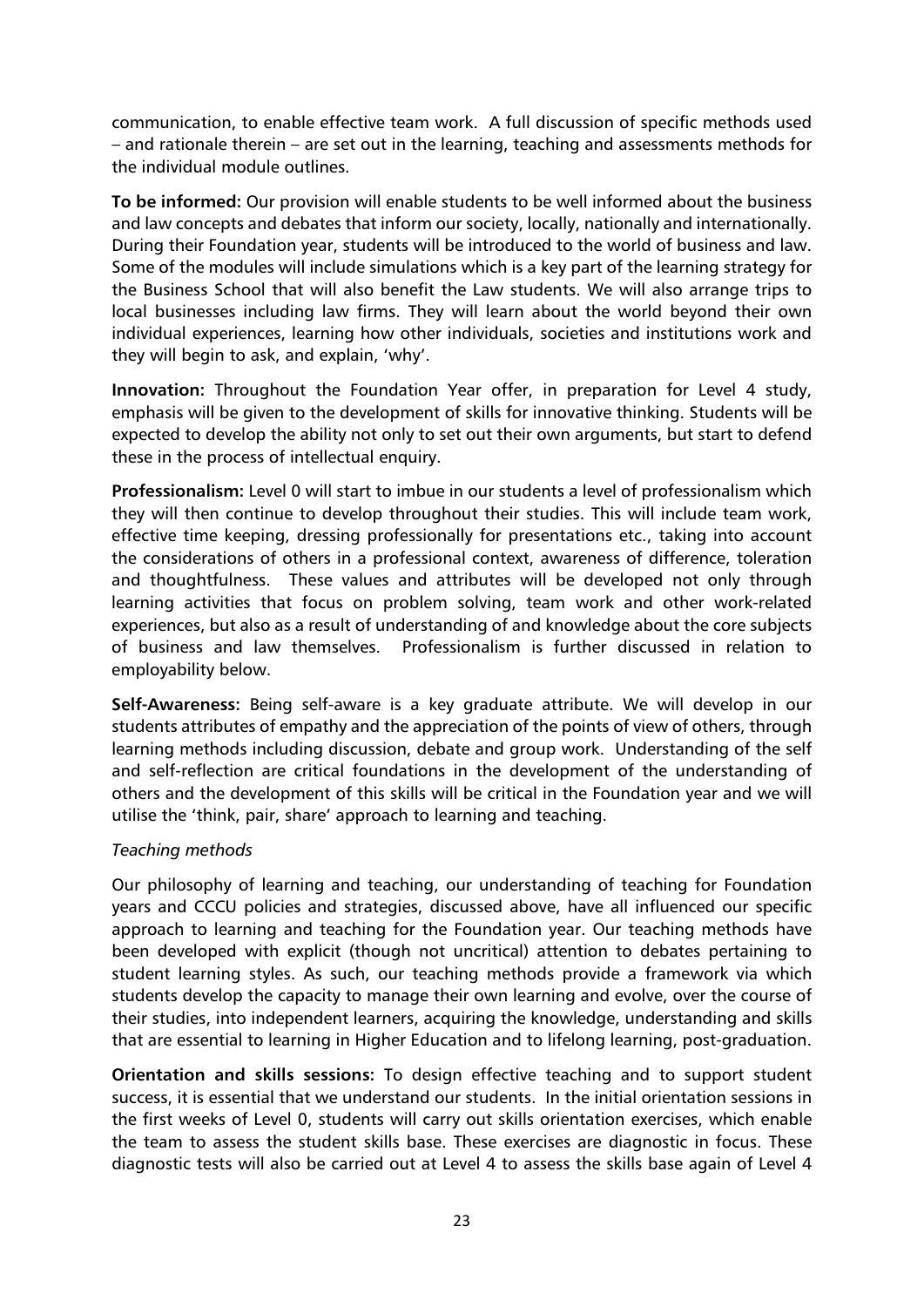communication, to enable effective team work. A full discussion of specific methods used – and rationale therein – are set out in the learning, teaching and assessments methods for the individual module outlines.

**To be informed:** Our provision will enable students to be well informed about the business and law concepts and debates that inform our society, locally, nationally and internationally. During their Foundation year, students will be introduced to the world of business and law. Some of the modules will include simulations which is a key part of the learning strategy for the Business School that will also benefit the Law students. We will also arrange trips to local businesses including law firms. They will learn about the world beyond their own individual experiences, learning how other individuals, societies and institutions work and they will begin to ask, and explain, 'why'.

**Innovation:** Throughout the Foundation Year offer, in preparation for Level 4 study, emphasis will be given to the development of skills for innovative thinking. Students will be expected to develop the ability not only to set out their own arguments, but start to defend these in the process of intellectual enquiry.

**Professionalism:** Level 0 will start to imbue in our students a level of professionalism which they will then continue to develop throughout their studies. This will include team work, effective time keeping, dressing professionally for presentations etc., taking into account the considerations of others in a professional context, awareness of difference, toleration and thoughtfulness. These values and attributes will be developed not only through learning activities that focus on problem solving, team work and other work-related experiences, but also as a result of understanding of and knowledge about the core subjects of business and law themselves. Professionalism is further discussed in relation to employability below.

**Self-Awareness:** Being self-aware is a key graduate attribute. We will develop in our students attributes of empathy and the appreciation of the points of view of others, through learning methods including discussion, debate and group work. Understanding of the self and self-reflection are critical foundations in the development of the understanding of others and the development of this skills will be critical in the Foundation year and we will utilise the 'think, pair, share' approach to learning and teaching.

*Teaching methods*

Our philosophy of learning and teaching, our understanding of teaching for Foundation years and CCCU policies and strategies, discussed above, have all influenced our specific approach to learning and teaching for the Foundation year. Our teaching methods have been developed with explicit (though not uncritical) attention to debates pertaining to student learning styles. As such, our teaching methods provide a framework via which students develop the capacity to manage their own learning and evolve, over the course of their studies, into independent learners, acquiring the knowledge, understanding and skills that are essential to learning in Higher Education and to lifelong learning, post-graduation.

**Orientation and skills sessions:** To design effective teaching and to support student success, it is essential that we understand our students. In the initial orientation sessions in the first weeks of Level 0, students will carry out skills orientation exercises, which enable the team to assess the student skills base. These exercises are diagnostic in focus. These diagnostic tests will also be carried out at Level 4 to assess the skills base again of Level 4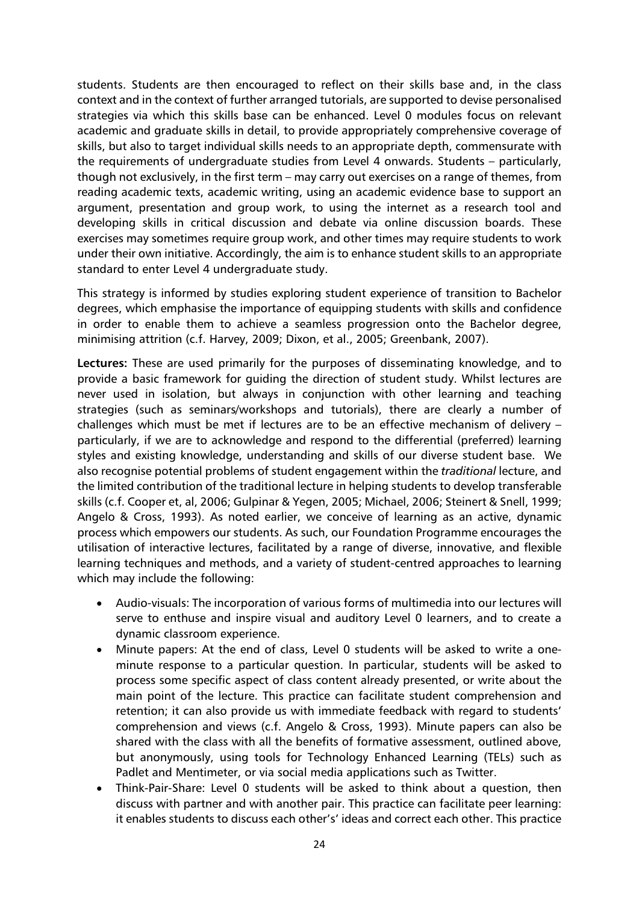students. Students are then encouraged to reflect on their skills base and, in the class context and in the context of further arranged tutorials, are supported to devise personalised strategies via which this skills base can be enhanced. Level 0 modules focus on relevant academic and graduate skills in detail, to provide appropriately comprehensive coverage of skills, but also to target individual skills needs to an appropriate depth, commensurate with the requirements of undergraduate studies from Level 4 onwards. Students – particularly, though not exclusively, in the first term – may carry out exercises on a range of themes, from reading academic texts, academic writing, using an academic evidence base to support an argument, presentation and group work, to using the internet as a research tool and developing skills in critical discussion and debate via online discussion boards. These exercises may sometimes require group work, and other times may require students to work under their own initiative. Accordingly, the aim is to enhance student skills to an appropriate standard to enter Level 4 undergraduate study.

This strategy is informed by studies exploring student experience of transition to Bachelor degrees, which emphasise the importance of equipping students with skills and confidence in order to enable them to achieve a seamless progression onto the Bachelor degree, minimising attrition (c.f. Harvey, 2009; Dixon, et al., 2005; Greenbank, 2007).

**Lectures:** These are used primarily for the purposes of disseminating knowledge, and to provide a basic framework for guiding the direction of student study. Whilst lectures are never used in isolation, but always in conjunction with other learning and teaching strategies (such as seminars/workshops and tutorials), there are clearly a number of challenges which must be met if lectures are to be an effective mechanism of delivery – particularly, if we are to acknowledge and respond to the differential (preferred) learning styles and existing knowledge, understanding and skills of our diverse student base. We also recognise potential problems of student engagement within the *traditional* lecture, and the limited contribution of the traditional lecture in helping students to develop transferable skills (c.f. Cooper et, al, 2006; Gulpinar & Yegen, 2005; Michael, 2006; Steinert & Snell, 1999; Angelo & Cross, 1993). As noted earlier, we conceive of learning as an active, dynamic process which empowers our students. As such, our Foundation Programme encourages the utilisation of interactive lectures, facilitated by a range of diverse, innovative, and flexible learning techniques and methods, and a variety of student-centred approaches to learning which may include the following:

- Audio-visuals: The incorporation of various forms of multimedia into our lectures will serve to enthuse and inspire visual and auditory Level 0 learners, and to create a dynamic classroom experience.
- Minute papers: At the end of class, Level 0 students will be asked to write a one-minute response to a particular question. In particular, students will be asked to process some specific aspect of class content already presented, or write about the main point of the lecture. This practice can facilitate student comprehension and retention; it can also provide us with immediate feedback with regard to students' comprehension and views (c.f. Angelo & Cross, 1993). Minute papers can also be shared with the class with all the benefits of formative assessment, outlined above, but anonymously, using tools for Technology Enhanced Learning (TELs) such as Padlet and Mentimeter, or via social media applications such as Twitter.
- Think-Pair-Share: Level 0 students will be asked to think about a question, then discuss with partner and with another pair. This practice can facilitate peer learning: it enables students to discuss each other's' ideas and correct each other. This practice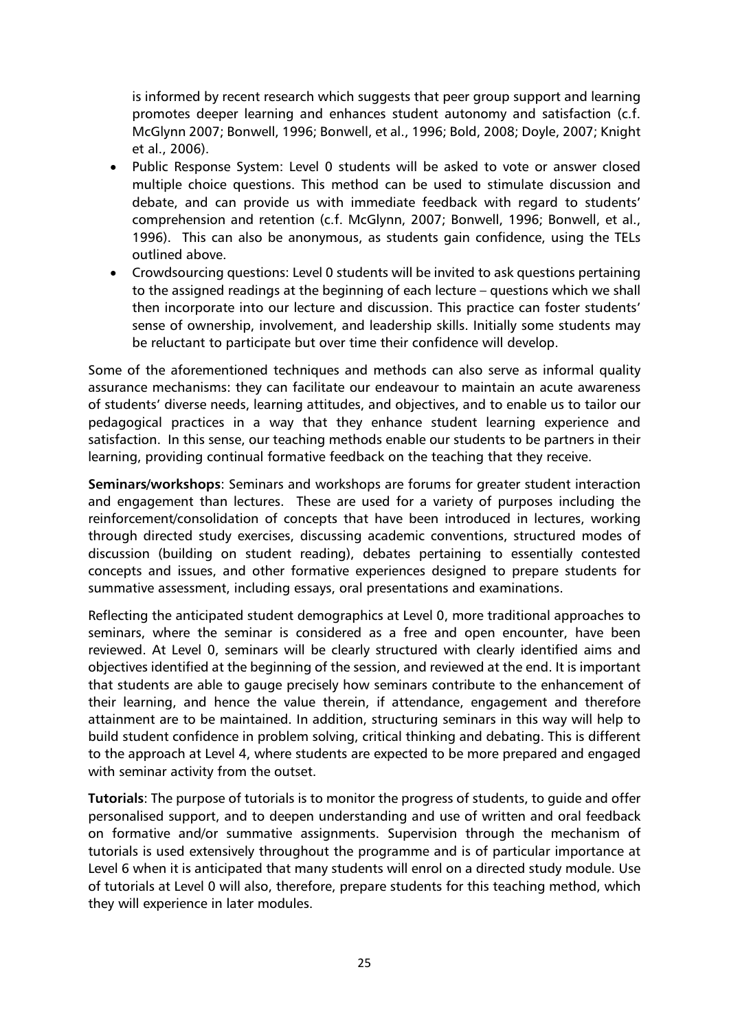is informed by recent research which suggests that peer group support and learning promotes deeper learning and enhances student autonomy and satisfaction (c.f. McGlynn 2007; Bonwell, 1996; Bonwell, et al., 1996; Bold, 2008; Doyle, 2007; Knight et al., 2006).

- Public Response System: Level 0 students will be asked to vote or answer closed multiple choice questions. This method can be used to stimulate discussion and debate, and can provide us with immediate feedback with regard to students' comprehension and retention (c.f. McGlynn, 2007; Bonwell, 1996; Bonwell, et al., 1996). This can also be anonymous, as students gain confidence, using the TELs outlined above.
- Crowdsourcing questions: Level 0 students will be invited to ask questions pertaining to the assigned readings at the beginning of each lecture – questions which we shall then incorporate into our lecture and discussion. This practice can foster students' sense of ownership, involvement, and leadership skills. Initially some students may be reluctant to participate but over time their confidence will develop.

Some of the aforementioned techniques and methods can also serve as informal quality assurance mechanisms: they can facilitate our endeavour to maintain an acute awareness of students' diverse needs, learning attitudes, and objectives, and to enable us to tailor our pedagogical practices in a way that they enhance student learning experience and satisfaction. In this sense, our teaching methods enable our students to be partners in their learning, providing continual formative feedback on the teaching that they receive.

**Seminars/workshops**: Seminars and workshops are forums for greater student interaction and engagement than lectures. These are used for a variety of purposes including the reinforcement/consolidation of concepts that have been introduced in lectures, working through directed study exercises, discussing academic conventions, structured modes of discussion (building on student reading), debates pertaining to essentially contested concepts and issues, and other formative experiences designed to prepare students for summative assessment, including essays, oral presentations and examinations.

Reflecting the anticipated student demographics at Level 0, more traditional approaches to seminars, where the seminar is considered as a free and open encounter, have been reviewed. At Level 0, seminars will be clearly structured with clearly identified aims and objectives identified at the beginning of the session, and reviewed at the end. It is important that students are able to gauge precisely how seminars contribute to the enhancement of their learning, and hence the value therein, if attendance, engagement and therefore attainment are to be maintained. In addition, structuring seminars in this way will help to build student confidence in problem solving, critical thinking and debating. This is different to the approach at Level 4, where students are expected to be more prepared and engaged with seminar activity from the outset.

**Tutorials**: The purpose of tutorials is to monitor the progress of students, to guide and offer personalised support, and to deepen understanding and use of written and oral feedback on formative and/or summative assignments. Supervision through the mechanism of tutorials is used extensively throughout the programme and is of particular importance at Level 6 when it is anticipated that many students will enrol on a directed study module. Use of tutorials at Level 0 will also, therefore, prepare students for this teaching method, which they will experience in later modules.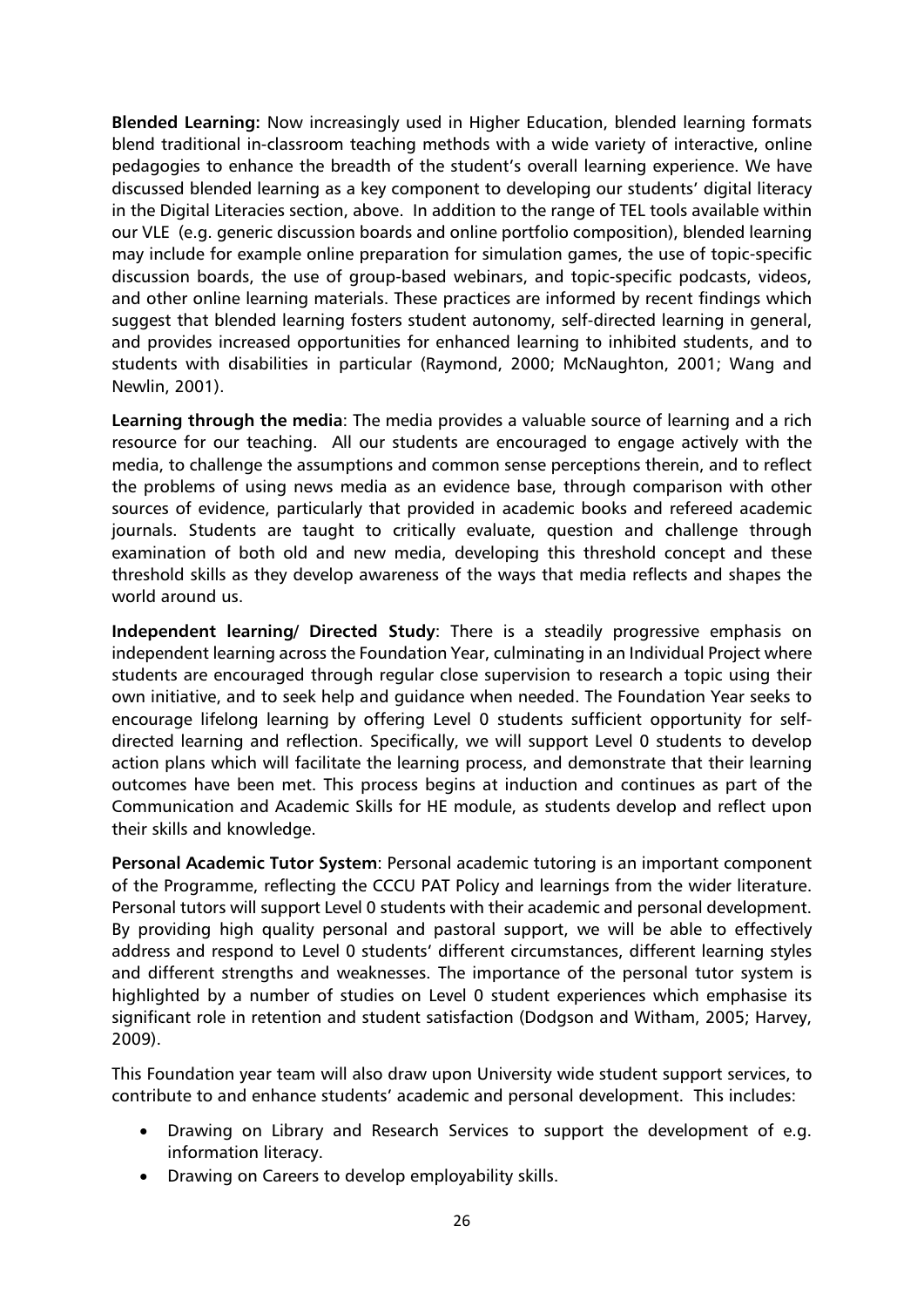**Blended Learning:** Now increasingly used in Higher Education, blended learning formats blend traditional in-classroom teaching methods with a wide variety of interactive, online pedagogies to enhance the breadth of the student's overall learning experience. We have discussed blended learning as a key component to developing our students' digital literacy in the Digital Literacies section, above. In addition to the range of TEL tools available within our VLE (e.g. generic discussion boards and online portfolio composition), blended learning may include for example online preparation for simulation games, the use of topic-specific discussion boards, the use of group-based webinars, and topic-specific podcasts, videos, and other online learning materials. These practices are informed by recent findings which suggest that blended learning fosters student autonomy, self-directed learning in general, and provides increased opportunities for enhanced learning to inhibited students, and to students with disabilities in particular (Raymond, 2000; McNaughton, 2001; Wang and Newlin, 2001).

**Learning through the media**: The media provides a valuable source of learning and a rich resource for our teaching. All our students are encouraged to engage actively with the media, to challenge the assumptions and common sense perceptions therein, and to reflect the problems of using news media as an evidence base, through comparison with other sources of evidence, particularly that provided in academic books and refereed academic journals. Students are taught to critically evaluate, question and challenge through examination of both old and new media, developing this threshold concept and these threshold skills as they develop awareness of the ways that media reflects and shapes the world around us.

**Independent learning/ Directed Study**: There is a steadily progressive emphasis on independent learning across the Foundation Year, culminating in an Individual Project where students are encouraged through regular close supervision to research a topic using their own initiative, and to seek help and guidance when needed. The Foundation Year seeks to encourage lifelong learning by offering Level 0 students sufficient opportunity for self-directed learning and reflection. Specifically, we will support Level 0 students to develop action plans which will facilitate the learning process, and demonstrate that their learning outcomes have been met. This process begins at induction and continues as part of the Communication and Academic Skills for HE module, as students develop and reflect upon their skills and knowledge.

**Personal Academic Tutor System**: Personal academic tutoring is an important component of the Programme, reflecting the CCCU PAT Policy and learnings from the wider literature. Personal tutors will support Level 0 students with their academic and personal development. By providing high quality personal and pastoral support, we will be able to effectively address and respond to Level 0 students' different circumstances, different learning styles and different strengths and weaknesses. The importance of the personal tutor system is highlighted by a number of studies on Level 0 student experiences which emphasise its significant role in retention and student satisfaction (Dodgson and Witham, 2005; Harvey, 2009).

This Foundation year team will also draw upon University wide student support services, to contribute to and enhance students' academic and personal development. This includes:

- Drawing on Library and Research Services to support the development of e.g. information literacy.
- Drawing on Careers to develop employability skills.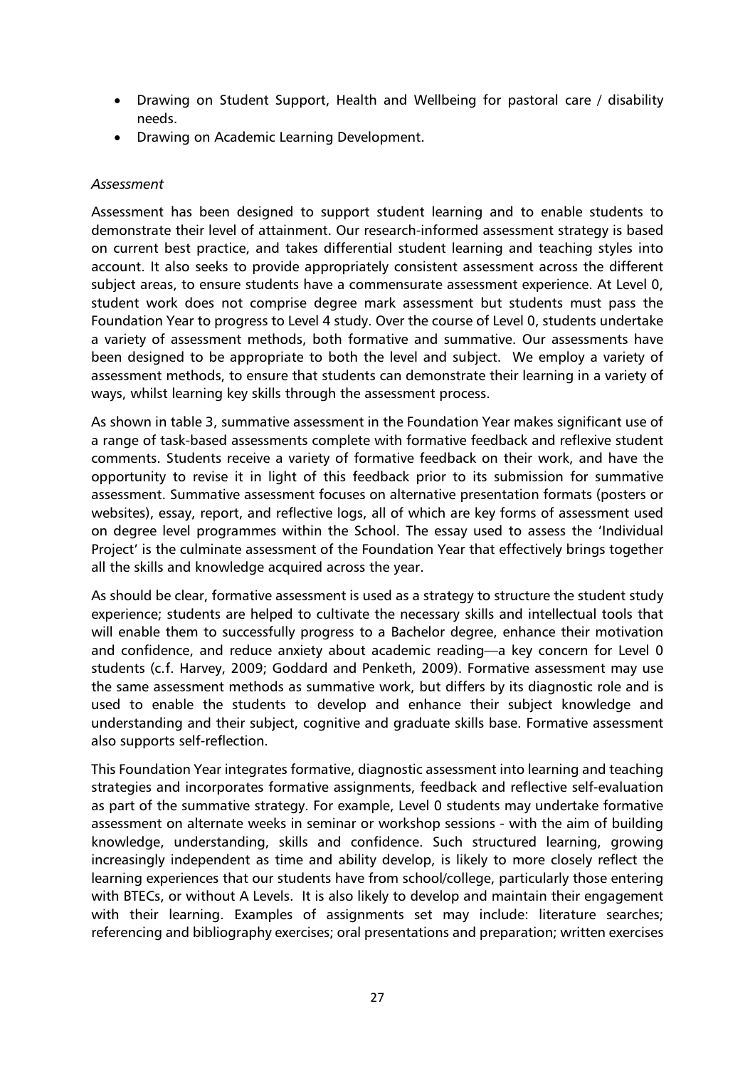- Drawing on Student Support, Health and Wellbeing for pastoral care / disability needs.
- Drawing on Academic Learning Development.

*Assessment*

Assessment has been designed to support student learning and to enable students to demonstrate their level of attainment. Our research-informed assessment strategy is based on current best practice, and takes differential student learning and teaching styles into account. It also seeks to provide appropriately consistent assessment across the different subject areas, to ensure students have a commensurate assessment experience. At Level 0, student work does not comprise degree mark assessment but students must pass the Foundation Year to progress to Level 4 study. Over the course of Level 0, students undertake a variety of assessment methods, both formative and summative. Our assessments have been designed to be appropriate to both the level and subject. We employ a variety of assessment methods, to ensure that students can demonstrate their learning in a variety of ways, whilst learning key skills through the assessment process.

As shown in table 3, summative assessment in the Foundation Year makes significant use of a range of task-based assessments complete with formative feedback and reflexive student comments. Students receive a variety of formative feedback on their work, and have the opportunity to revise it in light of this feedback prior to its submission for summative assessment. Summative assessment focuses on alternative presentation formats (posters or websites), essay, report, and reflective logs, all of which are key forms of assessment used on degree level programmes within the School. The essay used to assess the 'Individual Project' is the culminate assessment of the Foundation Year that effectively brings together all the skills and knowledge acquired across the year.

As should be clear, formative assessment is used as a strategy to structure the student study experience; students are helped to cultivate the necessary skills and intellectual tools that will enable them to successfully progress to a Bachelor degree, enhance their motivation and confidence, and reduce anxiety about academic reading—a key concern for Level 0 students (c.f. Harvey, 2009; Goddard and Penketh, 2009). Formative assessment may use the same assessment methods as summative work, but differs by its diagnostic role and is used to enable the students to develop and enhance their subject knowledge and understanding and their subject, cognitive and graduate skills base. Formative assessment also supports self-reflection.

This Foundation Year integrates formative, diagnostic assessment into learning and teaching strategies and incorporates formative assignments, feedback and reflective self-evaluation as part of the summative strategy. For example, Level 0 students may undertake formative assessment on alternate weeks in seminar or workshop sessions - with the aim of building knowledge, understanding, skills and confidence. Such structured learning, growing increasingly independent as time and ability develop, is likely to more closely reflect the learning experiences that our students have from school/college, particularly those entering with BTECs, or without A Levels. It is also likely to develop and maintain their engagement with their learning. Examples of assignments set may include: literature searches; referencing and bibliography exercises; oral presentations and preparation; written exercises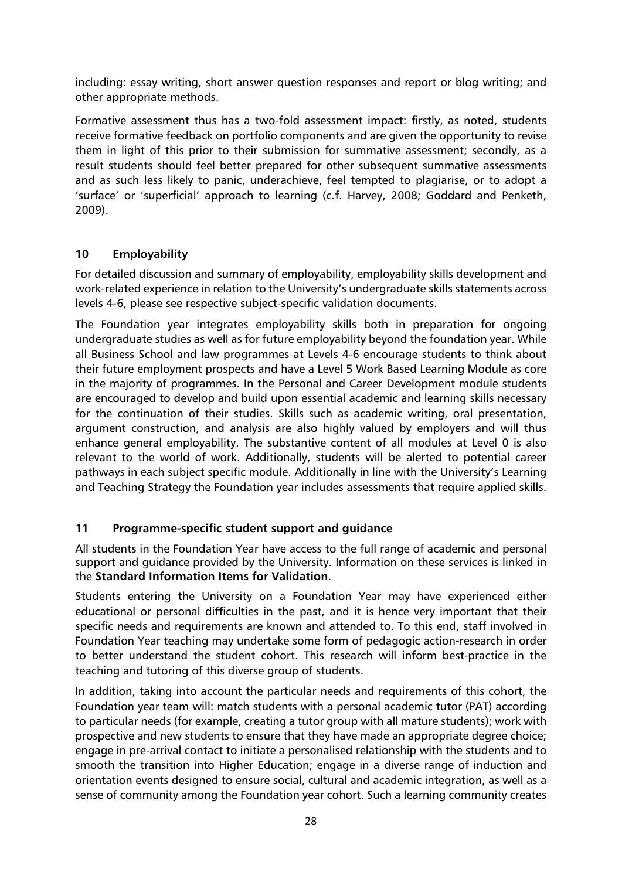including: essay writing, short answer question responses and report or blog writing; and other appropriate methods.

Formative assessment thus has a two-fold assessment impact: firstly, as noted, students receive formative feedback on portfolio components and are given the opportunity to revise them in light of this prior to their submission for summative assessment; secondly, as a result students should feel better prepared for other subsequent summative assessments and as such less likely to panic, underachieve, feel tempted to plagiarise, or to adopt a 'surface' or 'superficial' approach to learning (c.f. Harvey, 2008; Goddard and Penketh, 2009).

## 10 Employability

For detailed discussion and summary of employability, employability skills development and work-related experience in relation to the University's undergraduate skills statements across levels 4-6, please see respective subject-specific validation documents.

The Foundation year integrates employability skills both in preparation for ongoing undergraduate studies as well as for future employability beyond the foundation year. While all Business School and law programmes at Levels 4-6 encourage students to think about their future employment prospects and have a Level 5 Work Based Learning Module as core in the majority of programmes. In the Personal and Career Development module students are encouraged to develop and build upon essential academic and learning skills necessary for the continuation of their studies. Skills such as academic writing, oral presentation, argument construction, and analysis are also highly valued by employers and will thus enhance general employability. The substantive content of all modules at Level 0 is also relevant to the world of work. Additionally, students will be alerted to potential career pathways in each subject specific module. Additionally in line with the University's Learning and Teaching Strategy the Foundation year includes assessments that require applied skills.

## 11 Programme-specific student support and guidance

All students in the Foundation Year have access to the full range of academic and personal support and guidance provided by the University. Information on these services is linked in the **Standard Information Items for Validation**.

Students entering the University on a Foundation Year may have experienced either educational or personal difficulties in the past, and it is hence very important that their specific needs and requirements are known and attended to. To this end, staff involved in Foundation Year teaching may undertake some form of pedagogic action-research in order to better understand the student cohort. This research will inform best-practice in the teaching and tutoring of this diverse group of students.

In addition, taking into account the particular needs and requirements of this cohort, the Foundation year team will: match students with a personal academic tutor (PAT) according to particular needs (for example, creating a tutor group with all mature students); work with prospective and new students to ensure that they have made an appropriate degree choice; engage in pre-arrival contact to initiate a personalised relationship with the students and to smooth the transition into Higher Education; engage in a diverse range of induction and orientation events designed to ensure social, cultural and academic integration, as well as a sense of community among the Foundation year cohort. Such a learning community creates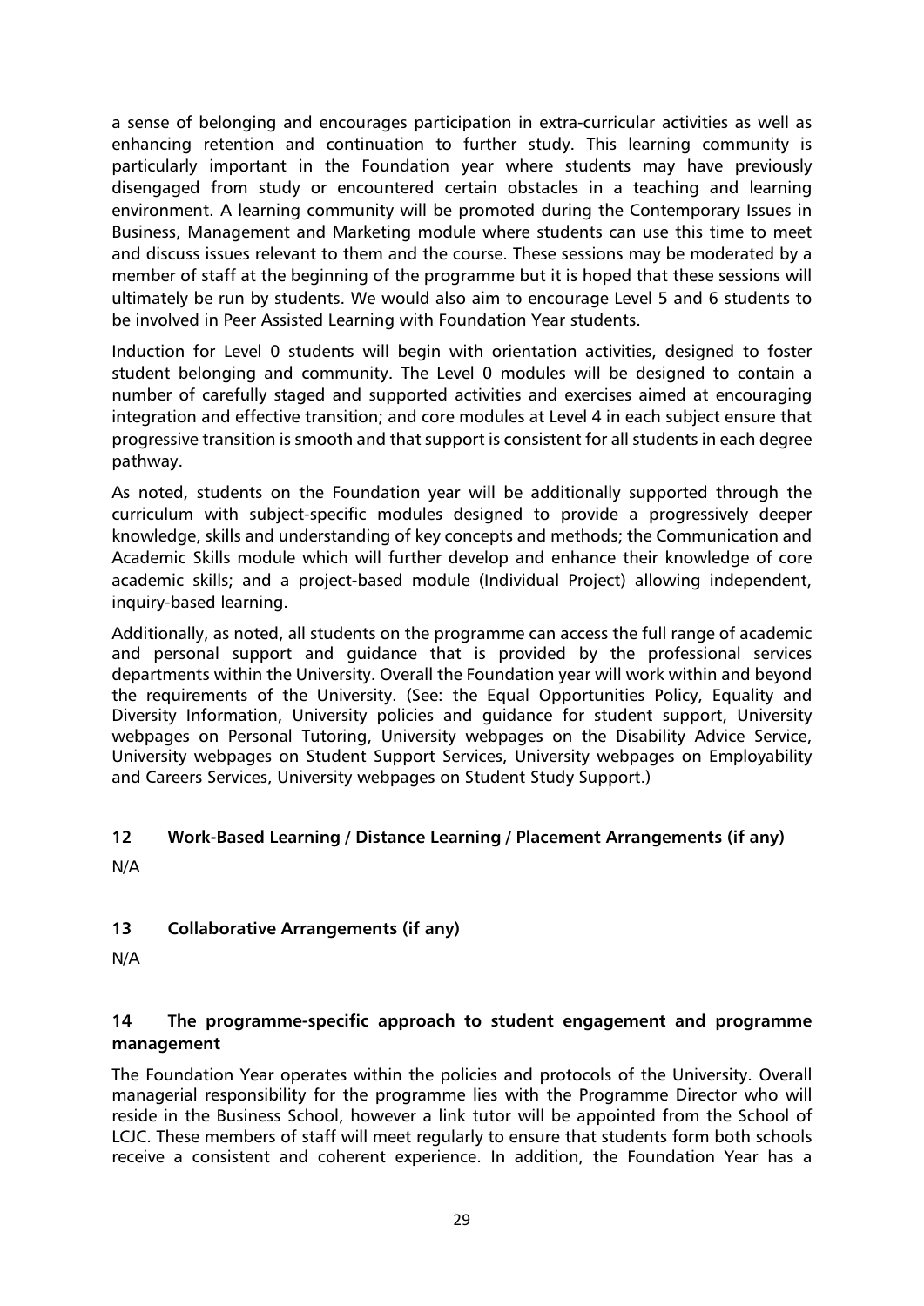a sense of belonging and encourages participation in extra-curricular activities as well as enhancing retention and continuation to further study. This learning community is particularly important in the Foundation year where students may have previously disengaged from study or encountered certain obstacles in a teaching and learning environment. A learning community will be promoted during the Contemporary Issues in Business, Management and Marketing module where students can use this time to meet and discuss issues relevant to them and the course. These sessions may be moderated by a member of staff at the beginning of the programme but it is hoped that these sessions will ultimately be run by students. We would also aim to encourage Level 5 and 6 students to be involved in Peer Assisted Learning with Foundation Year students.

Induction for Level 0 students will begin with orientation activities, designed to foster student belonging and community. The Level 0 modules will be designed to contain a number of carefully staged and supported activities and exercises aimed at encouraging integration and effective transition; and core modules at Level 4 in each subject ensure that progressive transition is smooth and that support is consistent for all students in each degree pathway.

As noted, students on the Foundation year will be additionally supported through the curriculum with subject-specific modules designed to provide a progressively deeper knowledge, skills and understanding of key concepts and methods; the Communication and Academic Skills module which will further develop and enhance their knowledge of core academic skills; and a project-based module (Individual Project) allowing independent, inquiry-based learning.

Additionally, as noted, all students on the programme can access the full range of academic and personal support and guidance that is provided by the professional services departments within the University. Overall the Foundation year will work within and beyond the requirements of the University. (See: the Equal Opportunities Policy, Equality and Diversity Information, University policies and guidance for student support, University webpages on Personal Tutoring, University webpages on the Disability Advice Service, University webpages on Student Support Services, University webpages on Employability and Careers Services, University webpages on Student Study Support.)

## 12 Work-Based Learning / Distance Learning / Placement Arrangements (if any)

N/A

## 13 Collaborative Arrangements (if any)

N/A

## 14 The programme-specific approach to student engagement and programme management

The Foundation Year operates within the policies and protocols of the University. Overall managerial responsibility for the programme lies with the Programme Director who will reside in the Business School, however a link tutor will be appointed from the School of LCJC. These members of staff will meet regularly to ensure that students form both schools receive a consistent and coherent experience. In addition, the Foundation Year has a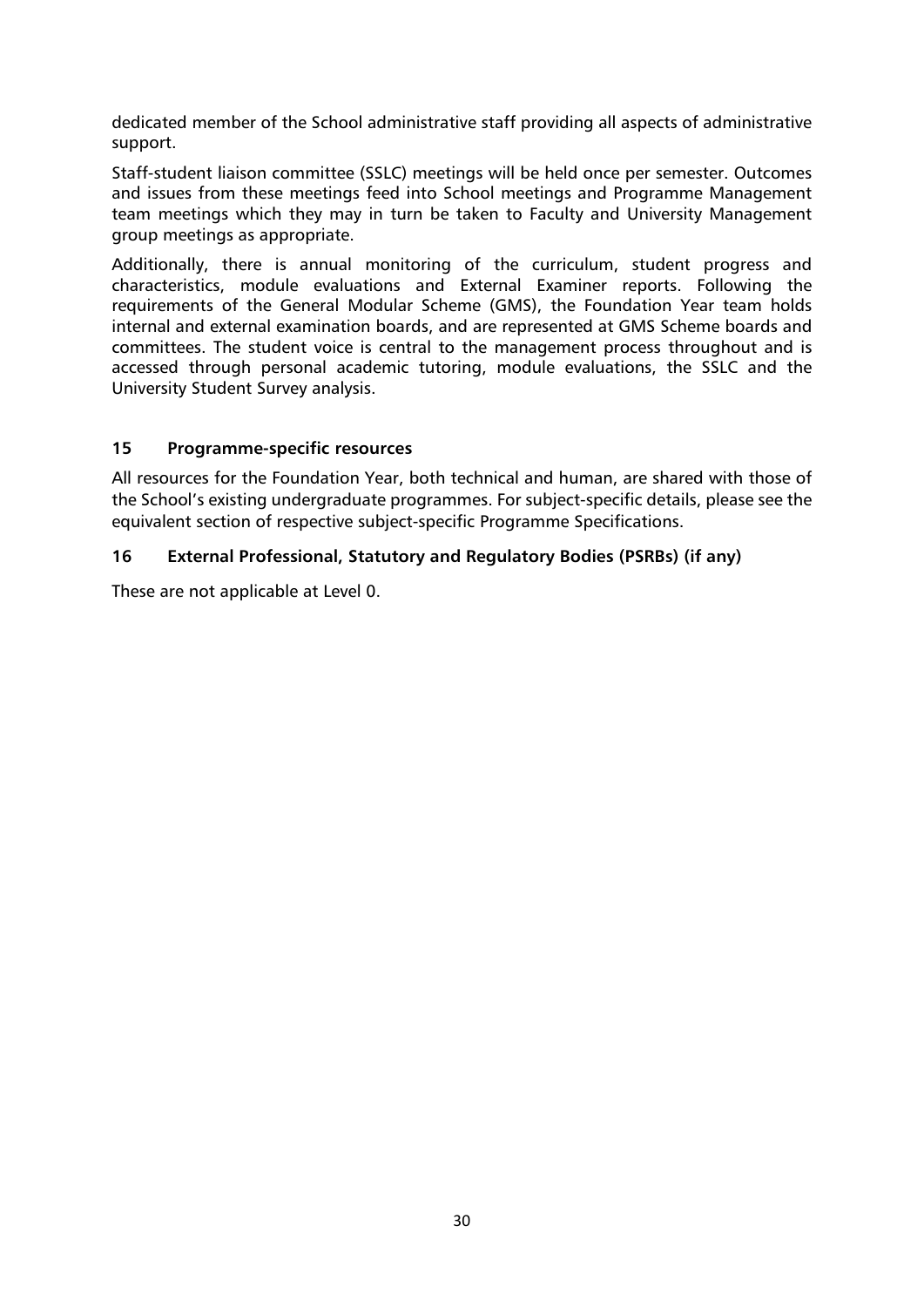dedicated member of the School administrative staff providing all aspects of administrative support.

Staff-student liaison committee (SSLC) meetings will be held once per semester. Outcomes and issues from these meetings feed into School meetings and Programme Management team meetings which they may in turn be taken to Faculty and University Management group meetings as appropriate.

Additionally, there is annual monitoring of the curriculum, student progress and characteristics, module evaluations and External Examiner reports. Following the requirements of the General Modular Scheme (GMS), the Foundation Year team holds internal and external examination boards, and are represented at GMS Scheme boards and committees. The student voice is central to the management process throughout and is accessed through personal academic tutoring, module evaluations, the SSLC and the University Student Survey analysis.

## 15 Programme-specific resources

All resources for the Foundation Year, both technical and human, are shared with those of the School's existing undergraduate programmes. For subject-specific details, please see the equivalent section of respective subject-specific Programme Specifications.

## 16 External Professional, Statutory and Regulatory Bodies (PSRBs) (if any)

These are not applicable at Level 0.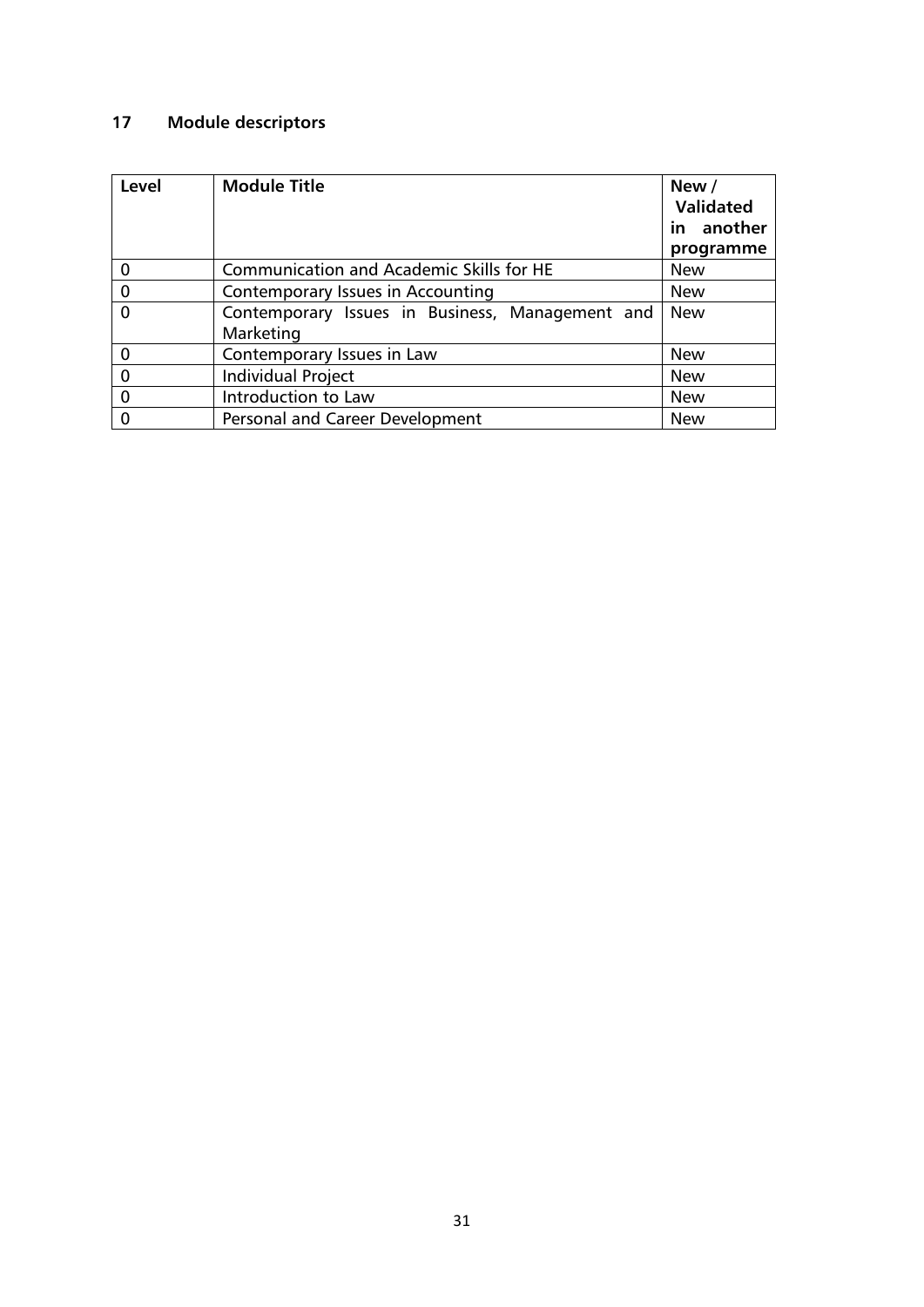## 17 Module descriptors

| Level | Module Title | New / Validated in another programme |
|---|---|---|
| 0 | Communication and Academic Skills for HE | New |
| 0 | Contemporary Issues in Accounting | New |
| 0 | Contemporary Issues in Business, Management and Marketing | New |
| 0 | Contemporary Issues in Law | New |
| 0 | Individual Project | New |
| 0 | Introduction to Law | New |
| 0 | Personal and Career Development | New |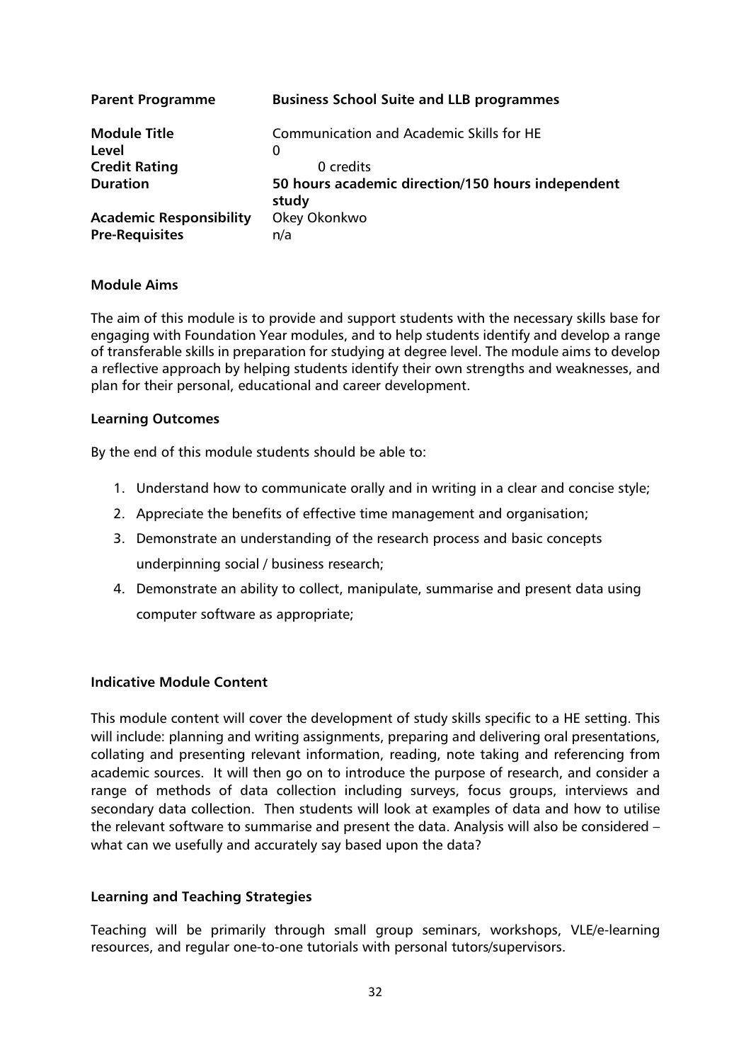| | |
|---|---|
| **Parent Programme** | **Business School Suite and LLB programmes** |
| **Module Title** | Communication and Academic Skills for HE |
| **Level** | 0 |
| **Credit Rating** | 0 credits |
| **Duration** | **50 hours academic direction/150 hours independent study** |
| **Academic Responsibility** | Okey Okonkwo |
| **Pre-Requisites** | n/a |

**Module Aims**

The aim of this module is to provide and support students with the necessary skills base for engaging with Foundation Year modules, and to help students identify and develop a range of transferable skills in preparation for studying at degree level. The module aims to develop a reflective approach by helping students identify their own strengths and weaknesses, and plan for their personal, educational and career development.

**Learning Outcomes**

By the end of this module students should be able to:

1. Understand how to communicate orally and in writing in a clear and concise style;
2. Appreciate the benefits of effective time management and organisation;
3. Demonstrate an understanding of the research process and basic concepts underpinning social / business research;
4. Demonstrate an ability to collect, manipulate, summarise and present data using computer software as appropriate;

**Indicative Module Content**

This module content will cover the development of study skills specific to a HE setting. This will include: planning and writing assignments, preparing and delivering oral presentations, collating and presenting relevant information, reading, note taking and referencing from academic sources. It will then go on to introduce the purpose of research, and consider a range of methods of data collection including surveys, focus groups, interviews and secondary data collection. Then students will look at examples of data and how to utilise the relevant software to summarise and present the data. Analysis will also be considered – what can we usefully and accurately say based upon the data?

**Learning and Teaching Strategies**

Teaching will be primarily through small group seminars, workshops, VLE/e-learning resources, and regular one-to-one tutorials with personal tutors/supervisors.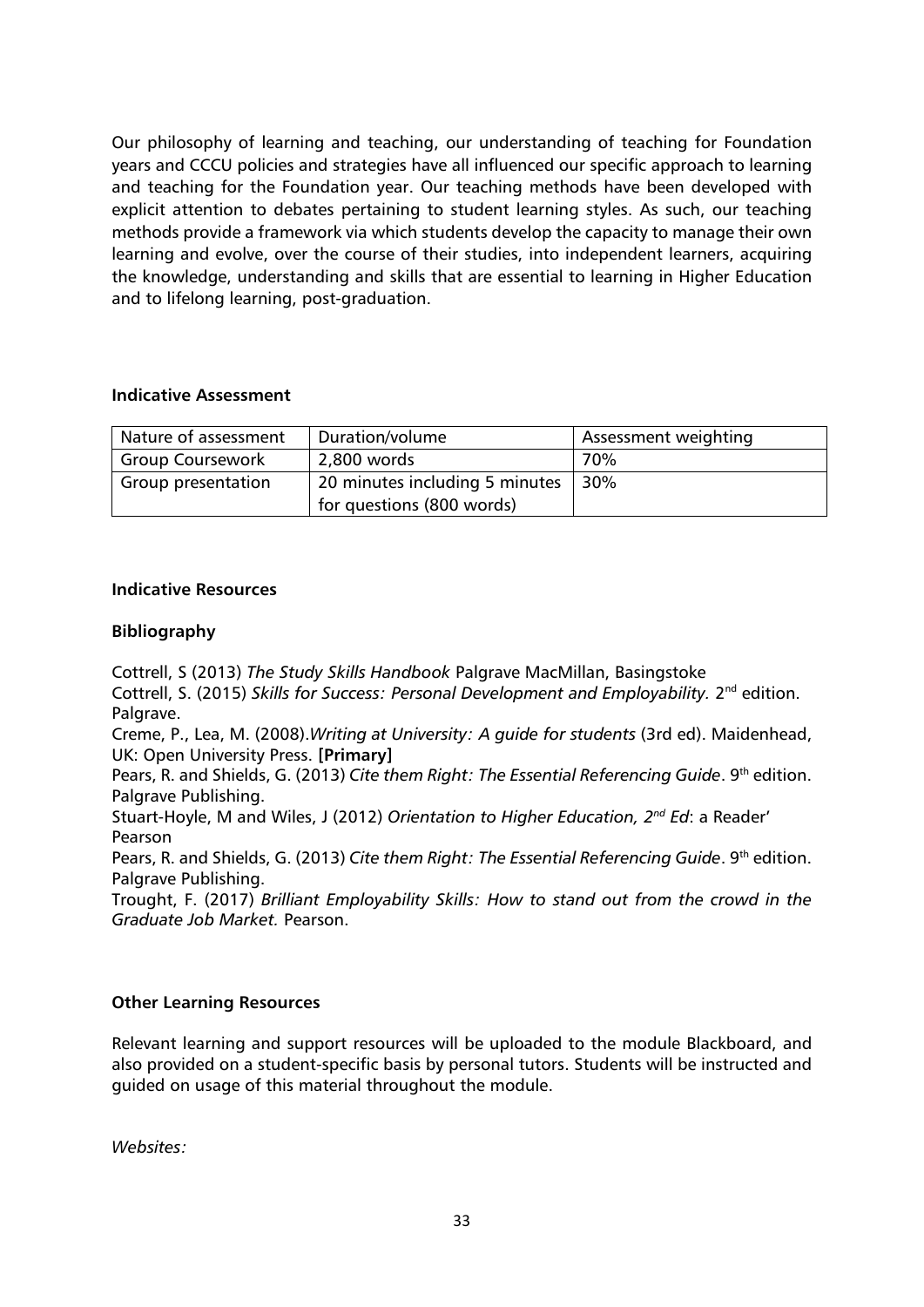Our philosophy of learning and teaching, our understanding of teaching for Foundation years and CCCU policies and strategies have all influenced our specific approach to learning and teaching for the Foundation year. Our teaching methods have been developed with explicit attention to debates pertaining to student learning styles. As such, our teaching methods provide a framework via which students develop the capacity to manage their own learning and evolve, over the course of their studies, into independent learners, acquiring the knowledge, understanding and skills that are essential to learning in Higher Education and to lifelong learning, post-graduation.

**Indicative Assessment**

| Nature of assessment | Duration/volume | Assessment weighting |
|---|---|---|
| Group Coursework | 2,800 words | 70% |
| Group presentation | 20 minutes including 5 minutes for questions (800 words) | 30% |

**Indicative Resources**

**Bibliography**

Cottrell, S (2013) *The Study Skills Handbook* Palgrave MacMillan, Basingstoke
Cottrell, S. (2015) *Skills for Success: Personal Development and Employability.* 2nd edition. Palgrave.
Creme, P., Lea, M. (2008).*Writing at University: A guide for students* (3rd ed). Maidenhead, UK: Open University Press. **[Primary]**
Pears, R. and Shields, G. (2013) *Cite them Right: The Essential Referencing Guide*. 9th edition. Palgrave Publishing.
Stuart-Hoyle, M and Wiles, J (2012) *Orientation to Higher Education, 2nd Ed*: a Reader' Pearson
Pears, R. and Shields, G. (2013) *Cite them Right: The Essential Referencing Guide*. 9th edition. Palgrave Publishing.
Trought, F. (2017) *Brilliant Employability Skills: How to stand out from the crowd in the Graduate Job Market.* Pearson.

**Other Learning Resources**

Relevant learning and support resources will be uploaded to the module Blackboard, and also provided on a student-specific basis by personal tutors. Students will be instructed and guided on usage of this material throughout the module.

*Websites:*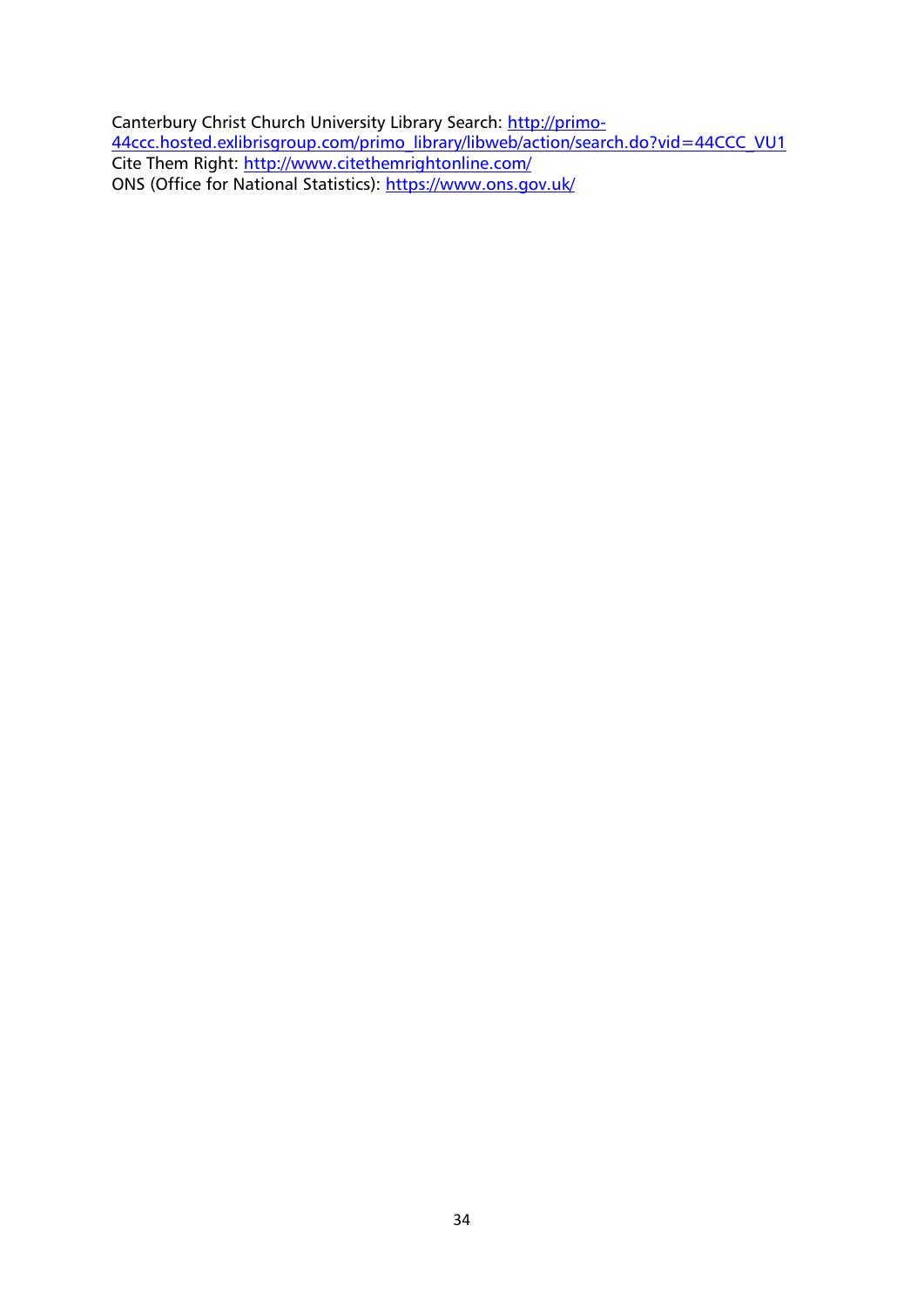Canterbury Christ Church University Library Search: http://primo-44ccc.hosted.exlibrisgroup.com/primo_library/libweb/action/search.do?vid=44CCC_VU1
Cite Them Right: http://www.citethemrightonline.com/
ONS (Office for National Statistics): https://www.ons.gov.uk/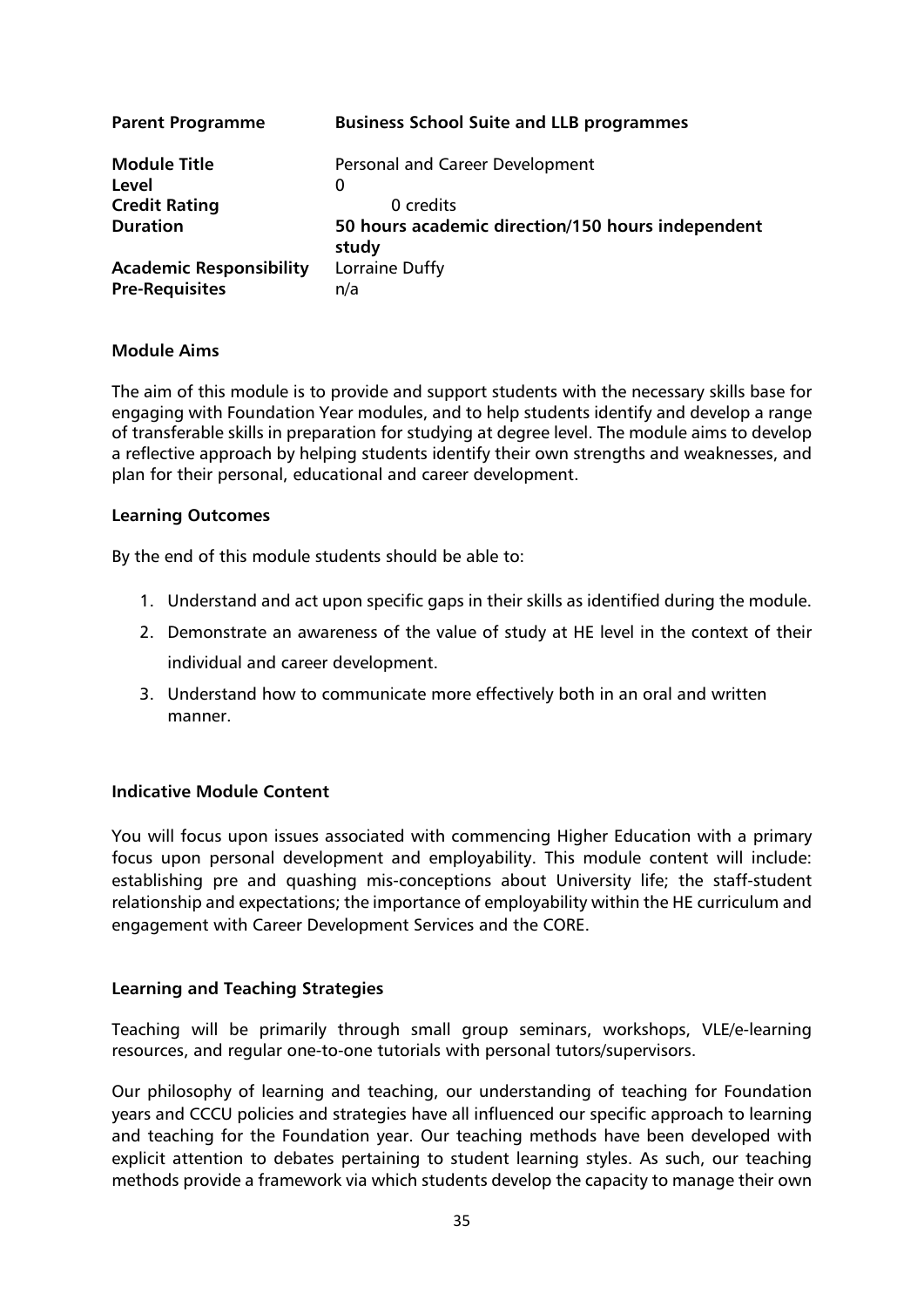| | |
|---|---|
| **Parent Programme** | **Business School Suite and LLB programmes** |
| **Module Title** | Personal and Career Development |
| **Level** | 0 |
| **Credit Rating** | 0 credits |
| **Duration** | **50 hours academic direction/150 hours independent study** |
| **Academic Responsibility** | Lorraine Duffy |
| **Pre-Requisites** | n/a |

**Module Aims**

The aim of this module is to provide and support students with the necessary skills base for engaging with Foundation Year modules, and to help students identify and develop a range of transferable skills in preparation for studying at degree level. The module aims to develop a reflective approach by helping students identify their own strengths and weaknesses, and plan for their personal, educational and career development.

**Learning Outcomes**

By the end of this module students should be able to:

1. Understand and act upon specific gaps in their skills as identified during the module.
2. Demonstrate an awareness of the value of study at HE level in the context of their individual and career development.
3. Understand how to communicate more effectively both in an oral and written manner.

**Indicative Module Content**

You will focus upon issues associated with commencing Higher Education with a primary focus upon personal development and employability. This module content will include: establishing pre and quashing mis-conceptions about University life; the staff-student relationship and expectations; the importance of employability within the HE curriculum and engagement with Career Development Services and the CORE.

**Learning and Teaching Strategies**

Teaching will be primarily through small group seminars, workshops, VLE/e-learning resources, and regular one-to-one tutorials with personal tutors/supervisors.

Our philosophy of learning and teaching, our understanding of teaching for Foundation years and CCCU policies and strategies have all influenced our specific approach to learning and teaching for the Foundation year. Our teaching methods have been developed with explicit attention to debates pertaining to student learning styles. As such, our teaching methods provide a framework via which students develop the capacity to manage their own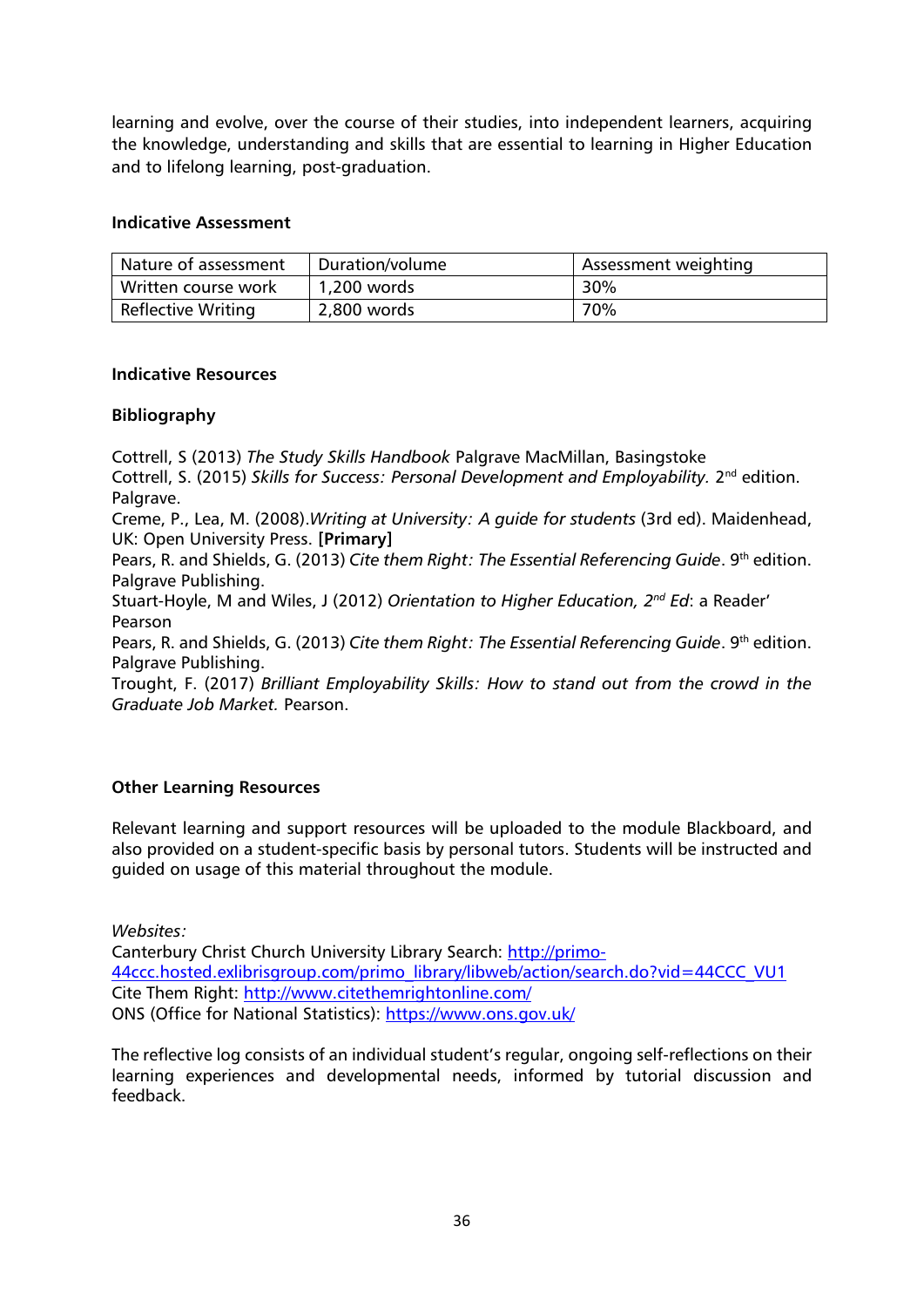learning and evolve, over the course of their studies, into independent learners, acquiring the knowledge, understanding and skills that are essential to learning in Higher Education and to lifelong learning, post-graduation.

**Indicative Assessment**

| Nature of assessment | Duration/volume | Assessment weighting |
|---|---|---|
| Written course work | 1,200 words | 30% |
| Reflective Writing | 2,800 words | 70% |

**Indicative Resources**

**Bibliography**

Cottrell, S (2013) *The Study Skills Handbook* Palgrave MacMillan, Basingstoke
Cottrell, S. (2015) *Skills for Success: Personal Development and Employability.* 2nd edition. Palgrave.
Creme, P., Lea, M. (2008).*Writing at University: A guide for students* (3rd ed). Maidenhead, UK: Open University Press. **[Primary]**
Pears, R. and Shields, G. (2013) *Cite them Right: The Essential Referencing Guide*. 9th edition. Palgrave Publishing.
Stuart-Hoyle, M and Wiles, J (2012) *Orientation to Higher Education, 2nd Ed*: a Reader' Pearson
Pears, R. and Shields, G. (2013) *Cite them Right: The Essential Referencing Guide*. 9th edition. Palgrave Publishing.
Trought, F. (2017) *Brilliant Employability Skills: How to stand out from the crowd in the Graduate Job Market.* Pearson.

**Other Learning Resources**

Relevant learning and support resources will be uploaded to the module Blackboard, and also provided on a student-specific basis by personal tutors. Students will be instructed and guided on usage of this material throughout the module.

*Websites:*
Canterbury Christ Church University Library Search: http://primo-44ccc.hosted.exlibrisgroup.com/primo_library/libweb/action/search.do?vid=44CCC_VU1
Cite Them Right: http://www.citethemrightonline.com/
ONS (Office for National Statistics): https://www.ons.gov.uk/

The reflective log consists of an individual student's regular, ongoing self-reflections on their learning experiences and developmental needs, informed by tutorial discussion and feedback.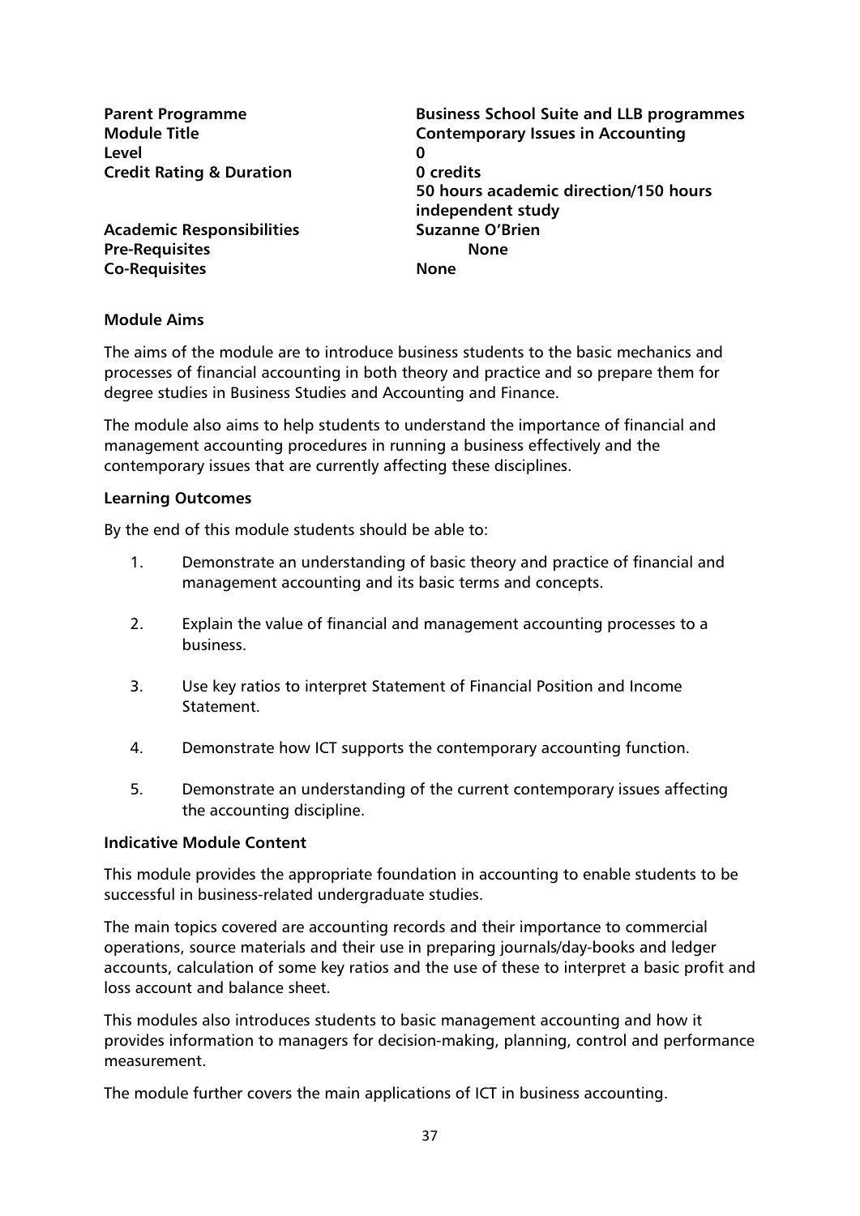| | |
|---|---|
| **Parent Programme** | **Business School Suite and LLB programmes** |
| **Module Title** | **Contemporary Issues in Accounting** |
| **Level** | **0** |
| **Credit Rating & Duration** | **0 credits**<br>**50 hours academic direction/150 hours independent study** |
| **Academic Responsibilities** | **Suzanne O'Brien** |
| **Pre-Requisites** | **None** |
| **Co-Requisites** | **None** |

**Module Aims**

The aims of the module are to introduce business students to the basic mechanics and processes of financial accounting in both theory and practice and so prepare them for degree studies in Business Studies and Accounting and Finance.

The module also aims to help students to understand the importance of financial and management accounting procedures in running a business effectively and the contemporary issues that are currently affecting these disciplines.

**Learning Outcomes**

By the end of this module students should be able to:

1. Demonstrate an understanding of basic theory and practice of financial and management accounting and its basic terms and concepts.

2. Explain the value of financial and management accounting processes to a business.

3. Use key ratios to interpret Statement of Financial Position and Income Statement.

4. Demonstrate how ICT supports the contemporary accounting function.

5. Demonstrate an understanding of the current contemporary issues affecting the accounting discipline.

**Indicative Module Content**

This module provides the appropriate foundation in accounting to enable students to be successful in business-related undergraduate studies.

The main topics covered are accounting records and their importance to commercial operations, source materials and their use in preparing journals/day-books and ledger accounts, calculation of some key ratios and the use of these to interpret a basic profit and loss account and balance sheet.

This modules also introduces students to basic management accounting and how it provides information to managers for decision-making, planning, control and performance measurement.

The module further covers the main applications of ICT in business accounting.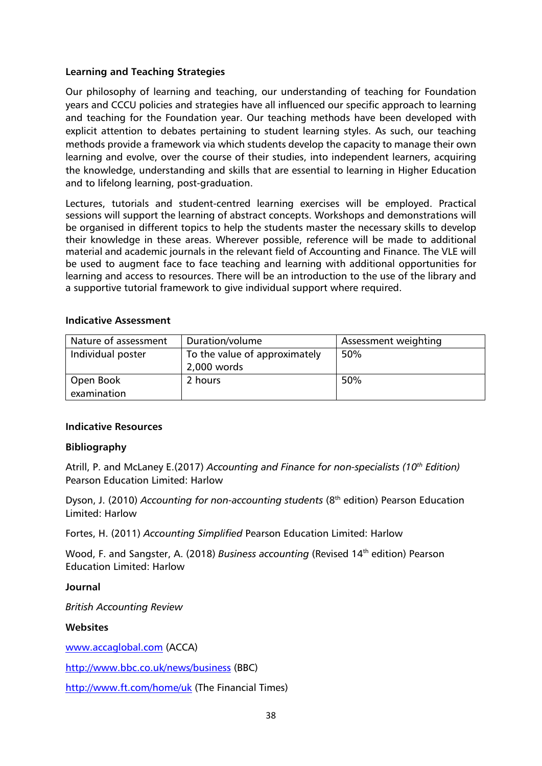**Learning and Teaching Strategies**

Our philosophy of learning and teaching, our understanding of teaching for Foundation years and CCCU policies and strategies have all influenced our specific approach to learning and teaching for the Foundation year. Our teaching methods have been developed with explicit attention to debates pertaining to student learning styles. As such, our teaching methods provide a framework via which students develop the capacity to manage their own learning and evolve, over the course of their studies, into independent learners, acquiring the knowledge, understanding and skills that are essential to learning in Higher Education and to lifelong learning, post-graduation.

Lectures, tutorials and student-centred learning exercises will be employed. Practical sessions will support the learning of abstract concepts. Workshops and demonstrations will be organised in different topics to help the students master the necessary skills to develop their knowledge in these areas. Wherever possible, reference will be made to additional material and academic journals in the relevant field of Accounting and Finance. The VLE will be used to augment face to face teaching and learning with additional opportunities for learning and access to resources. There will be an introduction to the use of the library and a supportive tutorial framework to give individual support where required.

**Indicative Assessment**

| Nature of assessment | Duration/volume | Assessment weighting |
| --- | --- | --- |
| Individual poster | To the value of approximately 2,000 words | 50% |
| Open Book examination | 2 hours | 50% |

**Indicative Resources**

**Bibliography**

Atrill, P. and McLaney E.(2017) *Accounting and Finance for non-specialists (10th Edition)* Pearson Education Limited: Harlow

Dyson, J. (2010) *Accounting for non-accounting students* (8th edition) Pearson Education Limited: Harlow

Fortes, H. (2011) *Accounting Simplified* Pearson Education Limited: Harlow

Wood, F. and Sangster, A. (2018) *Business accounting* (Revised 14th edition) Pearson Education Limited: Harlow

**Journal**

*British Accounting Review*

**Websites**

www.accaglobal.com (ACCA)

http://www.bbc.co.uk/news/business (BBC)

http://www.ft.com/home/uk (The Financial Times)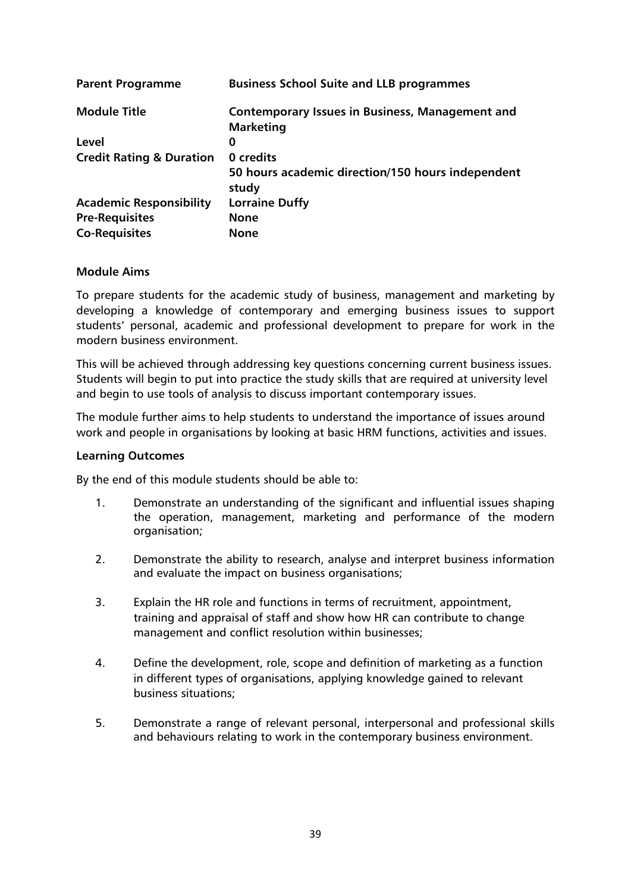| | |
|---|---|
| **Parent Programme** | **Business School Suite and LLB programmes** |
| **Module Title** | **Contemporary Issues in Business, Management and Marketing** |
| **Level** | **0** |
| **Credit Rating & Duration** | **0 credits** <br> **50 hours academic direction/150 hours independent study** |
| **Academic Responsibility** | **Lorraine Duffy** |
| **Pre-Requisites** | **None** |
| **Co-Requisites** | **None** |

**Module Aims**

To prepare students for the academic study of business, management and marketing by developing a knowledge of contemporary and emerging business issues to support students' personal, academic and professional development to prepare for work in the modern business environment.

This will be achieved through addressing key questions concerning current business issues. Students will begin to put into practice the study skills that are required at university level and begin to use tools of analysis to discuss important contemporary issues.

The module further aims to help students to understand the importance of issues around work and people in organisations by looking at basic HRM functions, activities and issues.

**Learning Outcomes**

By the end of this module students should be able to:

1. Demonstrate an understanding of the significant and influential issues shaping the operation, management, marketing and performance of the modern organisation;

2. Demonstrate the ability to research, analyse and interpret business information and evaluate the impact on business organisations;

3. Explain the HR role and functions in terms of recruitment, appointment, training and appraisal of staff and show how HR can contribute to change management and conflict resolution within businesses;

4. Define the development, role, scope and definition of marketing as a function in different types of organisations, applying knowledge gained to relevant business situations;

5. Demonstrate a range of relevant personal, interpersonal and professional skills and behaviours relating to work in the contemporary business environment.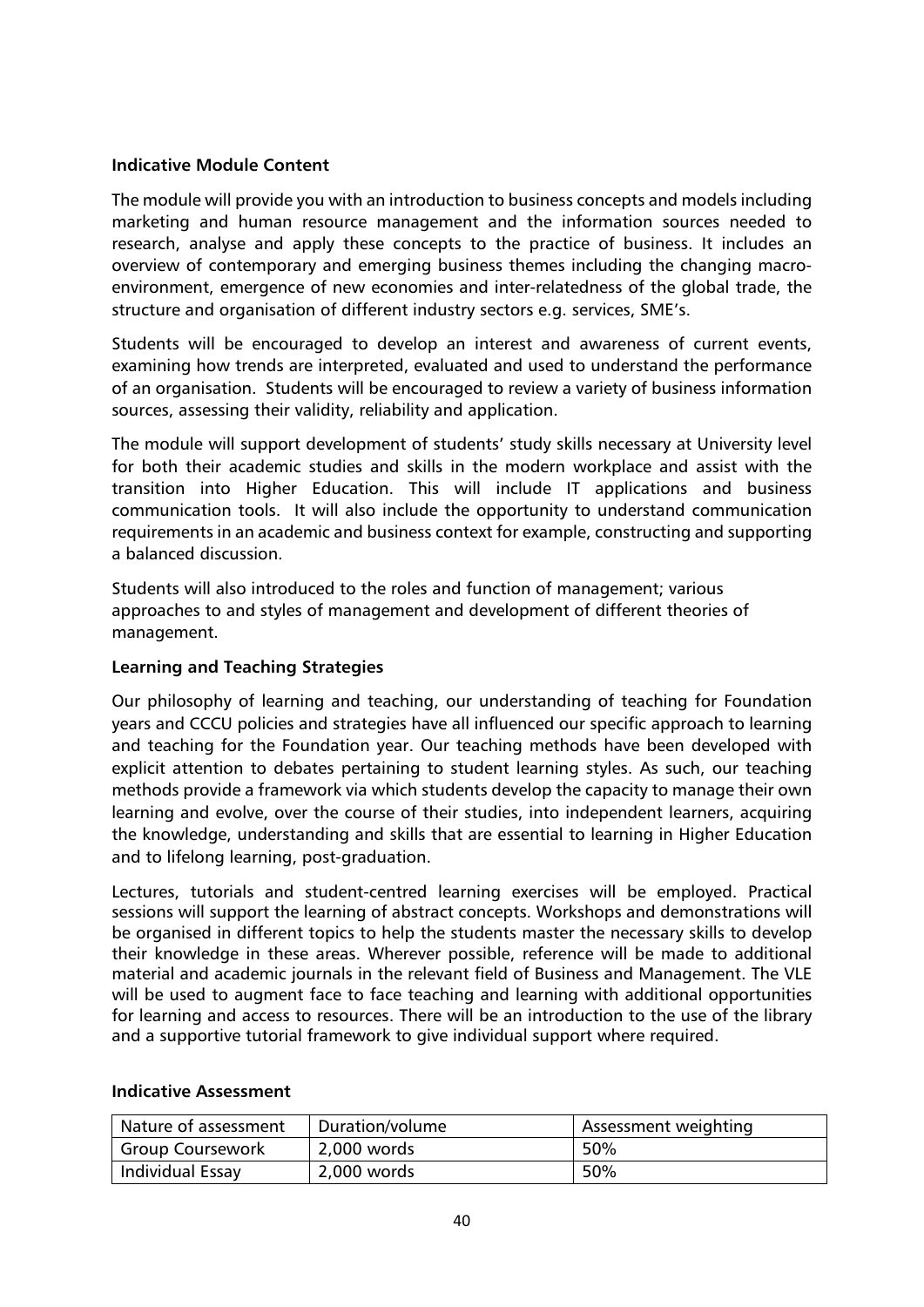**Indicative Module Content**

The module will provide you with an introduction to business concepts and models including marketing and human resource management and the information sources needed to research, analyse and apply these concepts to the practice of business. It includes an overview of contemporary and emerging business themes including the changing macro-environment, emergence of new economies and inter-relatedness of the global trade, the structure and organisation of different industry sectors e.g. services, SME's.

Students will be encouraged to develop an interest and awareness of current events, examining how trends are interpreted, evaluated and used to understand the performance of an organisation. Students will be encouraged to review a variety of business information sources, assessing their validity, reliability and application.

The module will support development of students' study skills necessary at University level for both their academic studies and skills in the modern workplace and assist with the transition into Higher Education. This will include IT applications and business communication tools. It will also include the opportunity to understand communication requirements in an academic and business context for example, constructing and supporting a balanced discussion.

Students will also introduced to the roles and function of management; various approaches to and styles of management and development of different theories of management.

**Learning and Teaching Strategies**

Our philosophy of learning and teaching, our understanding of teaching for Foundation years and CCCU policies and strategies have all influenced our specific approach to learning and teaching for the Foundation year. Our teaching methods have been developed with explicit attention to debates pertaining to student learning styles. As such, our teaching methods provide a framework via which students develop the capacity to manage their own learning and evolve, over the course of their studies, into independent learners, acquiring the knowledge, understanding and skills that are essential to learning in Higher Education and to lifelong learning, post-graduation.

Lectures, tutorials and student-centred learning exercises will be employed. Practical sessions will support the learning of abstract concepts. Workshops and demonstrations will be organised in different topics to help the students master the necessary skills to develop their knowledge in these areas. Wherever possible, reference will be made to additional material and academic journals in the relevant field of Business and Management. The VLE will be used to augment face to face teaching and learning with additional opportunities for learning and access to resources. There will be an introduction to the use of the library and a supportive tutorial framework to give individual support where required.

**Indicative Assessment**

| Nature of assessment | Duration/volume | Assessment weighting |
|---|---|---|
| Group Coursework | 2,000 words | 50% |
| Individual Essay | 2,000 words | 50% |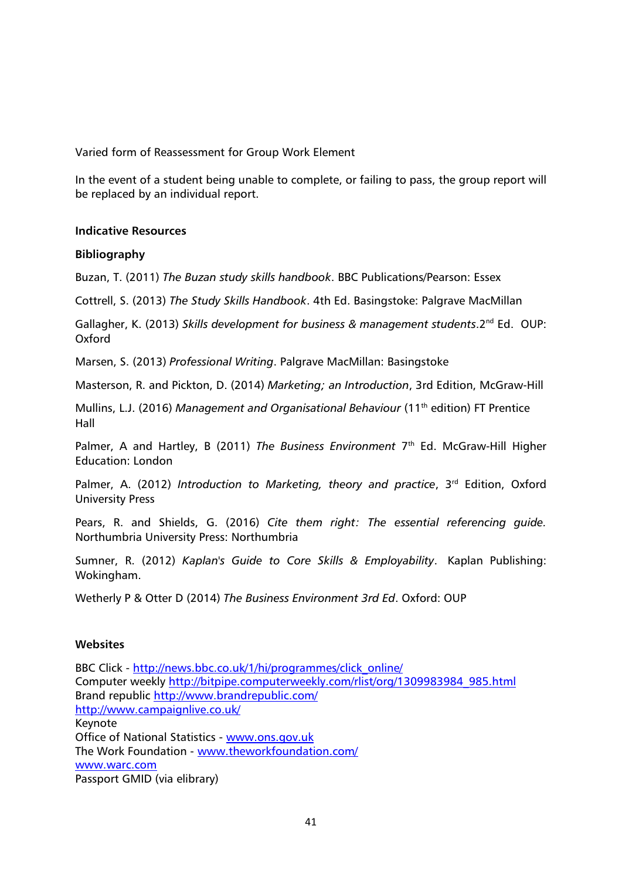Varied form of Reassessment for Group Work Element

In the event of a student being unable to complete, or failing to pass, the group report will be replaced by an individual report.

**Indicative Resources**

**Bibliography**

Buzan, T. (2011) *The Buzan study skills handbook*. BBC Publications/Pearson: Essex

Cottrell, S. (2013) *The Study Skills Handbook*. 4th Ed. Basingstoke: Palgrave MacMillan

Gallagher, K. (2013) *Skills development for business & management students*.2nd Ed. OUP: Oxford

Marsen, S. (2013) *Professional Writing*. Palgrave MacMillan: Basingstoke

Masterson, R. and Pickton, D. (2014) *Marketing; an Introduction*, 3rd Edition, McGraw-Hill

Mullins, L.J. (2016) *Management and Organisational Behaviour* (11th edition) FT Prentice Hall

Palmer, A and Hartley, B (2011) *The Business Environment* 7th Ed. McGraw-Hill Higher Education: London

Palmer, A. (2012) *Introduction to Marketing, theory and practice*, 3rd Edition, Oxford University Press

Pears, R. and Shields, G. (2016) *Cite them right: The essential referencing guide.* Northumbria University Press: Northumbria

Sumner, R. (2012) *Kaplan's Guide to Core Skills & Employability*. Kaplan Publishing: Wokingham.

Wetherly P & Otter D (2014) *The Business Environment 3rd Ed*. Oxford: OUP

**Websites**

BBC Click - http://news.bbc.co.uk/1/hi/programmes/click_online/
Computer weekly http://bitpipe.computerweekly.com/rlist/org/1309983984_985.html
Brand republic http://www.brandrepublic.com/
http://www.campaignlive.co.uk/
Keynote
Office of National Statistics - www.ons.gov.uk
The Work Foundation - www.theworkfoundation.com/
www.warc.com
Passport GMID (via elibrary)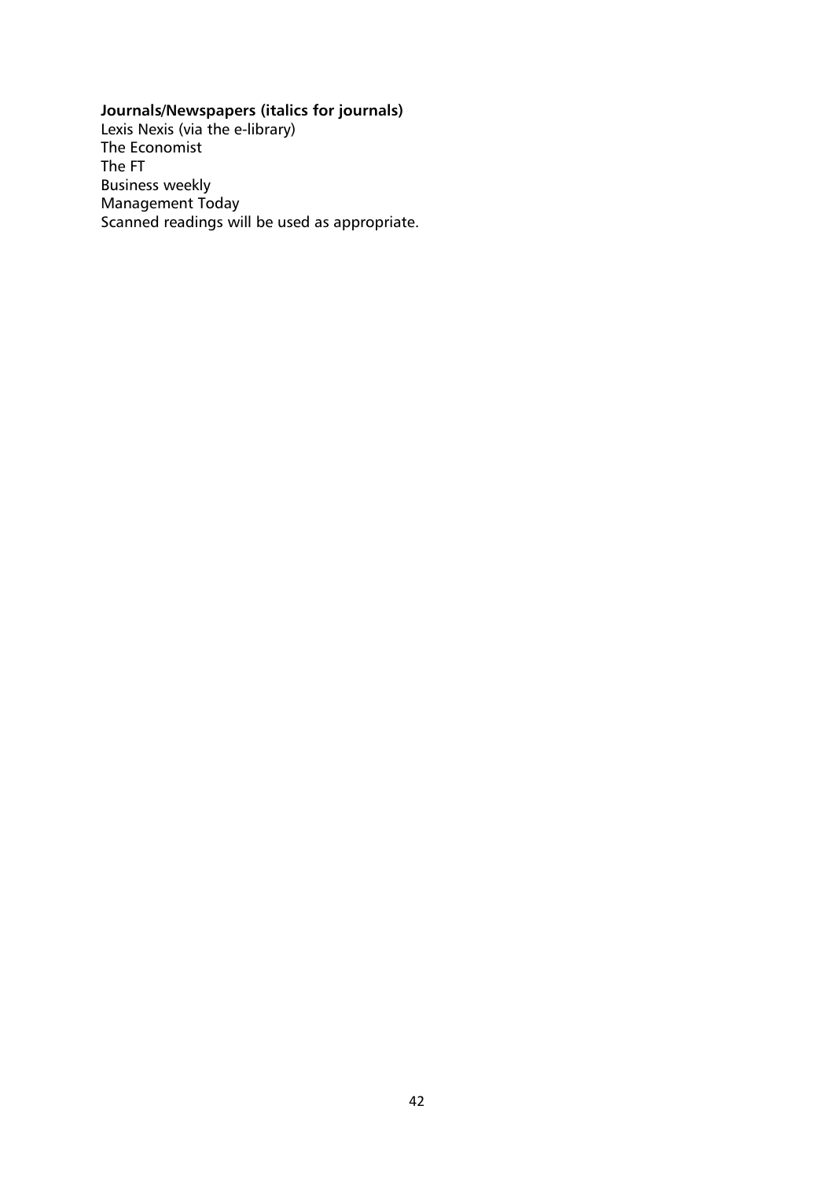**Journals/Newspapers (italics for journals)**

Lexis Nexis (via the e-library)
The Economist
The FT
Business weekly
Management Today
Scanned readings will be used as appropriate.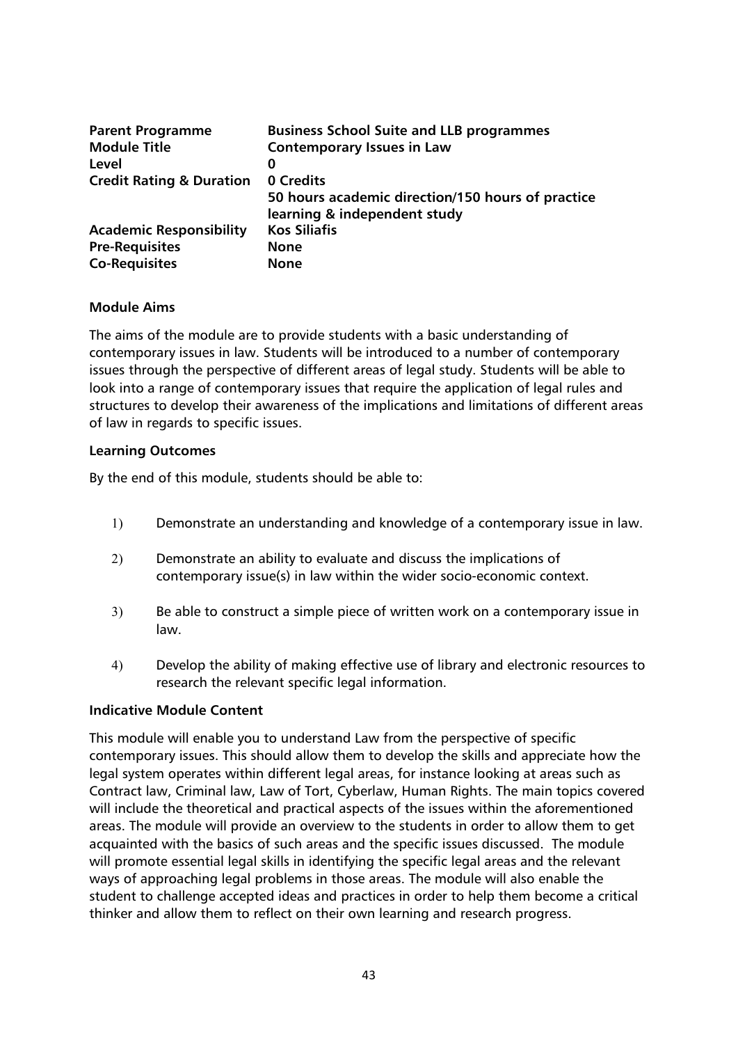| | |
|---|---|
| **Parent Programme** | **Business School Suite and LLB programmes** |
| **Module Title** | **Contemporary Issues in Law** |
| **Level** | **0** |
| **Credit Rating & Duration** | **0 Credits**<br>**50 hours academic direction/150 hours of practice learning & independent study** |
| **Academic Responsibility** | **Kos Siliafis** |
| **Pre-Requisites** | **None** |
| **Co-Requisites** | **None** |

**Module Aims**

The aims of the module are to provide students with a basic understanding of contemporary issues in law. Students will be introduced to a number of contemporary issues through the perspective of different areas of legal study. Students will be able to look into a range of contemporary issues that require the application of legal rules and structures to develop their awareness of the implications and limitations of different areas of law in regards to specific issues.

**Learning Outcomes**

By the end of this module, students should be able to:

1) Demonstrate an understanding and knowledge of a contemporary issue in law.

2) Demonstrate an ability to evaluate and discuss the implications of contemporary issue(s) in law within the wider socio-economic context.

3) Be able to construct a simple piece of written work on a contemporary issue in law.

4) Develop the ability of making effective use of library and electronic resources to research the relevant specific legal information.

**Indicative Module Content**

This module will enable you to understand Law from the perspective of specific contemporary issues. This should allow them to develop the skills and appreciate how the legal system operates within different legal areas, for instance looking at areas such as Contract law, Criminal law, Law of Tort, Cyberlaw, Human Rights. The main topics covered will include the theoretical and practical aspects of the issues within the aforementioned areas. The module will provide an overview to the students in order to allow them to get acquainted with the basics of such areas and the specific issues discussed. The module will promote essential legal skills in identifying the specific legal areas and the relevant ways of approaching legal problems in those areas. The module will also enable the student to challenge accepted ideas and practices in order to help them become a critical thinker and allow them to reflect on their own learning and research progress.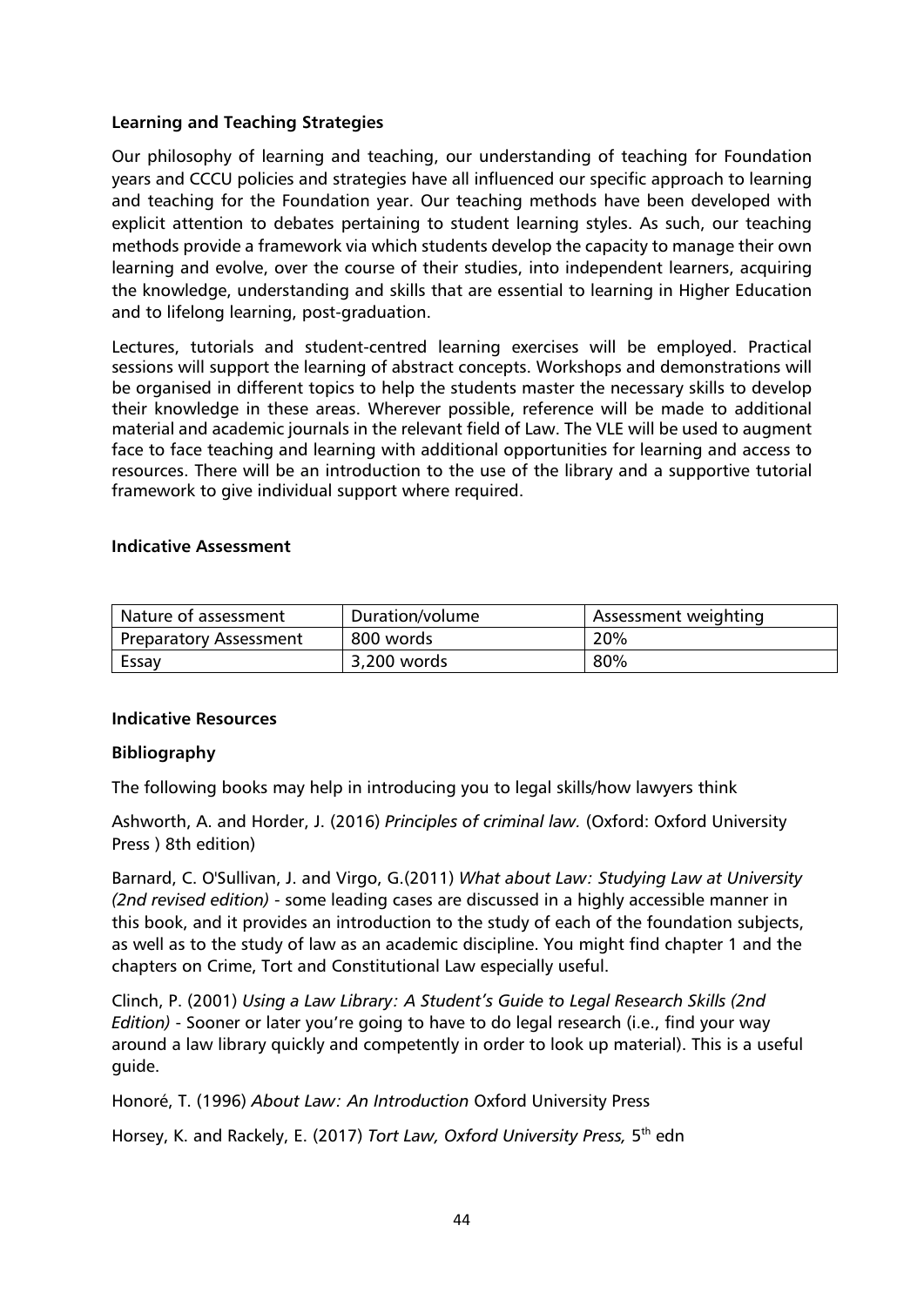**Learning and Teaching Strategies**

Our philosophy of learning and teaching, our understanding of teaching for Foundation years and CCCU policies and strategies have all influenced our specific approach to learning and teaching for the Foundation year. Our teaching methods have been developed with explicit attention to debates pertaining to student learning styles. As such, our teaching methods provide a framework via which students develop the capacity to manage their own learning and evolve, over the course of their studies, into independent learners, acquiring the knowledge, understanding and skills that are essential to learning in Higher Education and to lifelong learning, post-graduation.

Lectures, tutorials and student-centred learning exercises will be employed. Practical sessions will support the learning of abstract concepts. Workshops and demonstrations will be organised in different topics to help the students master the necessary skills to develop their knowledge in these areas. Wherever possible, reference will be made to additional material and academic journals in the relevant field of Law. The VLE will be used to augment face to face teaching and learning with additional opportunities for learning and access to resources. There will be an introduction to the use of the library and a supportive tutorial framework to give individual support where required.

**Indicative Assessment**

| Nature of assessment | Duration/volume | Assessment weighting |
|---|---|---|
| Preparatory Assessment | 800 words | 20% |
| Essay | 3,200 words | 80% |

**Indicative Resources**

**Bibliography**

The following books may help in introducing you to legal skills/how lawyers think

Ashworth, A. and Horder, J. (2016) *Principles of criminal law.* (Oxford: Oxford University Press ) 8th edition)

Barnard, C. O'Sullivan, J. and Virgo, G.(2011) *What about Law: Studying Law at University (2nd revised edition)* - some leading cases are discussed in a highly accessible manner in this book, and it provides an introduction to the study of each of the foundation subjects, as well as to the study of law as an academic discipline. You might find chapter 1 and the chapters on Crime, Tort and Constitutional Law especially useful.

Clinch, P. (2001) *Using a Law Library: A Student's Guide to Legal Research Skills (2nd Edition)* - Sooner or later you're going to have to do legal research (i.e., find your way around a law library quickly and competently in order to look up material). This is a useful guide.

Honoré, T. (1996) *About Law: An Introduction* Oxford University Press

Horsey, K. and Rackely, E. (2017) *Tort Law, Oxford University Press,* 5th edn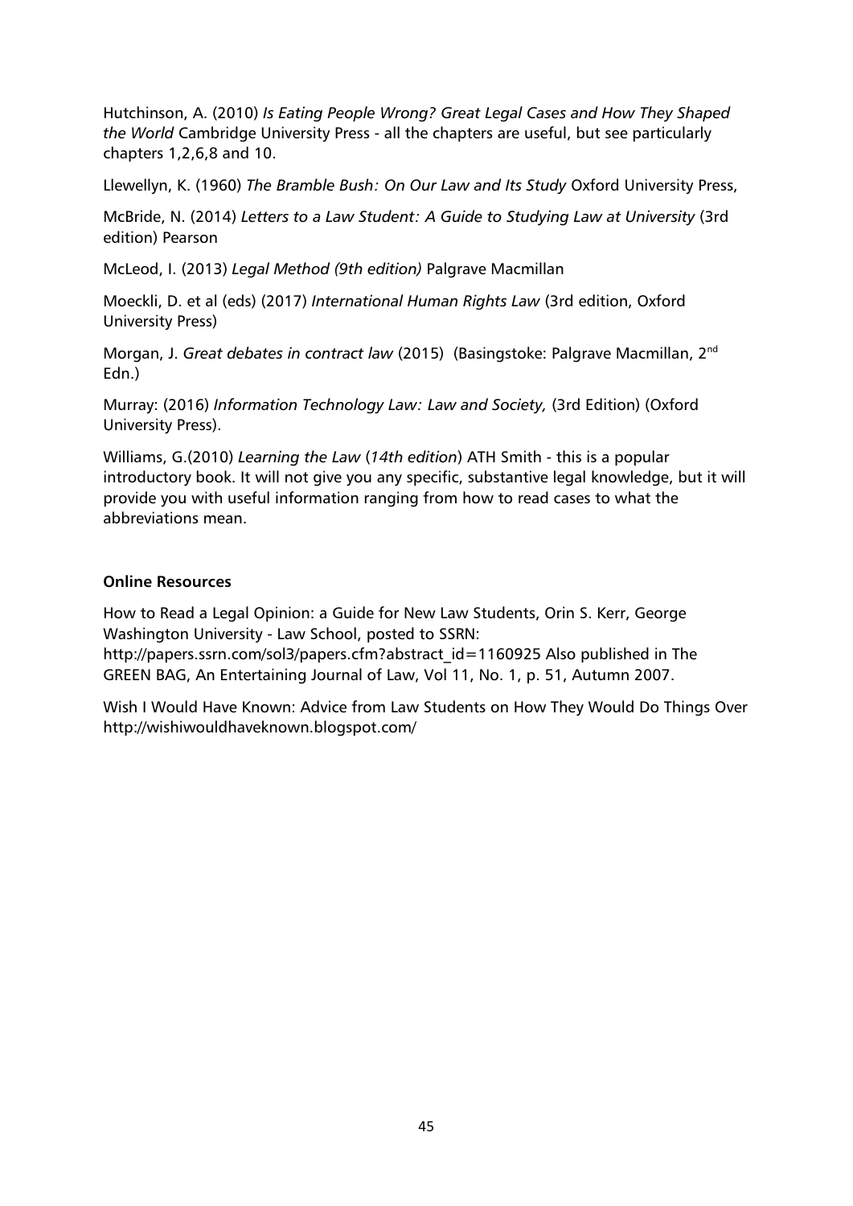Hutchinson, A. (2010) *Is Eating People Wrong? Great Legal Cases and How They Shaped the World* Cambridge University Press - all the chapters are useful, but see particularly chapters 1,2,6,8 and 10.

Llewellyn, K. (1960) *The Bramble Bush: On Our Law and Its Study* Oxford University Press,

McBride, N. (2014) *Letters to a Law Student: A Guide to Studying Law at University* (3rd edition) Pearson

McLeod, I. (2013) *Legal Method (9th edition)* Palgrave Macmillan

Moeckli, D. et al (eds) (2017) *International Human Rights Law* (3rd edition, Oxford University Press)

Morgan, J. *Great debates in contract law* (2015) (Basingstoke: Palgrave Macmillan, 2nd Edn.)

Murray: (2016) *Information Technology Law: Law and Society,* (3rd Edition) (Oxford University Press).

Williams, G.(2010) *Learning the Law* (*14th edition*) ATH Smith - this is a popular introductory book. It will not give you any specific, substantive legal knowledge, but it will provide you with useful information ranging from how to read cases to what the abbreviations mean.

**Online Resources**

How to Read a Legal Opinion: a Guide for New Law Students, Orin S. Kerr, George Washington University - Law School, posted to SSRN: http://papers.ssrn.com/sol3/papers.cfm?abstract_id=1160925 Also published in The GREEN BAG, An Entertaining Journal of Law, Vol 11, No. 1, p. 51, Autumn 2007.

Wish I Would Have Known: Advice from Law Students on How They Would Do Things Over http://wishiwouldhaveknown.blogspot.com/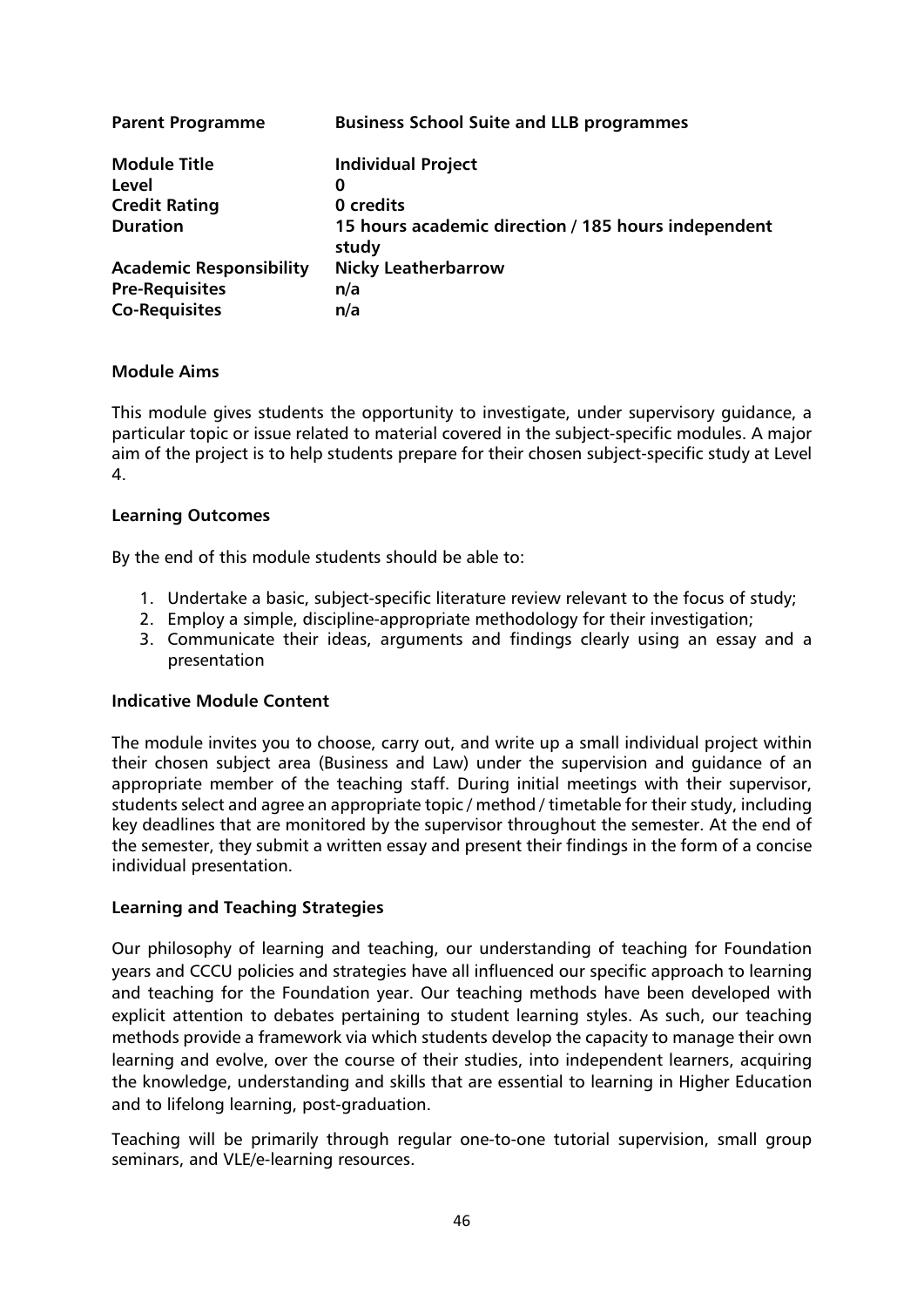| | |
|---|---|
| **Parent Programme** | **Business School Suite and LLB programmes** |
| **Module Title** | **Individual Project** |
| **Level** | **0** |
| **Credit Rating** | **0 credits** |
| **Duration** | **15 hours academic direction / 185 hours independent study** |
| **Academic Responsibility** | **Nicky Leatherbarrow** |
| **Pre-Requisites** | **n/a** |
| **Co-Requisites** | **n/a** |

**Module Aims**

This module gives students the opportunity to investigate, under supervisory guidance, a particular topic or issue related to material covered in the subject-specific modules. A major aim of the project is to help students prepare for their chosen subject-specific study at Level 4.

**Learning Outcomes**

By the end of this module students should be able to:

1. Undertake a basic, subject-specific literature review relevant to the focus of study;
2. Employ a simple, discipline-appropriate methodology for their investigation;
3. Communicate their ideas, arguments and findings clearly using an essay and a presentation

**Indicative Module Content**

The module invites you to choose, carry out, and write up a small individual project within their chosen subject area (Business and Law) under the supervision and guidance of an appropriate member of the teaching staff. During initial meetings with their supervisor, students select and agree an appropriate topic / method / timetable for their study, including key deadlines that are monitored by the supervisor throughout the semester. At the end of the semester, they submit a written essay and present their findings in the form of a concise individual presentation.

**Learning and Teaching Strategies**

Our philosophy of learning and teaching, our understanding of teaching for Foundation years and CCCU policies and strategies have all influenced our specific approach to learning and teaching for the Foundation year. Our teaching methods have been developed with explicit attention to debates pertaining to student learning styles. As such, our teaching methods provide a framework via which students develop the capacity to manage their own learning and evolve, over the course of their studies, into independent learners, acquiring the knowledge, understanding and skills that are essential to learning in Higher Education and to lifelong learning, post-graduation.

Teaching will be primarily through regular one-to-one tutorial supervision, small group seminars, and VLE/e-learning resources.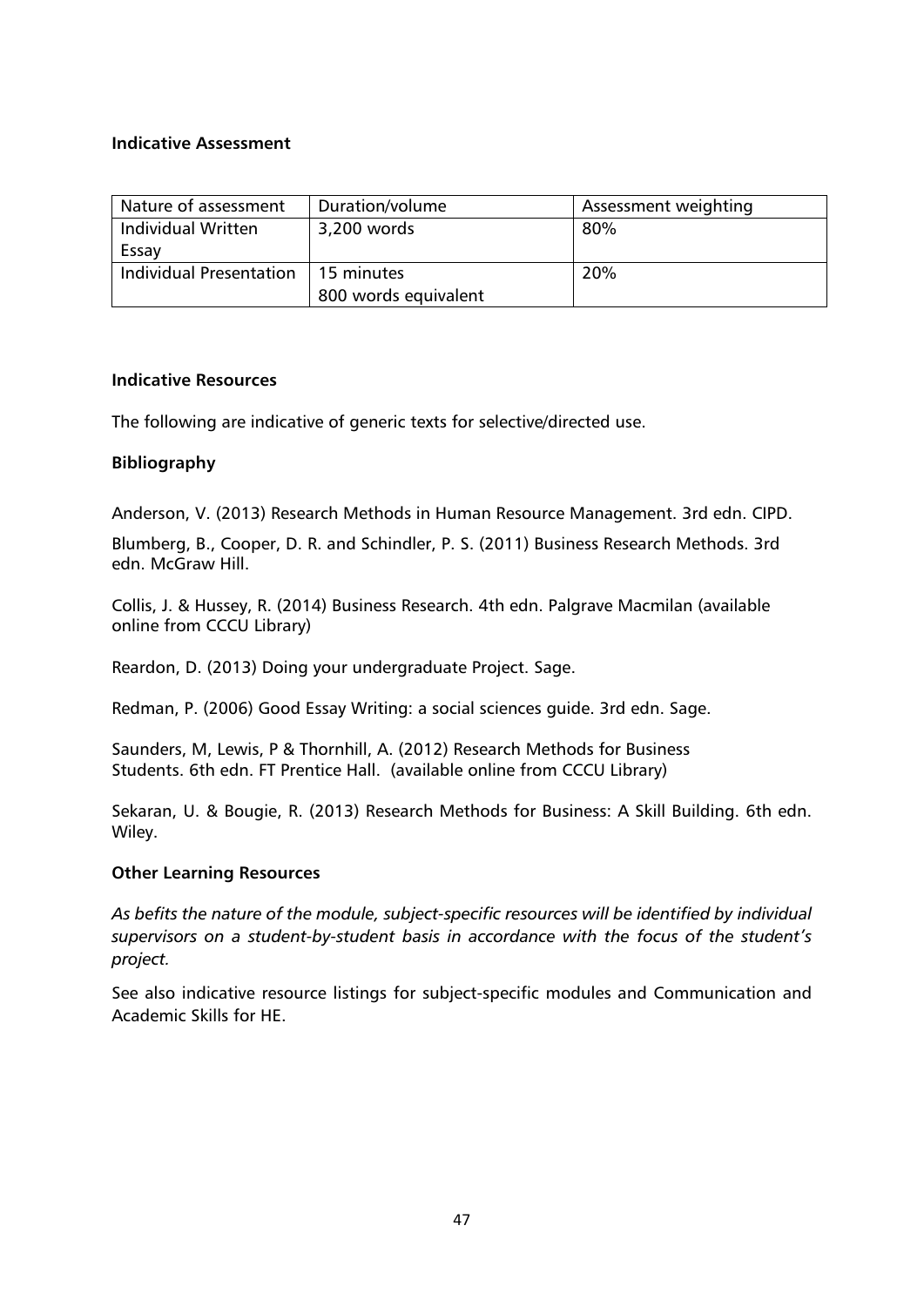**Indicative Assessment**

| Nature of assessment | Duration/volume | Assessment weighting |
|---|---|---|
| Individual Written Essay | 3,200 words | 80% |
| Individual Presentation | 15 minutes<br>800 words equivalent | 20% |

**Indicative Resources**

The following are indicative of generic texts for selective/directed use.

**Bibliography**

Anderson, V. (2013) Research Methods in Human Resource Management. 3rd edn. CIPD.

Blumberg, B., Cooper, D. R. and Schindler, P. S. (2011) Business Research Methods. 3rd edn. McGraw Hill.

Collis, J. & Hussey, R. (2014) Business Research. 4th edn. Palgrave Macmilan (available online from CCCU Library)

Reardon, D. (2013) Doing your undergraduate Project. Sage.

Redman, P. (2006) Good Essay Writing: a social sciences guide. 3rd edn. Sage.

Saunders, M, Lewis, P & Thornhill, A. (2012) Research Methods for Business Students. 6th edn. FT Prentice Hall. (available online from CCCU Library)

Sekaran, U. & Bougie, R. (2013) Research Methods for Business: A Skill Building. 6th edn. Wiley.

**Other Learning Resources**

*As befits the nature of the module, subject-specific resources will be identified by individual supervisors on a student-by-student basis in accordance with the focus of the student's project.*

See also indicative resource listings for subject-specific modules and Communication and Academic Skills for HE.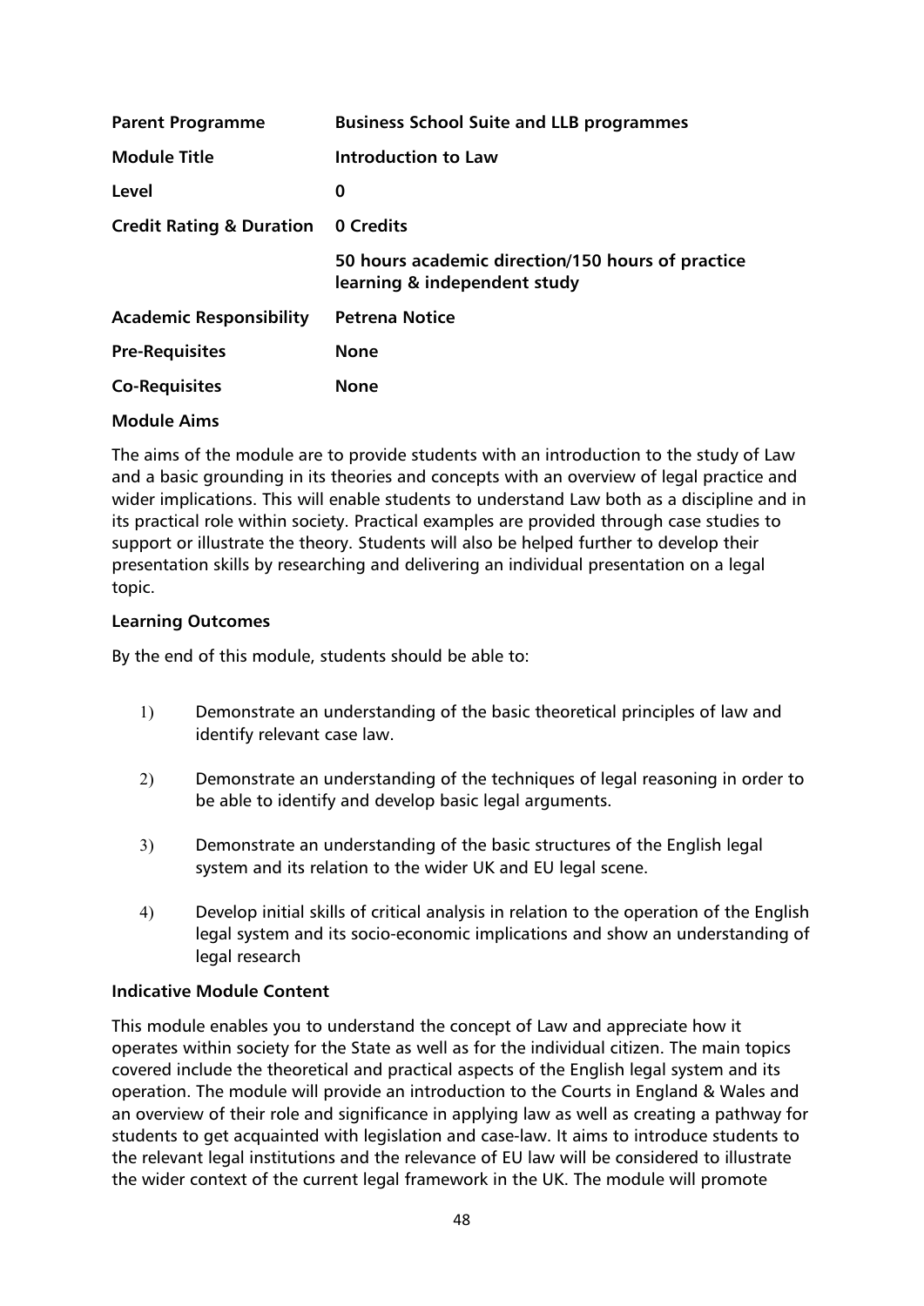| | |
|---|---|
| **Parent Programme** | **Business School Suite and LLB programmes** |
| **Module Title** | **Introduction to Law** |
| **Level** | **0** |
| **Credit Rating & Duration** | **0 Credits** |
| | **50 hours academic direction/150 hours of practice learning & independent study** |
| **Academic Responsibility** | **Petrena Notice** |
| **Pre-Requisites** | **None** |
| **Co-Requisites** | **None** |

**Module Aims**

The aims of the module are to provide students with an introduction to the study of Law and a basic grounding in its theories and concepts with an overview of legal practice and wider implications. This will enable students to understand Law both as a discipline and in its practical role within society. Practical examples are provided through case studies to support or illustrate the theory. Students will also be helped further to develop their presentation skills by researching and delivering an individual presentation on a legal topic.

**Learning Outcomes**

By the end of this module, students should be able to:

1) Demonstrate an understanding of the basic theoretical principles of law and identify relevant case law.

2) Demonstrate an understanding of the techniques of legal reasoning in order to be able to identify and develop basic legal arguments.

3) Demonstrate an understanding of the basic structures of the English legal system and its relation to the wider UK and EU legal scene.

4) Develop initial skills of critical analysis in relation to the operation of the English legal system and its socio-economic implications and show an understanding of legal research

**Indicative Module Content**

This module enables you to understand the concept of Law and appreciate how it operates within society for the State as well as for the individual citizen. The main topics covered include the theoretical and practical aspects of the English legal system and its operation. The module will provide an introduction to the Courts in England & Wales and an overview of their role and significance in applying law as well as creating a pathway for students to get acquainted with legislation and case-law. It aims to introduce students to the relevant legal institutions and the relevance of EU law will be considered to illustrate the wider context of the current legal framework in the UK. The module will promote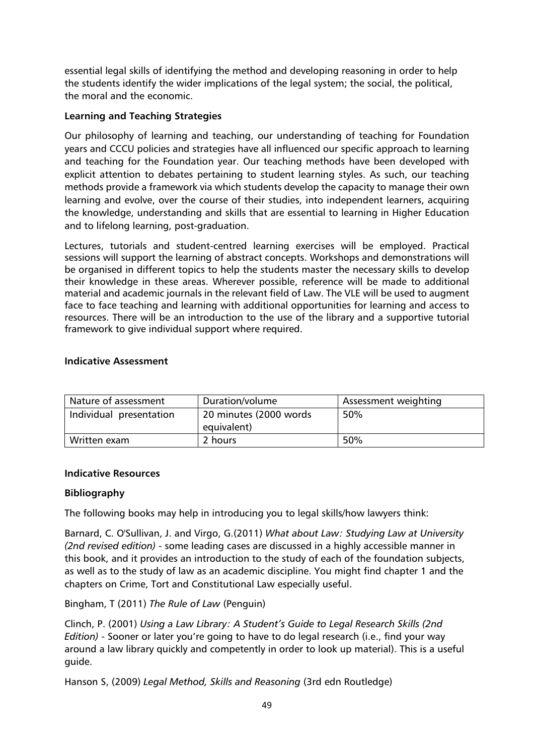essential legal skills of identifying the method and developing reasoning in order to help the students identify the wider implications of the legal system; the social, the political, the moral and the economic.

**Learning and Teaching Strategies**

Our philosophy of learning and teaching, our understanding of teaching for Foundation years and CCCU policies and strategies have all influenced our specific approach to learning and teaching for the Foundation year. Our teaching methods have been developed with explicit attention to debates pertaining to student learning styles. As such, our teaching methods provide a framework via which students develop the capacity to manage their own learning and evolve, over the course of their studies, into independent learners, acquiring the knowledge, understanding and skills that are essential to learning in Higher Education and to lifelong learning, post-graduation.

Lectures, tutorials and student-centred learning exercises will be employed. Practical sessions will support the learning of abstract concepts. Workshops and demonstrations will be organised in different topics to help the students master the necessary skills to develop their knowledge in these areas. Wherever possible, reference will be made to additional material and academic journals in the relevant field of Law. The VLE will be used to augment face to face teaching and learning with additional opportunities for learning and access to resources. There will be an introduction to the use of the library and a supportive tutorial framework to give individual support where required.

**Indicative Assessment**

| Nature of assessment | Duration/volume | Assessment weighting |
|---|---|---|
| Individual presentation | 20 minutes (2000 words equivalent) | 50% |
| Written exam | 2 hours | 50% |

**Indicative Resources**

**Bibliography**

The following books may help in introducing you to legal skills/how lawyers think:

Barnard, C. O'Sullivan, J. and Virgo, G.(2011) *What about Law: Studying Law at University (2nd revised edition)* - some leading cases are discussed in a highly accessible manner in this book, and it provides an introduction to the study of each of the foundation subjects, as well as to the study of law as an academic discipline. You might find chapter 1 and the chapters on Crime, Tort and Constitutional Law especially useful.

Bingham, T (2011) *The Rule of Law* (Penguin)

Clinch, P. (2001) *Using a Law Library: A Student's Guide to Legal Research Skills (2nd Edition)* - Sooner or later you're going to have to do legal research (i.e., find your way around a law library quickly and competently in order to look up material). This is a useful guide.

Hanson S, (2009) *Legal Method, Skills and Reasoning* (3rd edn Routledge)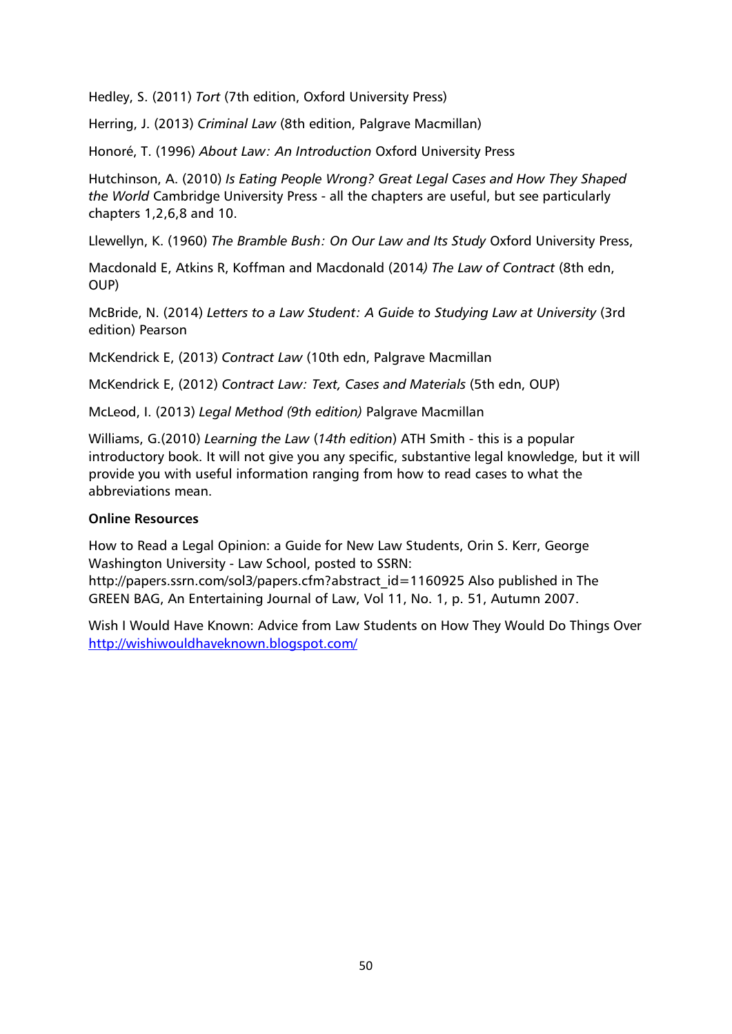Hedley, S. (2011) *Tort* (7th edition, Oxford University Press)

Herring, J. (2013) *Criminal Law* (8th edition, Palgrave Macmillan)

Honoré, T. (1996) *About Law: An Introduction* Oxford University Press

Hutchinson, A. (2010) *Is Eating People Wrong? Great Legal Cases and How They Shaped the World* Cambridge University Press - all the chapters are useful, but see particularly chapters 1,2,6,8 and 10.

Llewellyn, K. (1960) *The Bramble Bush: On Our Law and Its Study* Oxford University Press,

Macdonald E, Atkins R, Koffman and Macdonald (2014*) The Law of Contract* (8th edn, OUP)

McBride, N. (2014) *Letters to a Law Student: A Guide to Studying Law at University* (3rd edition) Pearson

McKendrick E, (2013) *Contract Law* (10th edn, Palgrave Macmillan

McKendrick E, (2012) *Contract Law: Text, Cases and Materials* (5th edn, OUP)

McLeod, I. (2013) *Legal Method (9th edition)* Palgrave Macmillan

Williams, G.(2010) *Learning the Law* (*14th edition*) ATH Smith - this is a popular introductory book. It will not give you any specific, substantive legal knowledge, but it will provide you with useful information ranging from how to read cases to what the abbreviations mean.

**Online Resources**

How to Read a Legal Opinion: a Guide for New Law Students, Orin S. Kerr, George Washington University - Law School, posted to SSRN: http://papers.ssrn.com/sol3/papers.cfm?abstract_id=1160925 Also published in The GREEN BAG, An Entertaining Journal of Law, Vol 11, No. 1, p. 51, Autumn 2007.

Wish I Would Have Known: Advice from Law Students on How They Would Do Things Over
http://wishiwouldhaveknown.blogspot.com/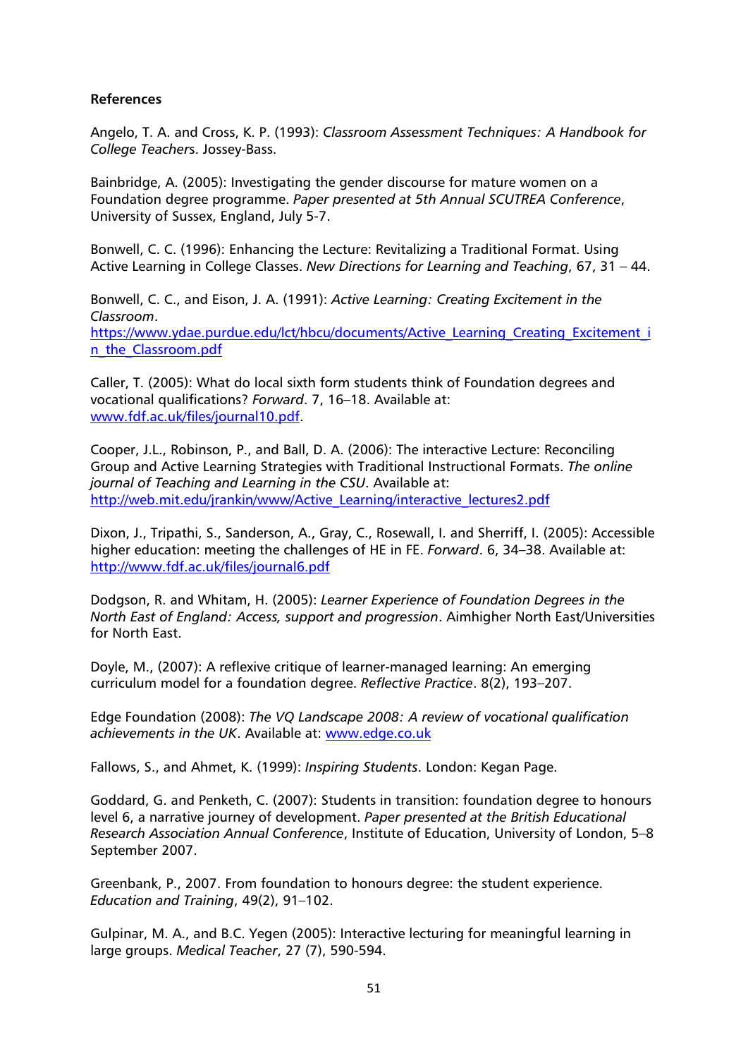**References**

Angelo, T. A. and Cross, K. P. (1993): *Classroom Assessment Techniques: A Handbook for College Teachers*. Jossey-Bass.

Bainbridge, A. (2005): Investigating the gender discourse for mature women on a Foundation degree programme. *Paper presented at 5th Annual SCUTREA Conference*, University of Sussex, England, July 5-7.

Bonwell, C. C. (1996): Enhancing the Lecture: Revitalizing a Traditional Format. Using Active Learning in College Classes. *New Directions for Learning and Teaching*, 67, 31 – 44.

Bonwell, C. C., and Eison, J. A. (1991): *Active Learning: Creating Excitement in the Classroom*. https://www.ydae.purdue.edu/lct/hbcu/documents/Active_Learning_Creating_Excitement_in_the_Classroom.pdf

Caller, T. (2005): What do local sixth form students think of Foundation degrees and vocational qualifications? *Forward*. 7, 16–18. Available at: www.fdf.ac.uk/files/journal10.pdf.

Cooper, J.L., Robinson, P., and Ball, D. A. (2006): The interactive Lecture: Reconciling Group and Active Learning Strategies with Traditional Instructional Formats. *The online journal of Teaching and Learning in the CSU*. Available at: http://web.mit.edu/jrankin/www/Active_Learning/interactive_lectures2.pdf

Dixon, J., Tripathi, S., Sanderson, A., Gray, C., Rosewall, I. and Sherriff, I. (2005): Accessible higher education: meeting the challenges of HE in FE. *Forward*. 6, 34–38. Available at: http://www.fdf.ac.uk/files/journal6.pdf

Dodgson, R. and Whitam, H. (2005): *Learner Experience of Foundation Degrees in the North East of England: Access, support and progression*. Aimhigher North East/Universities for North East.

Doyle, M., (2007): A reflexive critique of learner-managed learning: An emerging curriculum model for a foundation degree. *Reflective Practice*. 8(2), 193–207.

Edge Foundation (2008): *The VQ Landscape 2008: A review of vocational qualification achievements in the UK*. Available at: www.edge.co.uk

Fallows, S., and Ahmet, K. (1999): *Inspiring Students*. London: Kegan Page.

Goddard, G. and Penketh, C. (2007): Students in transition: foundation degree to honours level 6, a narrative journey of development. *Paper presented at the British Educational Research Association Annual Conference*, Institute of Education, University of London, 5–8 September 2007.

Greenbank, P., 2007. From foundation to honours degree: the student experience. *Education and Training*, 49(2), 91–102.

Gulpinar, M. A., and B.C. Yegen (2005): Interactive lecturing for meaningful learning in large groups. *Medical Teacher*, 27 (7), 590-594.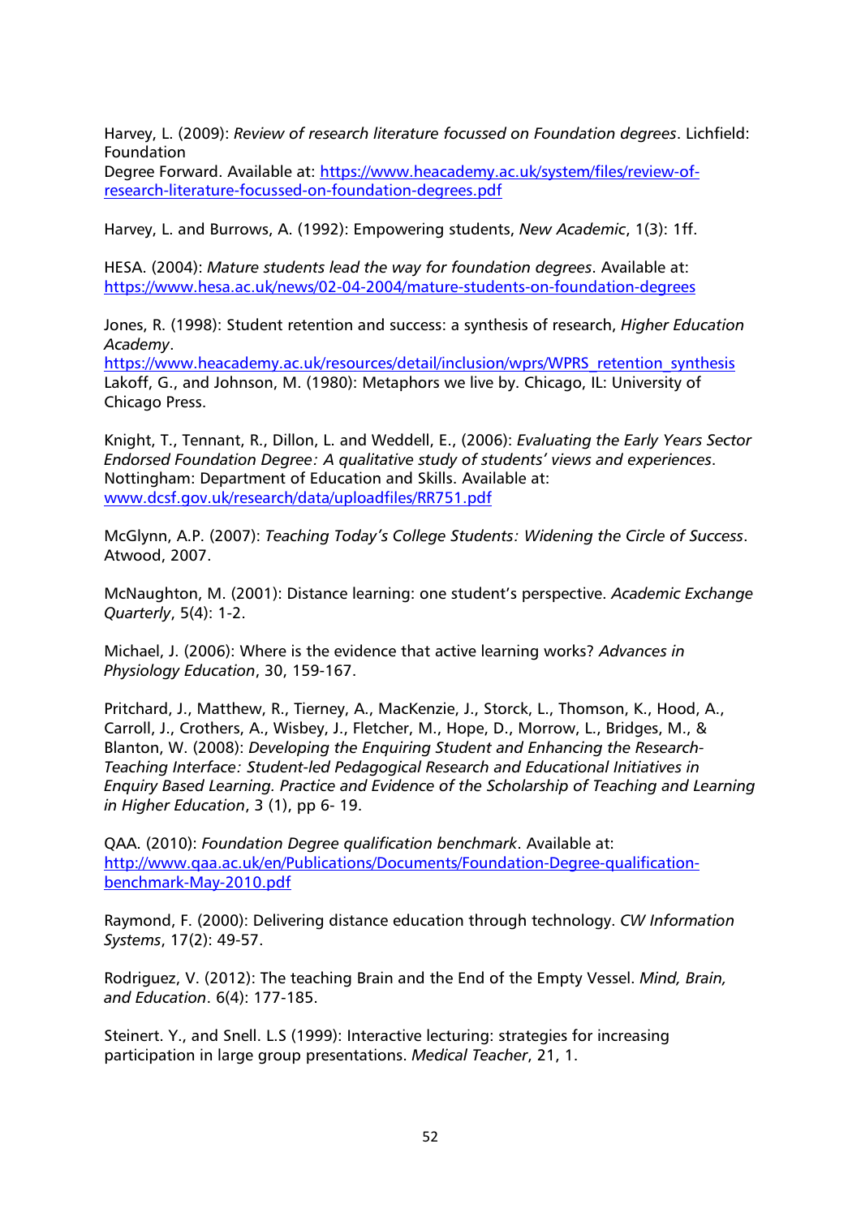Harvey, L. (2009): *Review of research literature focussed on Foundation degrees*. Lichfield: Foundation
Degree Forward. Available at: [https://www.heacademy.ac.uk/system/files/review-of-research-literature-focussed-on-foundation-degrees.pdf](https://www.heacademy.ac.uk/system/files/review-of-research-literature-focussed-on-foundation-degrees.pdf)

Harvey, L. and Burrows, A. (1992): Empowering students, *New Academic*, 1(3): 1ff.

HESA. (2004): *Mature students lead the way for foundation degrees*. Available at: [https://www.hesa.ac.uk/news/02-04-2004/mature-students-on-foundation-degrees](https://www.hesa.ac.uk/news/02-04-2004/mature-students-on-foundation-degrees)

Jones, R. (1998): Student retention and success: a synthesis of research, *Higher Education Academy*.
[https://www.heacademy.ac.uk/resources/detail/inclusion/wprs/WPRS_retention_synthesis](https://www.heacademy.ac.uk/resources/detail/inclusion/wprs/WPRS_retention_synthesis)
Lakoff, G., and Johnson, M. (1980): Metaphors we live by. Chicago, IL: University of Chicago Press.

Knight, T., Tennant, R., Dillon, L. and Weddell, E., (2006): *Evaluating the Early Years Sector Endorsed Foundation Degree: A qualitative study of students' views and experiences*. Nottingham: Department of Education and Skills. Available at: [www.dcsf.gov.uk/research/data/uploadfiles/RR751.pdf](www.dcsf.gov.uk/research/data/uploadfiles/RR751.pdf)

McGlynn, A.P. (2007): *Teaching Today's College Students: Widening the Circle of Success*. Atwood, 2007.

McNaughton, M. (2001): Distance learning: one student's perspective. *Academic Exchange Quarterly*, 5(4): 1-2.

Michael, J. (2006): Where is the evidence that active learning works? *Advances in Physiology Education*, 30, 159-167.

Pritchard, J., Matthew, R., Tierney, A., MacKenzie, J., Storck, L., Thomson, K., Hood, A., Carroll, J., Crothers, A., Wisbey, J., Fletcher, M., Hope, D., Morrow, L., Bridges, M., & Blanton, W. (2008): *Developing the Enquiring Student and Enhancing the Research-Teaching Interface: Student-led Pedagogical Research and Educational Initiatives in Enquiry Based Learning. Practice and Evidence of the Scholarship of Teaching and Learning in Higher Education*, 3 (1), pp 6- 19.

QAA. (2010): *Foundation Degree qualification benchmark*. Available at: [http://www.qaa.ac.uk/en/Publications/Documents/Foundation-Degree-qualification-benchmark-May-2010.pdf](http://www.qaa.ac.uk/en/Publications/Documents/Foundation-Degree-qualification-benchmark-May-2010.pdf)

Raymond, F. (2000): Delivering distance education through technology. *CW Information Systems*, 17(2): 49-57.

Rodriguez, V. (2012): The teaching Brain and the End of the Empty Vessel. *Mind, Brain, and Education*. 6(4): 177-185.

Steinert. Y., and Snell. L.S (1999): Interactive lecturing: strategies for increasing participation in large group presentations. *Medical Teacher*, 21, 1.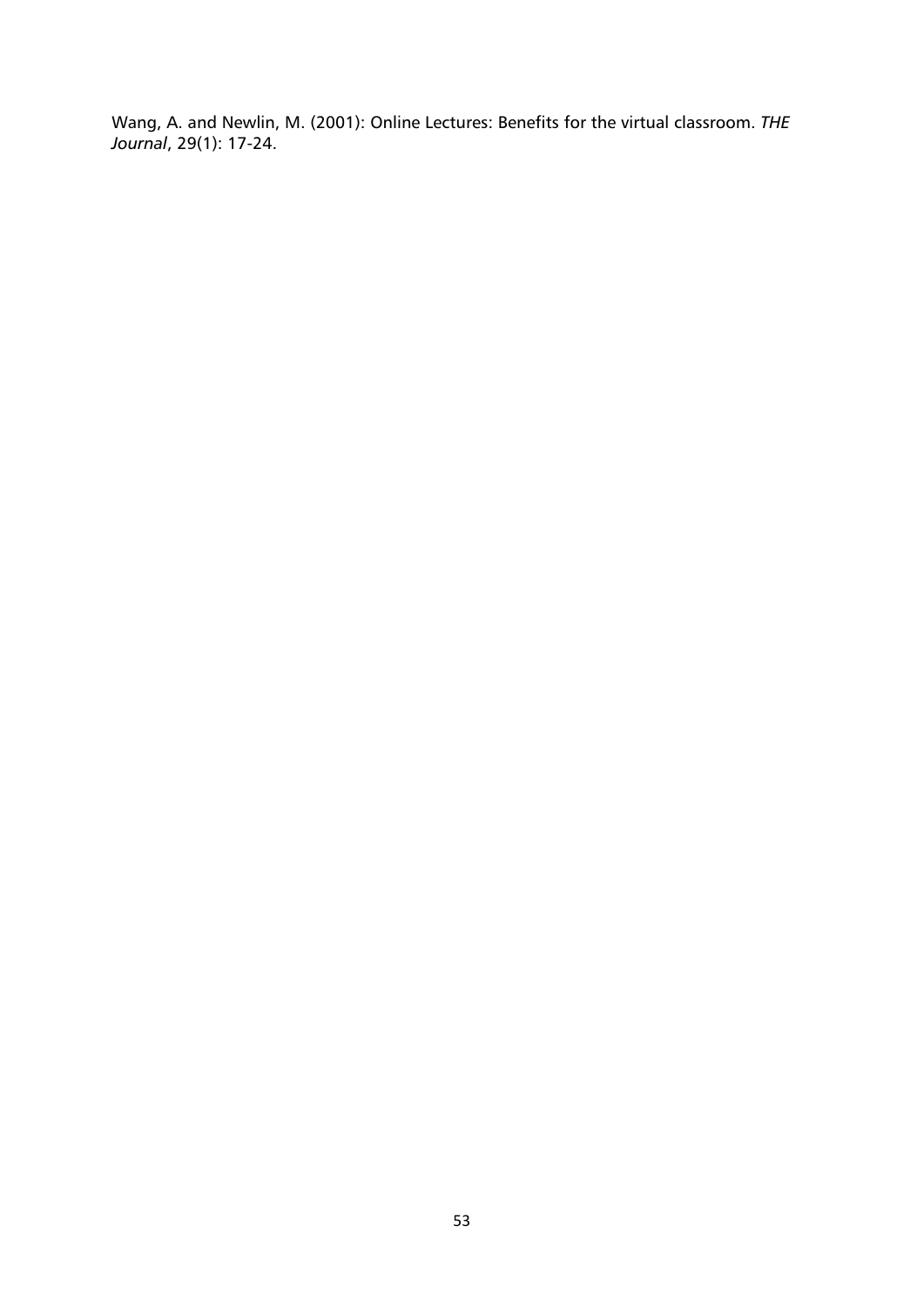Wang, A. and Newlin, M. (2001): Online Lectures: Benefits for the virtual classroom. *THE Journal*, 29(1): 17-24.